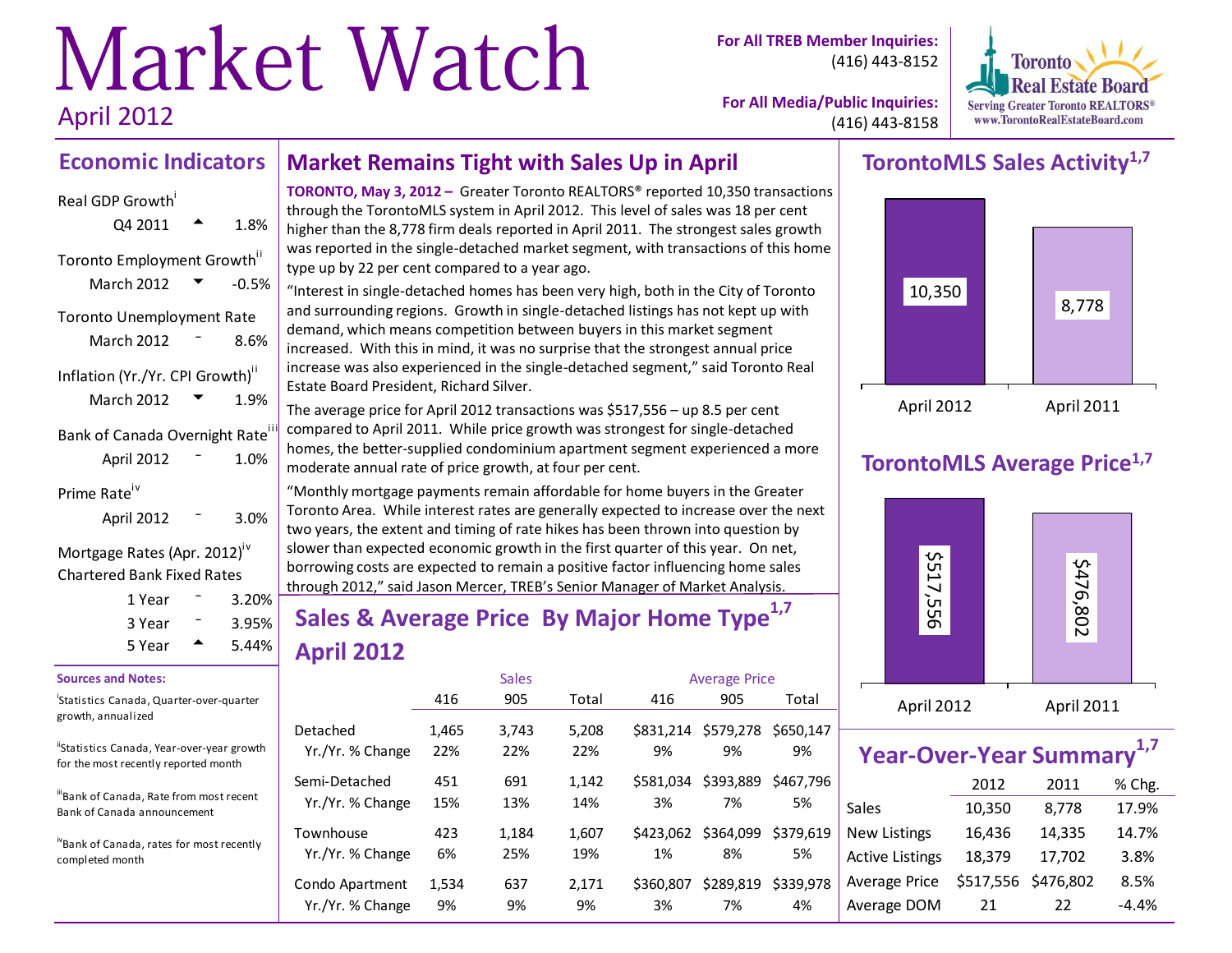# Market Watch

April 2012

**For All TREB Member Inquiries:** (416) 443-8152

**For All Media/Public Inquiries:** (416) 443-8158

Toronto Real Estate Board
Serving Greater Toronto REALTORS®
www.TorontoRealEstateBoard.com

## Economic Indicators

Real GDP Growth[i]
Q4 2011 ▲ 1.8%

Toronto Employment Growth[ii]
March 2012 ▼ -0.5%

Toronto Unemployment Rate
March 2012 – 8.6%

Inflation (Yr./Yr. CPI Growth)[ii]
March 2012 ▼ 1.9%

Bank of Canada Overnight Rate[iii]
April 2012 – 1.0%

Prime Rate[iv]
April 2012 – 3.0%

Mortgage Rates (Apr. 2012)[iv]
Chartered Bank Fixed Rates

| | | |
|---|---|---|
| 1 Year | – | 3.20% |
| 3 Year | – | 3.95% |
| 5 Year | ▲ | 5.44% |

**Sources and Notes:**

[i] Statistics Canada, Quarter-over-quarter growth, annualized

[ii] Statistics Canada, Year-over-year growth for the most recently reported month

[iii] Bank of Canada, Rate from most recent Bank of Canada announcement

[iv] Bank of Canada, rates for most recently completed month

## Market Remains Tight with Sales Up in April

**TORONTO, May 3, 2012 –** Greater Toronto REALTORS® reported 10,350 transactions through the TorontoMLS system in April 2012. This level of sales was 18 per cent higher than the 8,778 firm deals reported in April 2011. The strongest sales growth was reported in the single-detached market segment, with transactions of this home type up by 22 per cent compared to a year ago.

"Interest in single-detached homes has been very high, both in the City of Toronto and surrounding regions. Growth in single-detached listings has not kept up with demand, which means competition between buyers in this market segment increased. With this in mind, it was no surprise that the strongest annual price increase was also experienced in the single-detached segment," said Toronto Real Estate Board President, Richard Silver.

The average price for April 2012 transactions was $517,556 – up 8.5 per cent compared to April 2011. While price growth was strongest for single-detached homes, the better-supplied condominium apartment segment experienced a more moderate annual rate of price growth, at four per cent.

"Monthly mortgage payments remain affordable for home buyers in the Greater Toronto Area. While interest rates are generally expected to increase over the next two years, the extent and timing of rate hikes has been thrown into question by slower than expected economic growth in the first quarter of this year. On net, borrowing costs are expected to remain a positive factor influencing home sales through 2012," said Jason Mercer, TREB's Senior Manager of Market Analysis.

## Sales & Average Price By Major Home Type[1,7] April 2012

| | Sales | | | Average Price | | |
|---|---|---|---|---|---|---|
| | 416 | 905 | Total | 416 | 905 | Total |
| Detached | 1,465 | 3,743 | 5,208 | $831,214 | $579,278 | $650,147 |
| Yr./Yr. % Change | 22% | 22% | 22% | 9% | 9% | 9% |
| Semi-Detached | 451 | 691 | 1,142 | $581,034 | $393,889 | $467,796 |
| Yr./Yr. % Change | 15% | 13% | 14% | 3% | 7% | 5% |
| Townhouse | 423 | 1,184 | 1,607 | $423,062 | $364,099 | $379,619 |
| Yr./Yr. % Change | 6% | 25% | 19% | 1% | 8% | 5% |
| Condo Apartment | 1,534 | 637 | 2,171 | $360,807 | $289,819 | $339,978 |
| Yr./Yr. % Change | 9% | 9% | 9% | 3% | 7% | 4% |

## TorontoMLS Sales Activity[1,7]

| April 2012 | April 2011 |
|---|---|
| 10,350 | 8,778 |

## TorontoMLS Average Price[1,7]

| April 2012 | April 2011 |
|---|---|
| $517,556 | $476,802 |

## Year-Over-Year Summary[1,7]

| | 2012 | 2011 | % Chg. |
|---|---|---|---|
| Sales | 10,350 | 8,778 | 17.9% |
| New Listings | 16,436 | 14,335 | 14.7% |
| Active Listings | 18,379 | 17,702 | 3.8% |
| Average Price | $517,556 | $476,802 | 8.5% |
| Average DOM | 21 | 22 | -4.4% |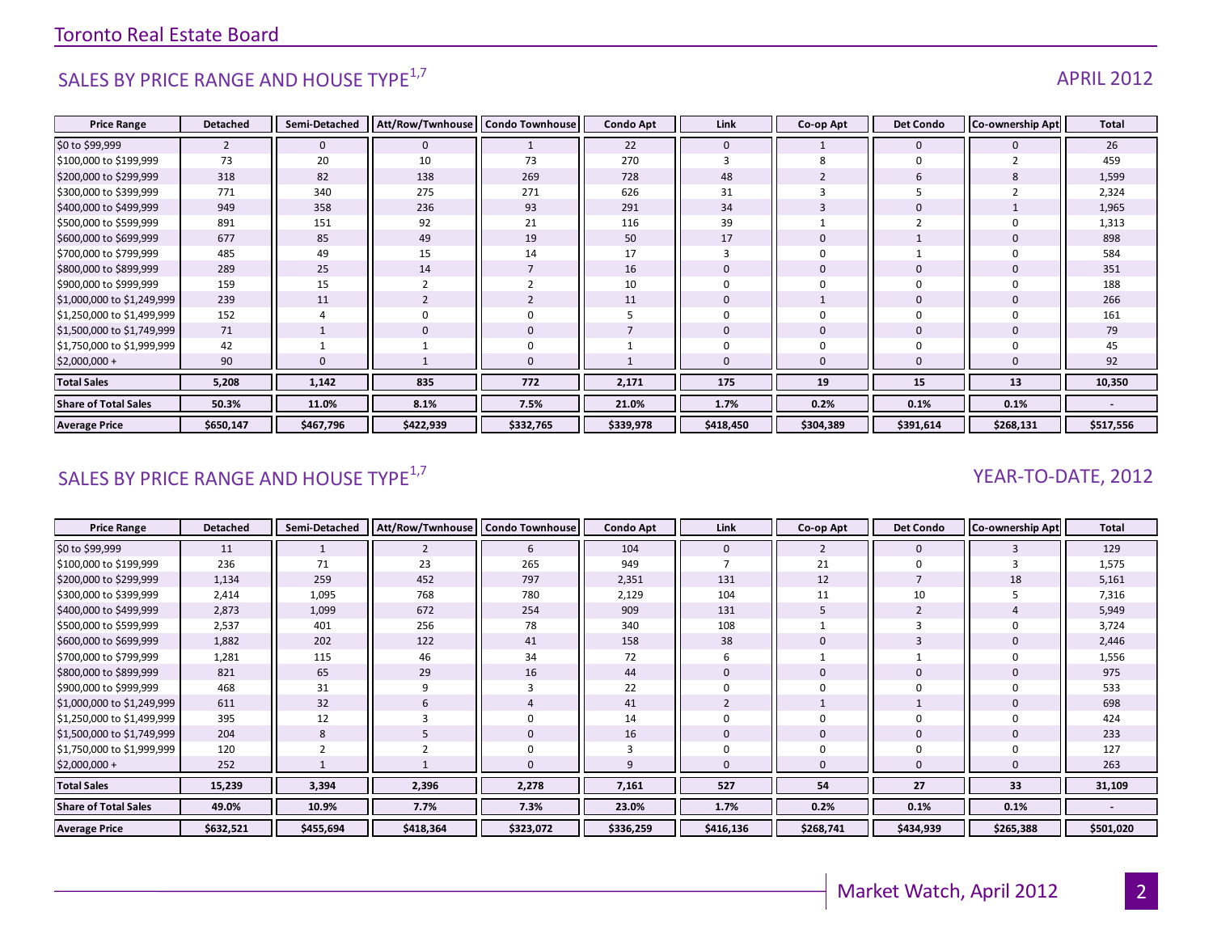## SALES BY PRICE RANGE AND HOUSE TYPE[1,7]

APRIL 2012

| Price Range | Detached | Semi-Detached | Att/Row/Twnhouse | Condo Townhouse | Condo Apt | Link | Co-op Apt | Det Condo | Co-ownership Apt | Total |
|---|---|---|---|---|---|---|---|---|---|---|
| $0 to $99,999 | 2 | 0 | 0 | 1 | 22 | 0 | 1 | 0 | 0 | 26 |
| $100,000 to $199,999 | 73 | 20 | 10 | 73 | 270 | 3 | 8 | 0 | 2 | 459 |
| $200,000 to $299,999 | 318 | 82 | 138 | 269 | 728 | 48 | 2 | 6 | 8 | 1,599 |
| $300,000 to $399,999 | 771 | 340 | 275 | 271 | 626 | 31 | 3 | 5 | 2 | 2,324 |
| $400,000 to $499,999 | 949 | 358 | 236 | 93 | 291 | 34 | 3 | 0 | 1 | 1,965 |
| $500,000 to $599,999 | 891 | 151 | 92 | 21 | 116 | 39 | 1 | 2 | 0 | 1,313 |
| $600,000 to $699,999 | 677 | 85 | 49 | 19 | 50 | 17 | 0 | 1 | 0 | 898 |
| $700,000 to $799,999 | 485 | 49 | 15 | 14 | 17 | 3 | 0 | 1 | 0 | 584 |
| $800,000 to $899,999 | 289 | 25 | 14 | 7 | 16 | 0 | 0 | 0 | 0 | 351 |
| $900,000 to $999,999 | 159 | 15 | 2 | 2 | 10 | 0 | 0 | 0 | 0 | 188 |
| $1,000,000 to $1,249,999 | 239 | 11 | 2 | 2 | 11 | 0 | 1 | 0 | 0 | 266 |
| $1,250,000 to $1,499,999 | 152 | 4 | 0 | 0 | 5 | 0 | 0 | 0 | 0 | 161 |
| $1,500,000 to $1,749,999 | 71 | 1 | 0 | 0 | 7 | 0 | 0 | 0 | 0 | 79 |
| $1,750,000 to $1,999,999 | 42 | 1 | 1 | 0 | 1 | 0 | 0 | 0 | 0 | 45 |
| $2,000,000 + | 90 | 0 | 1 | 0 | 1 | 0 | 0 | 0 | 0 | 92 |
| **Total Sales** | **5,208** | **1,142** | **835** | **772** | **2,171** | **175** | **19** | **15** | **13** | **10,350** |
| **Share of Total Sales** | **50.3%** | **11.0%** | **8.1%** | **7.5%** | **21.0%** | **1.7%** | **0.2%** | **0.1%** | **0.1%** | **-** |
| **Average Price** | **$650,147** | **$467,796** | **$422,939** | **$332,765** | **$339,978** | **$418,450** | **$304,389** | **$391,614** | **$268,131** | **$517,556** |

## SALES BY PRICE RANGE AND HOUSE TYPE[1,7]

YEAR-TO-DATE, 2012

| Price Range | Detached | Semi-Detached | Att/Row/Twnhouse | Condo Townhouse | Condo Apt | Link | Co-op Apt | Det Condo | Co-ownership Apt | Total |
|---|---|---|---|---|---|---|---|---|---|---|
| $0 to $99,999 | 11 | 1 | 2 | 6 | 104 | 0 | 2 | 0 | 3 | 129 |
| $100,000 to $199,999 | 236 | 71 | 23 | 265 | 949 | 7 | 21 | 0 | 3 | 1,575 |
| $200,000 to $299,999 | 1,134 | 259 | 452 | 797 | 2,351 | 131 | 12 | 7 | 18 | 5,161 |
| $300,000 to $399,999 | 2,414 | 1,095 | 768 | 780 | 2,129 | 104 | 11 | 10 | 5 | 7,316 |
| $400,000 to $499,999 | 2,873 | 1,099 | 672 | 254 | 909 | 131 | 5 | 2 | 4 | 5,949 |
| $500,000 to $599,999 | 2,537 | 401 | 256 | 78 | 340 | 108 | 1 | 3 | 0 | 3,724 |
| $600,000 to $699,999 | 1,882 | 202 | 122 | 41 | 158 | 38 | 0 | 3 | 0 | 2,446 |
| $700,000 to $799,999 | 1,281 | 115 | 46 | 34 | 72 | 6 | 1 | 1 | 0 | 1,556 |
| $800,000 to $899,999 | 821 | 65 | 29 | 16 | 44 | 0 | 0 | 0 | 0 | 975 |
| $900,000 to $999,999 | 468 | 31 | 9 | 3 | 22 | 0 | 0 | 0 | 0 | 533 |
| $1,000,000 to $1,249,999 | 611 | 32 | 6 | 4 | 41 | 2 | 1 | 1 | 0 | 698 |
| $1,250,000 to $1,499,999 | 395 | 12 | 3 | 0 | 14 | 0 | 0 | 0 | 0 | 424 |
| $1,500,000 to $1,749,999 | 204 | 8 | 5 | 0 | 16 | 0 | 0 | 0 | 0 | 233 |
| $1,750,000 to $1,999,999 | 120 | 2 | 2 | 0 | 3 | 0 | 0 | 0 | 0 | 127 |
| $2,000,000 + | 252 | 1 | 1 | 0 | 9 | 0 | 0 | 0 | 0 | 263 |
| **Total Sales** | **15,239** | **3,394** | **2,396** | **2,278** | **7,161** | **527** | **54** | **27** | **33** | **31,109** |
| **Share of Total Sales** | **49.0%** | **10.9%** | **7.7%** | **7.3%** | **23.0%** | **1.7%** | **0.2%** | **0.1%** | **0.1%** | **-** |
| **Average Price** | **$632,521** | **$455,694** | **$418,364** | **$323,072** | **$336,259** | **$416,136** | **$268,741** | **$434,939** | **$265,388** | **$501,020** |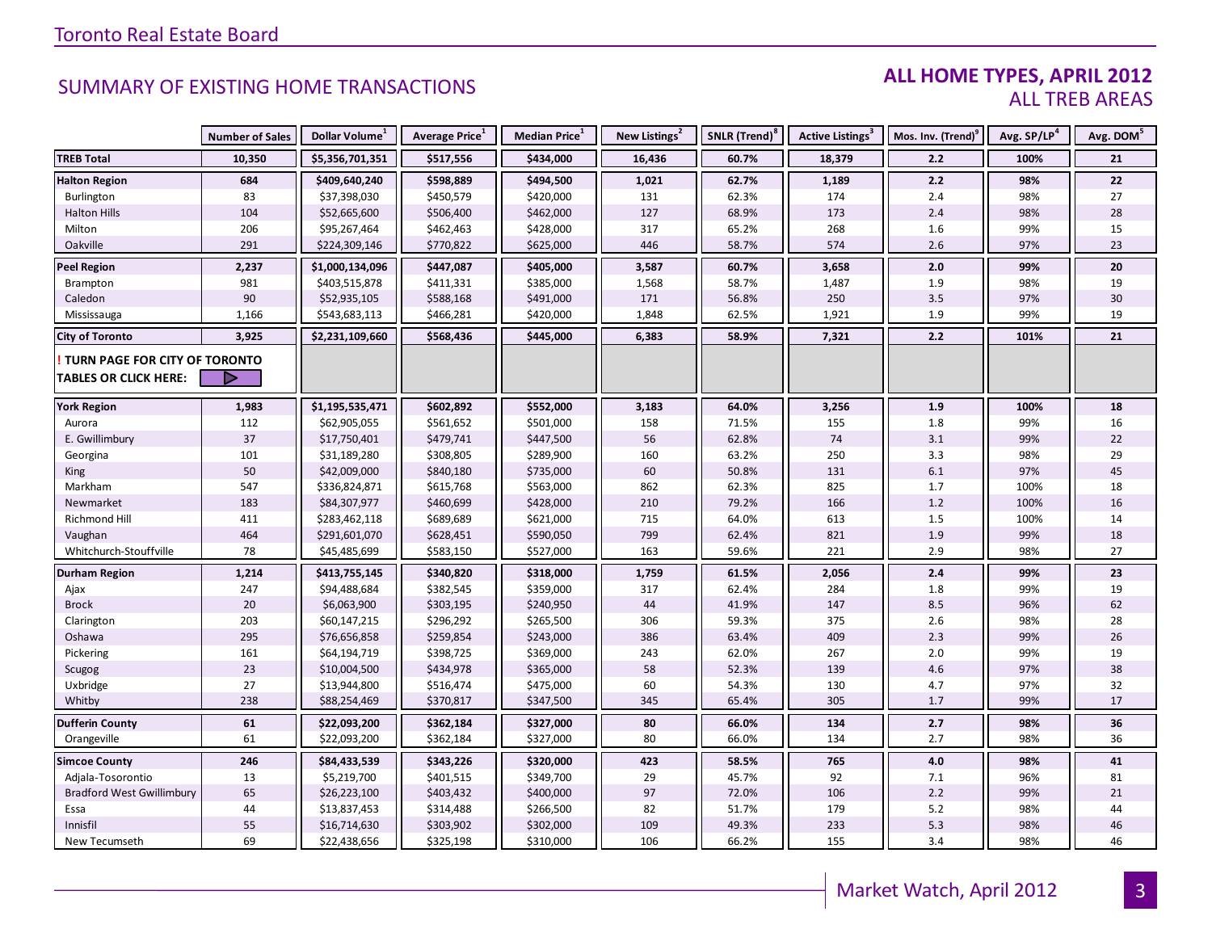# SUMMARY OF EXISTING HOME TRANSACTIONS

## ALL HOME TYPES, APRIL 2012
ALL TREB AREAS

| | Number of Sales | Dollar Volume[1] | Average Price[1] | Median Price[1] | New Listings[2] | SNLR (Trend)[8] | Active Listings[3] | Mos. Inv. (Trend)[9] | Avg. SP/LP[4] | Avg. DOM[5] |
|---|---|---|---|---|---|---|---|---|---|---|
| **TREB Total** | **10,350** | **$5,356,701,351** | **$517,556** | **$434,000** | **16,436** | **60.7%** | **18,379** | **2.2** | **100%** | **21** |
| **Halton Region** | **684** | **$409,640,240** | **$598,889** | **$494,500** | **1,021** | **62.7%** | **1,189** | **2.2** | **98%** | **22** |
| Burlington | 83 | $37,398,030 | $450,579 | $420,000 | 131 | 62.3% | 174 | 2.4 | 98% | 27 |
| Halton Hills | 104 | $52,665,600 | $506,400 | $462,000 | 127 | 68.9% | 173 | 2.4 | 98% | 28 |
| Milton | 206 | $95,267,464 | $462,463 | $428,000 | 317 | 65.2% | 268 | 1.6 | 99% | 15 |
| Oakville | 291 | $224,309,146 | $770,822 | $625,000 | 446 | 58.7% | 574 | 2.6 | 97% | 23 |
| **Peel Region** | **2,237** | **$1,000,134,096** | **$447,087** | **$405,000** | **3,587** | **60.7%** | **3,658** | **2.0** | **99%** | **20** |
| Brampton | 981 | $403,515,878 | $411,331 | $385,000 | 1,568 | 58.7% | 1,487 | 1.9 | 98% | 19 |
| Caledon | 90 | $52,935,105 | $588,168 | $491,000 | 171 | 56.8% | 250 | 3.5 | 97% | 30 |
| Mississauga | 1,166 | $543,683,113 | $466,281 | $420,000 | 1,848 | 62.5% | 1,921 | 1.9 | 99% | 19 |
| **City of Toronto** | **3,925** | **$2,231,109,660** | **$568,436** | **$445,000** | **6,383** | **58.9%** | **7,321** | **2.2** | **101%** | **21** |
| **! TURN PAGE FOR CITY OF TORONTO TABLES OR CLICK HERE:** | | | | | | | | | | |
| **York Region** | **1,983** | **$1,195,535,471** | **$602,892** | **$552,000** | **3,183** | **64.0%** | **3,256** | **1.9** | **100%** | **18** |
| Aurora | 112 | $62,905,055 | $561,652 | $501,000 | 158 | 71.5% | 155 | 1.8 | 99% | 16 |
| E. Gwillimbury | 37 | $17,750,401 | $479,741 | $447,500 | 56 | 62.8% | 74 | 3.1 | 99% | 22 |
| Georgina | 101 | $31,189,280 | $308,805 | $289,900 | 160 | 63.2% | 250 | 3.3 | 98% | 29 |
| King | 50 | $42,009,000 | $840,180 | $735,000 | 60 | 50.8% | 131 | 6.1 | 97% | 45 |
| Markham | 547 | $336,824,871 | $615,768 | $563,000 | 862 | 62.3% | 825 | 1.7 | 100% | 18 |
| Newmarket | 183 | $84,307,977 | $460,699 | $428,000 | 210 | 79.2% | 166 | 1.2 | 100% | 16 |
| Richmond Hill | 411 | $283,462,118 | $689,689 | $621,000 | 715 | 64.0% | 613 | 1.5 | 100% | 14 |
| Vaughan | 464 | $291,601,070 | $628,451 | $590,050 | 799 | 62.4% | 821 | 1.9 | 99% | 18 |
| Whitchurch-Stouffville | 78 | $45,485,699 | $583,150 | $527,000 | 163 | 59.6% | 221 | 2.9 | 98% | 27 |
| **Durham Region** | **1,214** | **$413,755,145** | **$340,820** | **$318,000** | **1,759** | **61.5%** | **2,056** | **2.4** | **99%** | **23** |
| Ajax | 247 | $94,488,684 | $382,545 | $359,000 | 317 | 62.4% | 284 | 1.8 | 99% | 19 |
| Brock | 20 | $6,063,900 | $303,195 | $240,950 | 44 | 41.9% | 147 | 8.5 | 96% | 62 |
| Clarington | 203 | $60,147,215 | $296,292 | $265,500 | 306 | 59.3% | 375 | 2.6 | 98% | 28 |
| Oshawa | 295 | $76,656,858 | $259,854 | $243,000 | 386 | 63.4% | 409 | 2.3 | 99% | 26 |
| Pickering | 161 | $64,194,719 | $398,725 | $369,000 | 243 | 62.0% | 267 | 2.0 | 99% | 19 |
| Scugog | 23 | $10,004,500 | $434,978 | $365,000 | 58 | 52.3% | 139 | 4.6 | 97% | 38 |
| Uxbridge | 27 | $13,944,800 | $516,474 | $475,000 | 60 | 54.3% | 130 | 4.7 | 97% | 32 |
| Whitby | 238 | $88,254,469 | $370,817 | $347,500 | 345 | 65.4% | 305 | 1.7 | 99% | 17 |
| **Dufferin County** | **61** | **$22,093,200** | **$362,184** | **$327,000** | **80** | **66.0%** | **134** | **2.7** | **98%** | **36** |
| Orangeville | 61 | $22,093,200 | $362,184 | $327,000 | 80 | 66.0% | 134 | 2.7 | 98% | 36 |
| **Simcoe County** | **246** | **$84,433,539** | **$343,226** | **$320,000** | **423** | **58.5%** | **765** | **4.0** | **98%** | **41** |
| Adjala-Tosorontio | 13 | $5,219,700 | $401,515 | $349,700 | 29 | 45.7% | 92 | 7.1 | 96% | 81 |
| Bradford West Gwillimbury | 65 | $26,223,100 | $403,432 | $400,000 | 97 | 72.0% | 106 | 2.2 | 99% | 21 |
| Essa | 44 | $13,837,453 | $314,488 | $266,500 | 82 | 51.7% | 179 | 5.2 | 98% | 44 |
| Innisfil | 55 | $16,714,630 | $303,902 | $302,000 | 109 | 49.3% | 233 | 5.3 | 98% | 46 |
| New Tecumseth | 69 | $22,438,656 | $325,198 | $310,000 | 106 | 66.2% | 155 | 3.4 | 98% | 46 |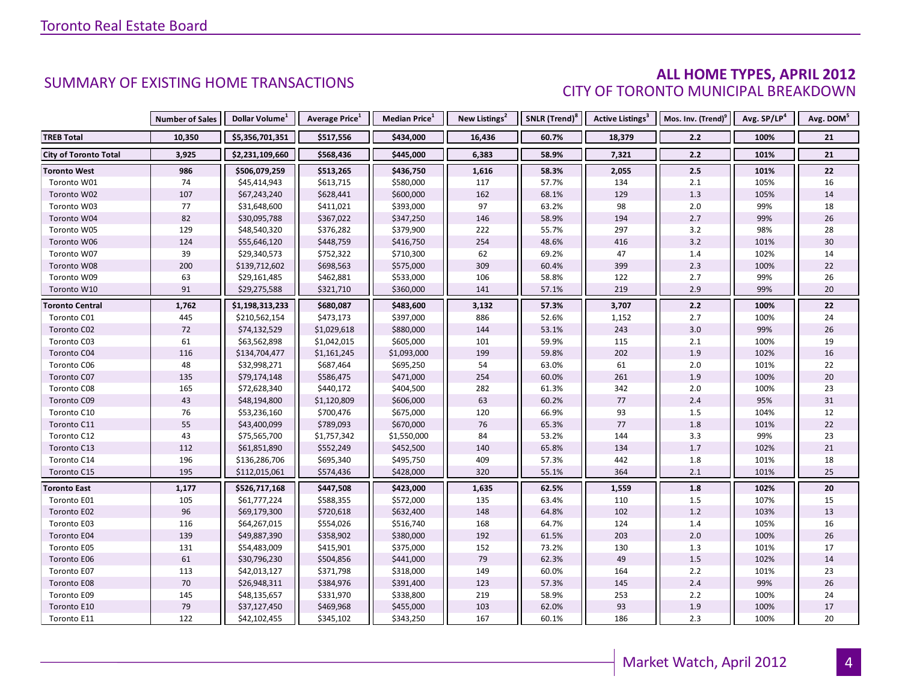Toronto Real Estate Board

## SUMMARY OF EXISTING HOME TRANSACTIONS

## ALL HOME TYPES, APRIL 2012
### CITY OF TORONTO MUNICIPAL BREAKDOWN

| | Number of Sales | Dollar Volume[1] | Average Price[1] | Median Price[1] | New Listings[2] | SNLR (Trend)[8] | Active Listings[3] | Mos. Inv. (Trend)[9] | Avg. SP/LP[4] | Avg. DOM[5] |
|---|---|---|---|---|---|---|---|---|---|---|
| **TREB Total** | **10,350** | **$5,356,701,351** | **$517,556** | **$434,000** | **16,436** | **60.7%** | **18,379** | **2.2** | **100%** | **21** |
| **City of Toronto Total** | **3,925** | **$2,231,109,660** | **$568,436** | **$445,000** | **6,383** | **58.9%** | **7,321** | **2.2** | **101%** | **21** |
| **Toronto West** | **986** | **$506,079,259** | **$513,265** | **$436,750** | **1,616** | **58.3%** | **2,055** | **2.5** | **101%** | **22** |
| Toronto W01 | 74 | $45,414,943 | $613,715 | $580,000 | 117 | 57.7% | 134 | 2.1 | 105% | 16 |
| Toronto W02 | 107 | $67,243,240 | $628,441 | $600,000 | 162 | 68.1% | 129 | 1.3 | 105% | 14 |
| Toronto W03 | 77 | $31,648,600 | $411,021 | $393,000 | 97 | 63.2% | 98 | 2.0 | 99% | 18 |
| Toronto W04 | 82 | $30,095,788 | $367,022 | $347,250 | 146 | 58.9% | 194 | 2.7 | 99% | 26 |
| Toronto W05 | 129 | $48,540,320 | $376,282 | $379,900 | 222 | 55.7% | 297 | 3.2 | 98% | 28 |
| Toronto W06 | 124 | $55,646,120 | $448,759 | $416,750 | 254 | 48.6% | 416 | 3.2 | 101% | 30 |
| Toronto W07 | 39 | $29,340,573 | $752,322 | $710,300 | 62 | 69.2% | 47 | 1.4 | 102% | 14 |
| Toronto W08 | 200 | $139,712,602 | $698,563 | $575,000 | 309 | 60.4% | 399 | 2.3 | 100% | 22 |
| Toronto W09 | 63 | $29,161,485 | $462,881 | $533,000 | 106 | 58.8% | 122 | 2.7 | 99% | 26 |
| Toronto W10 | 91 | $29,275,588 | $321,710 | $360,000 | 141 | 57.1% | 219 | 2.9 | 99% | 20 |
| **Toronto Central** | **1,762** | **$1,198,313,233** | **$680,087** | **$483,600** | **3,132** | **57.3%** | **3,707** | **2.2** | **100%** | **22** |
| Toronto C01 | 445 | $210,562,154 | $473,173 | $397,000 | 886 | 52.6% | 1,152 | 2.7 | 100% | 24 |
| Toronto C02 | 72 | $74,132,529 | $1,029,618 | $880,000 | 144 | 53.1% | 243 | 3.0 | 99% | 26 |
| Toronto C03 | 61 | $63,562,898 | $1,042,015 | $605,000 | 101 | 59.9% | 115 | 2.1 | 100% | 19 |
| Toronto C04 | 116 | $134,704,477 | $1,161,245 | $1,093,000 | 199 | 59.8% | 202 | 1.9 | 102% | 16 |
| Toronto C06 | 48 | $32,998,271 | $687,464 | $695,250 | 54 | 63.0% | 61 | 2.0 | 101% | 22 |
| Toronto C07 | 135 | $79,174,148 | $586,475 | $471,000 | 254 | 60.0% | 261 | 1.9 | 100% | 20 |
| Toronto C08 | 165 | $72,628,340 | $440,172 | $404,500 | 282 | 61.3% | 342 | 2.0 | 100% | 23 |
| Toronto C09 | 43 | $48,194,800 | $1,120,809 | $606,000 | 63 | 60.2% | 77 | 2.4 | 95% | 31 |
| Toronto C10 | 76 | $53,236,160 | $700,476 | $675,000 | 120 | 66.9% | 93 | 1.5 | 104% | 12 |
| Toronto C11 | 55 | $43,400,099 | $789,093 | $670,000 | 76 | 65.3% | 77 | 1.8 | 101% | 22 |
| Toronto C12 | 43 | $75,565,700 | $1,757,342 | $1,550,000 | 84 | 53.2% | 144 | 3.3 | 99% | 23 |
| Toronto C13 | 112 | $61,851,890 | $552,249 | $452,500 | 140 | 65.8% | 134 | 1.7 | 102% | 21 |
| Toronto C14 | 196 | $136,286,706 | $695,340 | $495,750 | 409 | 57.3% | 442 | 1.8 | 101% | 18 |
| Toronto C15 | 195 | $112,015,061 | $574,436 | $428,000 | 320 | 55.1% | 364 | 2.1 | 101% | 25 |
| **Toronto East** | **1,177** | **$526,717,168** | **$447,508** | **$423,000** | **1,635** | **62.5%** | **1,559** | **1.8** | **102%** | **20** |
| Toronto E01 | 105 | $61,777,224 | $588,355 | $572,000 | 135 | 63.4% | 110 | 1.5 | 107% | 15 |
| Toronto E02 | 96 | $69,179,300 | $720,618 | $632,400 | 148 | 64.8% | 102 | 1.2 | 103% | 13 |
| Toronto E03 | 116 | $64,267,015 | $554,026 | $516,740 | 168 | 64.7% | 124 | 1.4 | 105% | 16 |
| Toronto E04 | 139 | $49,887,390 | $358,902 | $380,000 | 192 | 61.5% | 203 | 2.0 | 100% | 26 |
| Toronto E05 | 131 | $54,483,009 | $415,901 | $375,000 | 152 | 73.2% | 130 | 1.3 | 101% | 17 |
| Toronto E06 | 61 | $30,796,230 | $504,856 | $441,000 | 79 | 62.3% | 49 | 1.5 | 102% | 14 |
| Toronto E07 | 113 | $42,013,127 | $371,798 | $318,000 | 149 | 60.0% | 164 | 2.2 | 101% | 23 |
| Toronto E08 | 70 | $26,948,311 | $384,976 | $391,400 | 123 | 57.3% | 145 | 2.4 | 99% | 26 |
| Toronto E09 | 145 | $48,135,657 | $331,970 | $338,800 | 219 | 58.9% | 253 | 2.2 | 100% | 24 |
| Toronto E10 | 79 | $37,127,450 | $469,968 | $455,000 | 103 | 62.0% | 93 | 1.9 | 100% | 17 |
| Toronto E11 | 122 | $42,102,455 | $345,102 | $343,250 | 167 | 60.1% | 186 | 2.3 | 100% | 20 |

Market Watch, April 2012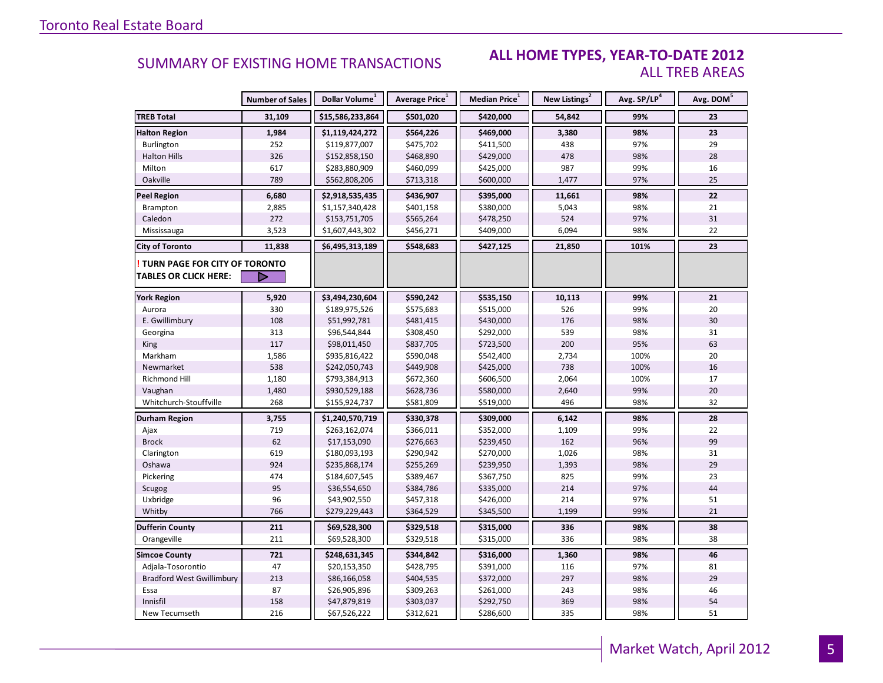## SUMMARY OF EXISTING HOME TRANSACTIONS

### ALL HOME TYPES, YEAR-TO-DATE 2012
### ALL TREB AREAS

| | Number of Sales | Dollar Volume[1] | Average Price[1] | Median Price[1] | New Listings[2] | Avg. SP/LP[4] | Avg. DOM[5] |
|---|---|---|---|---|---|---|---|
| **TREB Total** | **31,109** | **$15,586,233,864** | **$501,020** | **$420,000** | **54,842** | **99%** | **23** |
| **Halton Region** | **1,984** | **$1,119,424,272** | **$564,226** | **$469,000** | **3,380** | **98%** | **23** |
| Burlington | 252 | $119,877,007 | $475,702 | $411,500 | 438 | 97% | 29 |
| Halton Hills | 326 | $152,858,150 | $468,890 | $429,000 | 478 | 98% | 28 |
| Milton | 617 | $283,880,909 | $460,099 | $425,000 | 987 | 99% | 16 |
| Oakville | 789 | $562,808,206 | $713,318 | $600,000 | 1,477 | 97% | 25 |
| **Peel Region** | **6,680** | **$2,918,535,435** | **$436,907** | **$395,000** | **11,661** | **98%** | **22** |
| Brampton | 2,885 | $1,157,340,428 | $401,158 | $380,000 | 5,043 | 98% | 21 |
| Caledon | 272 | $153,751,705 | $565,264 | $478,250 | 524 | 97% | 31 |
| Mississauga | 3,523 | $1,607,443,302 | $456,271 | $409,000 | 6,094 | 98% | 22 |
| **City of Toronto** | **11,838** | **$6,495,313,189** | **$548,683** | **$427,125** | **21,850** | **101%** | **23** |
| **! TURN PAGE FOR CITY OF TORONTO TABLES OR CLICK HERE:** | | | | | | | |
| **York Region** | **5,920** | **$3,494,230,604** | **$590,242** | **$535,150** | **10,113** | **99%** | **21** |
| Aurora | 330 | $189,975,526 | $575,683 | $515,000 | 526 | 99% | 20 |
| E. Gwillimbury | 108 | $51,992,781 | $481,415 | $430,000 | 176 | 98% | 30 |
| Georgina | 313 | $96,544,844 | $308,450 | $292,000 | 539 | 98% | 31 |
| King | 117 | $98,011,450 | $837,705 | $723,500 | 200 | 95% | 63 |
| Markham | 1,586 | $935,816,422 | $590,048 | $542,400 | 2,734 | 100% | 20 |
| Newmarket | 538 | $242,050,743 | $449,908 | $425,000 | 738 | 100% | 16 |
| Richmond Hill | 1,180 | $793,384,913 | $672,360 | $606,500 | 2,064 | 100% | 17 |
| Vaughan | 1,480 | $930,529,188 | $628,736 | $580,000 | 2,640 | 99% | 20 |
| Whitchurch-Stouffville | 268 | $155,924,737 | $581,809 | $519,000 | 496 | 98% | 32 |
| **Durham Region** | **3,755** | **$1,240,570,719** | **$330,378** | **$309,000** | **6,142** | **98%** | **28** |
| Ajax | 719 | $263,162,074 | $366,011 | $352,000 | 1,109 | 99% | 22 |
| Brock | 62 | $17,153,090 | $276,663 | $239,450 | 162 | 96% | 99 |
| Clarington | 619 | $180,093,193 | $290,942 | $270,000 | 1,026 | 98% | 31 |
| Oshawa | 924 | $235,868,174 | $255,269 | $239,950 | 1,393 | 98% | 29 |
| Pickering | 474 | $184,607,545 | $389,467 | $367,750 | 825 | 99% | 23 |
| Scugog | 95 | $36,554,650 | $384,786 | $335,000 | 214 | 97% | 44 |
| Uxbridge | 96 | $43,902,550 | $457,318 | $426,000 | 214 | 97% | 51 |
| Whitby | 766 | $279,229,443 | $364,529 | $345,500 | 1,199 | 99% | 21 |
| **Dufferin County** | **211** | **$69,528,300** | **$329,518** | **$315,000** | **336** | **98%** | **38** |
| Orangeville | 211 | $69,528,300 | $329,518 | $315,000 | 336 | 98% | 38 |
| **Simcoe County** | **721** | **$248,631,345** | **$344,842** | **$316,000** | **1,360** | **98%** | **46** |
| Adjala-Tosorontio | 47 | $20,153,350 | $428,795 | $391,000 | 116 | 97% | 81 |
| Bradford West Gwillimbury | 213 | $86,166,058 | $404,535 | $372,000 | 297 | 98% | 29 |
| Essa | 87 | $26,905,896 | $309,263 | $261,000 | 243 | 98% | 46 |
| Innisfil | 158 | $47,879,819 | $303,037 | $292,750 | 369 | 98% | 54 |
| New Tecumseth | 216 | $67,526,222 | $312,621 | $286,600 | 335 | 98% | 51 |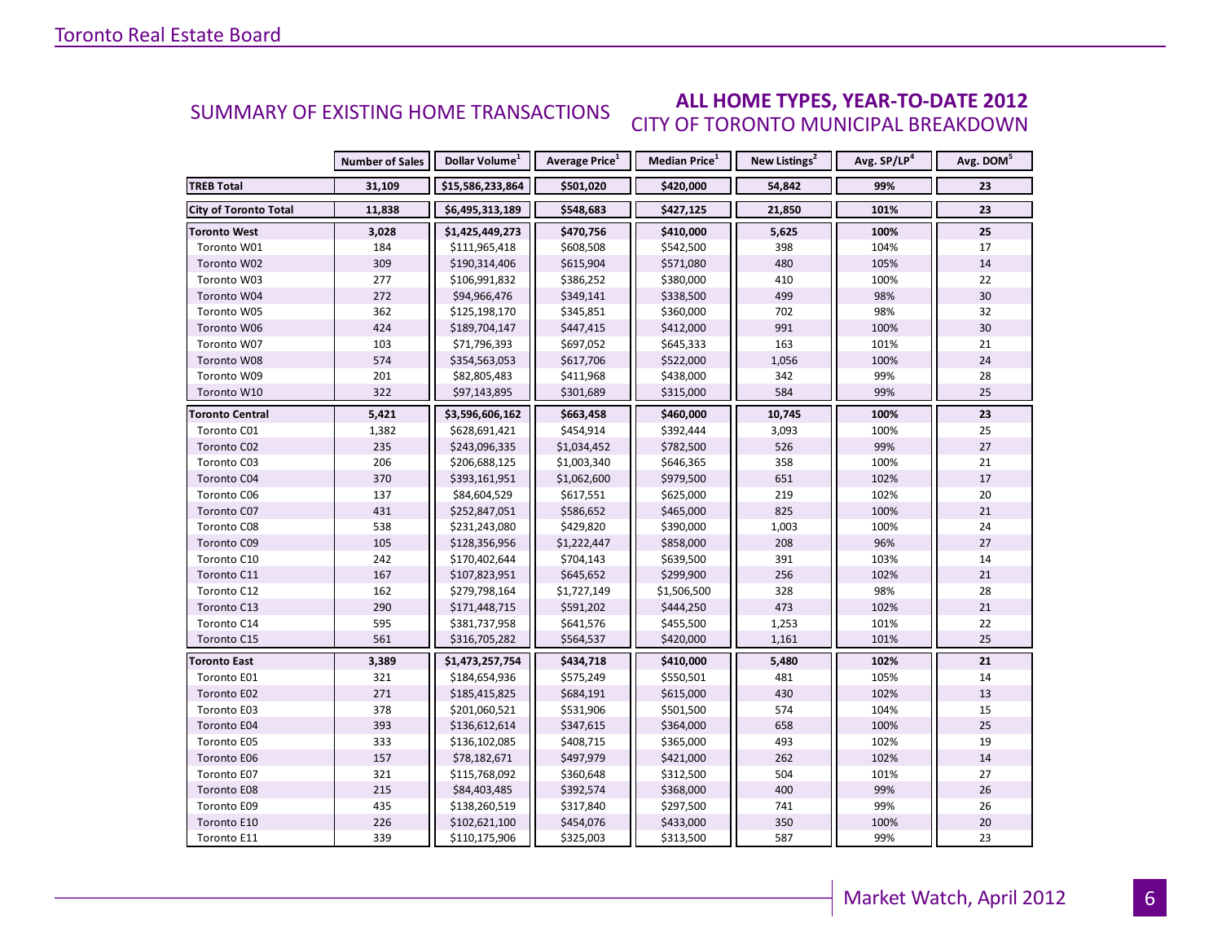## SUMMARY OF EXISTING HOME TRANSACTIONS

### ALL HOME TYPES, YEAR-TO-DATE 2012
### CITY OF TORONTO MUNICIPAL BREAKDOWN

| | Number of Sales | Dollar Volume[1] | Average Price[1] | Median Price[1] | New Listings[2] | Avg. SP/LP[4] | Avg. DOM[5] |
|---|---|---|---|---|---|---|---|
| **TREB Total** | **31,109** | **$15,586,233,864** | **$501,020** | **$420,000** | **54,842** | **99%** | **23** |
| **City of Toronto Total** | **11,838** | **$6,495,313,189** | **$548,683** | **$427,125** | **21,850** | **101%** | **23** |
| **Toronto West** | **3,028** | **$1,425,449,273** | **$470,756** | **$410,000** | **5,625** | **100%** | **25** |
| Toronto W01 | 184 | $111,965,418 | $608,508 | $542,500 | 398 | 104% | 17 |
| Toronto W02 | 309 | $190,314,406 | $615,904 | $571,080 | 480 | 105% | 14 |
| Toronto W03 | 277 | $106,991,832 | $386,252 | $380,000 | 410 | 100% | 22 |
| Toronto W04 | 272 | $94,966,476 | $349,141 | $338,500 | 499 | 98% | 30 |
| Toronto W05 | 362 | $125,198,170 | $345,851 | $360,000 | 702 | 98% | 32 |
| Toronto W06 | 424 | $189,704,147 | $447,415 | $412,000 | 991 | 100% | 30 |
| Toronto W07 | 103 | $71,796,393 | $697,052 | $645,333 | 163 | 101% | 21 |
| Toronto W08 | 574 | $354,563,053 | $617,706 | $522,000 | 1,056 | 100% | 24 |
| Toronto W09 | 201 | $82,805,483 | $411,968 | $438,000 | 342 | 99% | 28 |
| Toronto W10 | 322 | $97,143,895 | $301,689 | $315,000 | 584 | 99% | 25 |
| **Toronto Central** | **5,421** | **$3,596,606,162** | **$663,458** | **$460,000** | **10,745** | **100%** | **23** |
| Toronto C01 | 1,382 | $628,691,421 | $454,914 | $392,444 | 3,093 | 100% | 25 |
| Toronto C02 | 235 | $243,096,335 | $1,034,452 | $782,500 | 526 | 99% | 27 |
| Toronto C03 | 206 | $206,688,125 | $1,003,340 | $646,365 | 358 | 100% | 21 |
| Toronto C04 | 370 | $393,161,951 | $1,062,600 | $979,500 | 651 | 102% | 17 |
| Toronto C06 | 137 | $84,604,529 | $617,551 | $625,000 | 219 | 102% | 20 |
| Toronto C07 | 431 | $252,847,051 | $586,652 | $465,000 | 825 | 100% | 21 |
| Toronto C08 | 538 | $231,243,080 | $429,820 | $390,000 | 1,003 | 100% | 24 |
| Toronto C09 | 105 | $128,356,956 | $1,222,447 | $858,000 | 208 | 96% | 27 |
| Toronto C10 | 242 | $170,402,644 | $704,143 | $639,500 | 391 | 103% | 14 |
| Toronto C11 | 167 | $107,823,951 | $645,652 | $299,900 | 256 | 102% | 21 |
| Toronto C12 | 162 | $279,798,164 | $1,727,149 | $1,506,500 | 328 | 98% | 28 |
| Toronto C13 | 290 | $171,448,715 | $591,202 | $444,250 | 473 | 102% | 21 |
| Toronto C14 | 595 | $381,737,958 | $641,576 | $455,500 | 1,253 | 101% | 22 |
| Toronto C15 | 561 | $316,705,282 | $564,537 | $420,000 | 1,161 | 101% | 25 |
| **Toronto East** | **3,389** | **$1,473,257,754** | **$434,718** | **$410,000** | **5,480** | **102%** | **21** |
| Toronto E01 | 321 | $184,654,936 | $575,249 | $550,501 | 481 | 105% | 14 |
| Toronto E02 | 271 | $185,415,825 | $684,191 | $615,000 | 430 | 102% | 13 |
| Toronto E03 | 378 | $201,060,521 | $531,906 | $501,500 | 574 | 104% | 15 |
| Toronto E04 | 393 | $136,612,614 | $347,615 | $364,000 | 658 | 100% | 25 |
| Toronto E05 | 333 | $136,102,085 | $408,715 | $365,000 | 493 | 102% | 19 |
| Toronto E06 | 157 | $78,182,671 | $497,979 | $421,000 | 262 | 102% | 14 |
| Toronto E07 | 321 | $115,768,092 | $360,648 | $312,500 | 504 | 101% | 27 |
| Toronto E08 | 215 | $84,403,485 | $392,574 | $368,000 | 400 | 99% | 26 |
| Toronto E09 | 435 | $138,260,519 | $317,840 | $297,500 | 741 | 99% | 26 |
| Toronto E10 | 226 | $102,621,100 | $454,076 | $433,000 | 350 | 100% | 20 |
| Toronto E11 | 339 | $110,175,906 | $325,003 | $313,500 | 587 | 99% | 23 |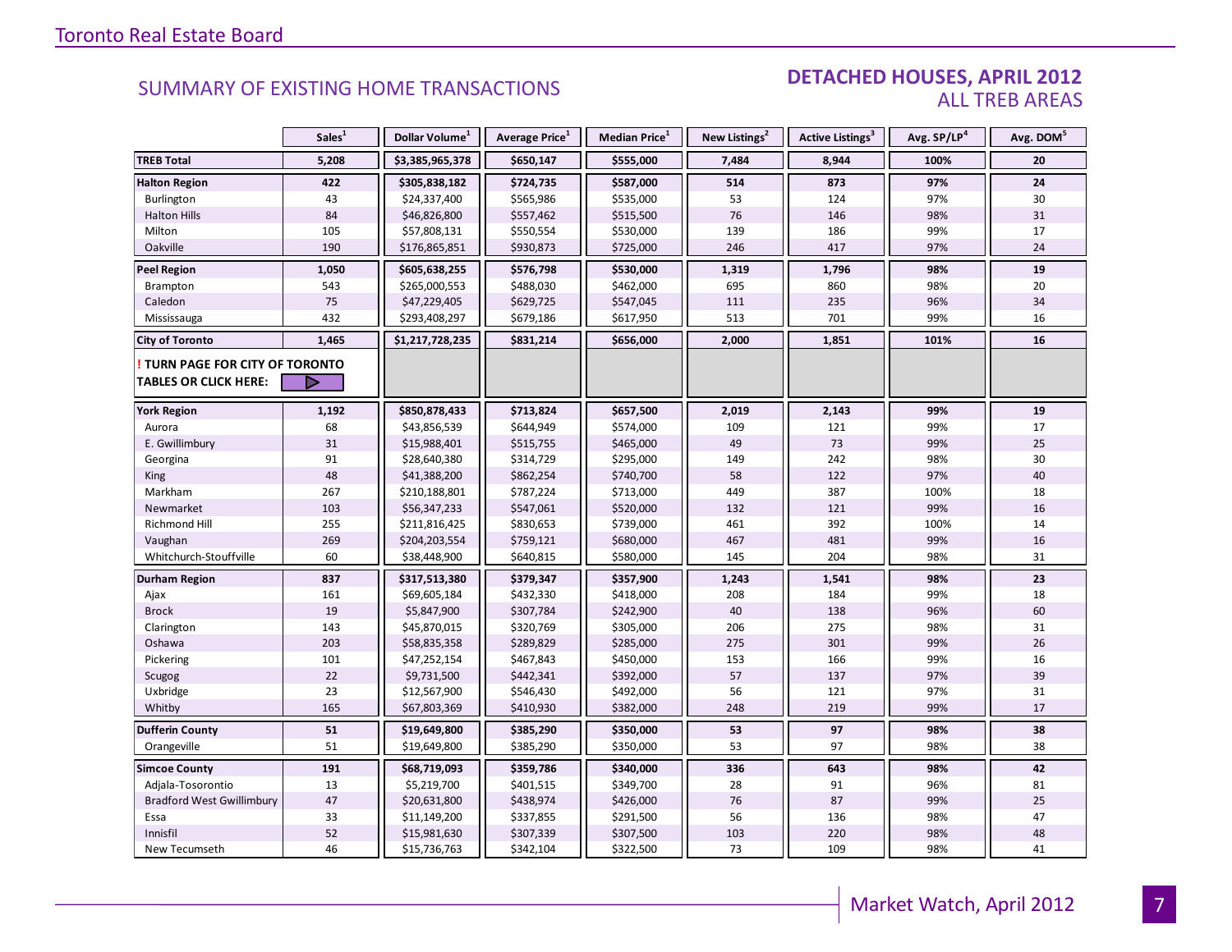## SUMMARY OF EXISTING HOME TRANSACTIONS

## DETACHED HOUSES, APRIL 2012
### ALL TREB AREAS

| | Sales[1] | Dollar Volume[1] | Average Price[1] | Median Price[1] | New Listings[2] | Active Listings[3] | Avg. SP/LP[4] | Avg. DOM[5] |
|---|---|---|---|---|---|---|---|---|
| **TREB Total** | **5,208** | **$3,385,965,378** | **$650,147** | **$555,000** | **7,484** | **8,944** | **100%** | **20** |
| **Halton Region** | **422** | **$305,838,182** | **$724,735** | **$587,000** | **514** | **873** | **97%** | **24** |
| Burlington | 43 | $24,337,400 | $565,986 | $535,000 | 53 | 124 | 97% | 30 |
| Halton Hills | 84 | $46,826,800 | $557,462 | $515,500 | 76 | 146 | 98% | 31 |
| Milton | 105 | $57,808,131 | $550,554 | $530,000 | 139 | 186 | 99% | 17 |
| Oakville | 190 | $176,865,851 | $930,873 | $725,000 | 246 | 417 | 97% | 24 |
| **Peel Region** | **1,050** | **$605,638,255** | **$576,798** | **$530,000** | **1,319** | **1,796** | **98%** | **19** |
| Brampton | 543 | $265,000,553 | $488,030 | $462,000 | 695 | 860 | 98% | 20 |
| Caledon | 75 | $47,229,405 | $629,725 | $547,045 | 111 | 235 | 96% | 34 |
| Mississauga | 432 | $293,408,297 | $679,186 | $617,950 | 513 | 701 | 99% | 16 |
| **City of Toronto** | **1,465** | **$1,217,728,235** | **$831,214** | **$656,000** | **2,000** | **1,851** | **101%** | **16** |
| **! TURN PAGE FOR CITY OF TORONTO TABLES OR CLICK HERE:** | | | | | | | | |
| **York Region** | **1,192** | **$850,878,433** | **$713,824** | **$657,500** | **2,019** | **2,143** | **99%** | **19** |
| Aurora | 68 | $43,856,539 | $644,949 | $574,000 | 109 | 121 | 99% | 17 |
| E. Gwillimbury | 31 | $15,988,401 | $515,755 | $465,000 | 49 | 73 | 99% | 25 |
| Georgina | 91 | $28,640,380 | $314,729 | $295,000 | 149 | 242 | 98% | 30 |
| King | 48 | $41,388,200 | $862,254 | $740,700 | 58 | 122 | 97% | 40 |
| Markham | 267 | $210,188,801 | $787,224 | $713,000 | 449 | 387 | 100% | 18 |
| Newmarket | 103 | $56,347,233 | $547,061 | $520,000 | 132 | 121 | 99% | 16 |
| Richmond Hill | 255 | $211,816,425 | $830,653 | $739,000 | 461 | 392 | 100% | 14 |
| Vaughan | 269 | $204,203,554 | $759,121 | $680,000 | 467 | 481 | 99% | 16 |
| Whitchurch-Stouffville | 60 | $38,448,900 | $640,815 | $580,000 | 145 | 204 | 98% | 31 |
| **Durham Region** | **837** | **$317,513,380** | **$379,347** | **$357,900** | **1,243** | **1,541** | **98%** | **23** |
| Ajax | 161 | $69,605,184 | $432,330 | $418,000 | 208 | 184 | 99% | 18 |
| Brock | 19 | $5,847,900 | $307,784 | $242,900 | 40 | 138 | 96% | 60 |
| Clarington | 143 | $45,870,015 | $320,769 | $305,000 | 206 | 275 | 98% | 31 |
| Oshawa | 203 | $58,835,358 | $289,829 | $285,000 | 275 | 301 | 99% | 26 |
| Pickering | 101 | $47,252,154 | $467,843 | $450,000 | 153 | 166 | 99% | 16 |
| Scugog | 22 | $9,731,500 | $442,341 | $392,000 | 57 | 137 | 97% | 39 |
| Uxbridge | 23 | $12,567,900 | $546,430 | $492,000 | 56 | 121 | 97% | 31 |
| Whitby | 165 | $67,803,369 | $410,930 | $382,000 | 248 | 219 | 99% | 17 |
| **Dufferin County** | **51** | **$19,649,800** | **$385,290** | **$350,000** | **53** | **97** | **98%** | **38** |
| Orangeville | 51 | $19,649,800 | $385,290 | $350,000 | 53 | 97 | 98% | 38 |
| **Simcoe County** | **191** | **$68,719,093** | **$359,786** | **$340,000** | **336** | **643** | **98%** | **42** |
| Adjala-Tosorontio | 13 | $5,219,700 | $401,515 | $349,700 | 28 | 91 | 96% | 81 |
| Bradford West Gwillimbury | 47 | $20,631,800 | $438,974 | $426,000 | 76 | 87 | 99% | 25 |
| Essa | 33 | $11,149,200 | $337,855 | $291,500 | 56 | 136 | 98% | 47 |
| Innisfil | 52 | $15,981,630 | $307,339 | $307,500 | 103 | 220 | 98% | 48 |
| New Tecumseth | 46 | $15,736,763 | $342,104 | $322,500 | 73 | 109 | 98% | 41 |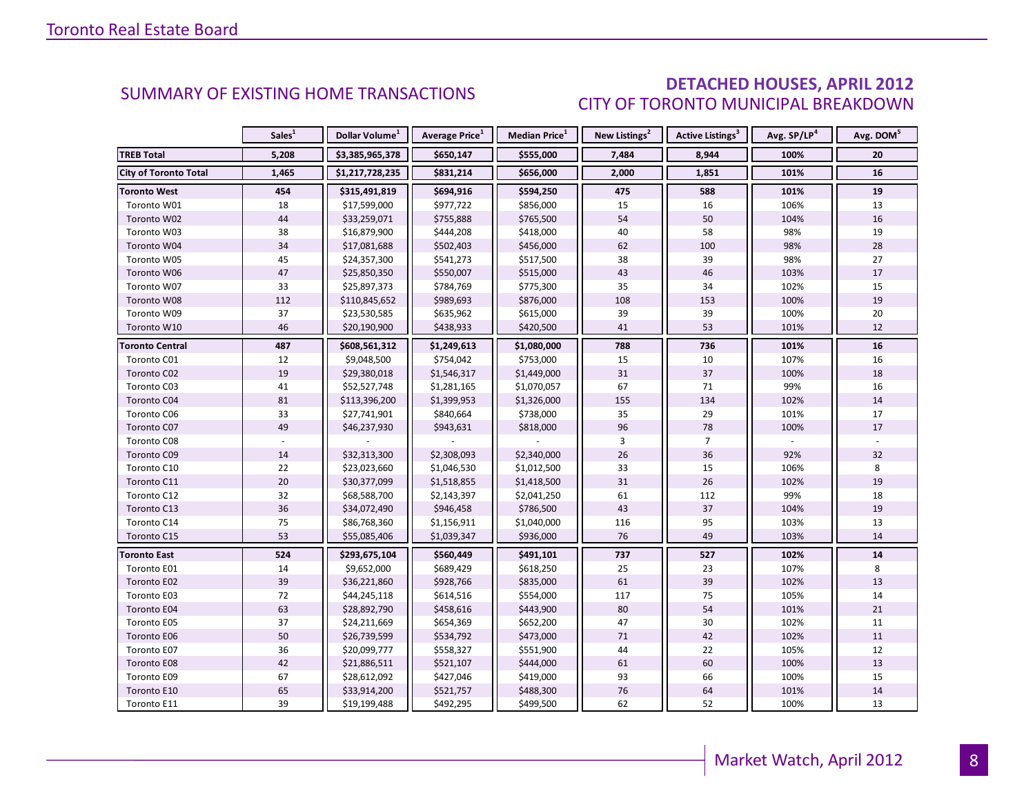## SUMMARY OF EXISTING HOME TRANSACTIONS

## DETACHED HOUSES, APRIL 2012
### CITY OF TORONTO MUNICIPAL BREAKDOWN

| | Sales[1] | Dollar Volume[1] | Average Price[1] | Median Price[1] | New Listings[2] | Active Listings[3] | Avg. SP/LP[4] | Avg. DOM[5] |
|---|---|---|---|---|---|---|---|---|
| **TREB Total** | **5,208** | **$3,385,965,378** | **$650,147** | **$555,000** | **7,484** | **8,944** | **100%** | **20** |
| **City of Toronto Total** | **1,465** | **$1,217,728,235** | **$831,214** | **$656,000** | **2,000** | **1,851** | **101%** | **16** |
| **Toronto West** | **454** | **$315,491,819** | **$694,916** | **$594,250** | **475** | **588** | **101%** | **19** |
| Toronto W01 | 18 | $17,599,000 | $977,722 | $856,000 | 15 | 16 | 106% | 13 |
| Toronto W02 | 44 | $33,259,071 | $755,888 | $765,500 | 54 | 50 | 104% | 16 |
| Toronto W03 | 38 | $16,879,900 | $444,208 | $418,000 | 40 | 58 | 98% | 19 |
| Toronto W04 | 34 | $17,081,688 | $502,403 | $456,000 | 62 | 100 | 98% | 28 |
| Toronto W05 | 45 | $24,357,300 | $541,273 | $517,500 | 38 | 39 | 98% | 27 |
| Toronto W06 | 47 | $25,850,350 | $550,007 | $515,000 | 43 | 46 | 103% | 17 |
| Toronto W07 | 33 | $25,897,373 | $784,769 | $775,300 | 35 | 34 | 102% | 15 |
| Toronto W08 | 112 | $110,845,652 | $989,693 | $876,000 | 108 | 153 | 100% | 19 |
| Toronto W09 | 37 | $23,530,585 | $635,962 | $615,000 | 39 | 39 | 100% | 20 |
| Toronto W10 | 46 | $20,190,900 | $438,933 | $420,500 | 41 | 53 | 101% | 12 |
| **Toronto Central** | **487** | **$608,561,312** | **$1,249,613** | **$1,080,000** | **788** | **736** | **101%** | **16** |
| Toronto C01 | 12 | $9,048,500 | $754,042 | $753,000 | 15 | 10 | 107% | 16 |
| Toronto C02 | 19 | $29,380,018 | $1,546,317 | $1,449,000 | 31 | 37 | 100% | 18 |
| Toronto C03 | 41 | $52,527,748 | $1,281,165 | $1,070,057 | 67 | 71 | 99% | 16 |
| Toronto C04 | 81 | $113,396,200 | $1,399,953 | $1,326,000 | 155 | 134 | 102% | 14 |
| Toronto C06 | 33 | $27,741,901 | $840,664 | $738,000 | 35 | 29 | 101% | 17 |
| Toronto C07 | 49 | $46,237,930 | $943,631 | $818,000 | 96 | 78 | 100% | 17 |
| Toronto C08 | - | - | - | - | 3 | 7 | - | - |
| Toronto C09 | 14 | $32,313,300 | $2,308,093 | $2,340,000 | 26 | 36 | 92% | 32 |
| Toronto C10 | 22 | $23,023,660 | $1,046,530 | $1,012,500 | 33 | 15 | 106% | 8 |
| Toronto C11 | 20 | $30,377,099 | $1,518,855 | $1,418,500 | 31 | 26 | 102% | 19 |
| Toronto C12 | 32 | $68,588,700 | $2,143,397 | $2,041,250 | 61 | 112 | 99% | 18 |
| Toronto C13 | 36 | $34,072,490 | $946,458 | $786,500 | 43 | 37 | 104% | 19 |
| Toronto C14 | 75 | $86,768,360 | $1,156,911 | $1,040,000 | 116 | 95 | 103% | 13 |
| Toronto C15 | 53 | $55,085,406 | $1,039,347 | $936,000 | 76 | 49 | 103% | 14 |
| **Toronto East** | **524** | **$293,675,104** | **$560,449** | **$491,101** | **737** | **527** | **102%** | **14** |
| Toronto E01 | 14 | $9,652,000 | $689,429 | $618,250 | 25 | 23 | 107% | 8 |
| Toronto E02 | 39 | $36,221,860 | $928,766 | $835,000 | 61 | 39 | 102% | 13 |
| Toronto E03 | 72 | $44,245,118 | $614,516 | $554,000 | 117 | 75 | 105% | 14 |
| Toronto E04 | 63 | $28,892,790 | $458,616 | $443,900 | 80 | 54 | 101% | 21 |
| Toronto E05 | 37 | $24,211,669 | $654,369 | $652,200 | 47 | 30 | 102% | 11 |
| Toronto E06 | 50 | $26,739,599 | $534,792 | $473,000 | 71 | 42 | 102% | 11 |
| Toronto E07 | 36 | $20,099,777 | $558,327 | $551,900 | 44 | 22 | 105% | 12 |
| Toronto E08 | 42 | $21,886,511 | $521,107 | $444,000 | 61 | 60 | 100% | 13 |
| Toronto E09 | 67 | $28,612,092 | $427,046 | $419,000 | 93 | 66 | 100% | 15 |
| Toronto E10 | 65 | $33,914,200 | $521,757 | $488,300 | 76 | 64 | 101% | 14 |
| Toronto E11 | 39 | $19,199,488 | $492,295 | $499,500 | 62 | 52 | 100% | 13 |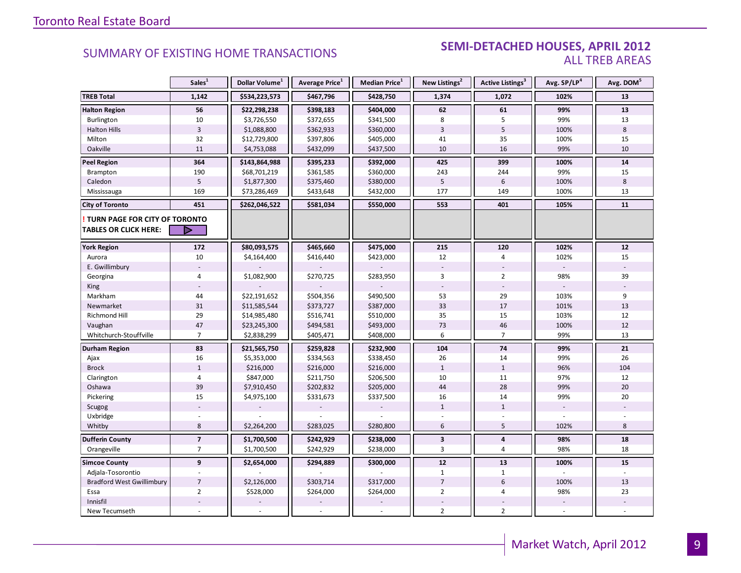## SUMMARY OF EXISTING HOME TRANSACTIONS

## SEMI-DETACHED HOUSES, APRIL 2012
ALL TREB AREAS

| | Sales[1] | Dollar Volume[1] | Average Price[1] | Median Price[1] | New Listings[2] | Active Listings[3] | Avg. SP/LP[4] | Avg. DOM[5] |
|---|---|---|---|---|---|---|---|---|
| **TREB Total** | **1,142** | **$534,223,573** | **$467,796** | **$428,750** | **1,374** | **1,072** | **102%** | **13** |
| **Halton Region** | **56** | **$22,298,238** | **$398,183** | **$404,000** | **62** | **61** | **99%** | **13** |
| Burlington | 10 | $3,726,550 | $372,655 | $341,500 | 8 | 5 | 99% | 13 |
| Halton Hills | 3 | $1,088,800 | $362,933 | $360,000 | 3 | 5 | 100% | 8 |
| Milton | 32 | $12,729,800 | $397,806 | $405,000 | 41 | 35 | 100% | 15 |
| Oakville | 11 | $4,753,088 | $432,099 | $437,500 | 10 | 16 | 99% | 10 |
| **Peel Region** | **364** | **$143,864,988** | **$395,233** | **$392,000** | **425** | **399** | **100%** | **14** |
| Brampton | 190 | $68,701,219 | $361,585 | $360,000 | 243 | 244 | 99% | 15 |
| Caledon | 5 | $1,877,300 | $375,460 | $380,000 | 5 | 6 | 100% | 8 |
| Mississauga | 169 | $73,286,469 | $433,648 | $432,000 | 177 | 149 | 100% | 13 |
| **City of Toronto** | **451** | **$262,046,522** | **$581,034** | **$550,000** | **553** | **401** | **105%** | **11** |
| **! TURN PAGE FOR CITY OF TORONTO TABLES OR CLICK HERE:** | | | | | | | | |
| **York Region** | **172** | **$80,093,575** | **$465,660** | **$475,000** | **215** | **120** | **102%** | **12** |
| Aurora | 10 | $4,164,400 | $416,440 | $423,000 | 12 | 4 | 102% | 15 |
| E. Gwillimbury | - | - | - | - | - | - | - | - |
| Georgina | 4 | $1,082,900 | $270,725 | $283,950 | 3 | 2 | 98% | 39 |
| King | - | - | - | - | - | - | - | - |
| Markham | 44 | $22,191,652 | $504,356 | $490,500 | 53 | 29 | 103% | 9 |
| Newmarket | 31 | $11,585,544 | $373,727 | $387,000 | 33 | 17 | 101% | 13 |
| Richmond Hill | 29 | $14,985,480 | $516,741 | $510,000 | 35 | 15 | 103% | 12 |
| Vaughan | 47 | $23,245,300 | $494,581 | $493,000 | 73 | 46 | 100% | 12 |
| Whitchurch-Stouffville | 7 | $2,838,299 | $405,471 | $408,000 | 6 | 7 | 99% | 13 |
| **Durham Region** | **83** | **$21,565,750** | **$259,828** | **$232,900** | **104** | **74** | **99%** | **21** |
| Ajax | 16 | $5,353,000 | $334,563 | $338,450 | 26 | 14 | 99% | 26 |
| Brock | 1 | $216,000 | $216,000 | $216,000 | 1 | 1 | 96% | 104 |
| Clarington | 4 | $847,000 | $211,750 | $206,500 | 10 | 11 | 97% | 12 |
| Oshawa | 39 | $7,910,450 | $202,832 | $205,000 | 44 | 28 | 99% | 20 |
| Pickering | 15 | $4,975,100 | $331,673 | $337,500 | 16 | 14 | 99% | 20 |
| Scugog | - | - | - | - | 1 | 1 | - | - |
| Uxbridge | - | - | - | - | - | - | - | - |
| Whitby | 8 | $2,264,200 | $283,025 | $280,800 | 6 | 5 | 102% | 8 |
| **Dufferin County** | **7** | **$1,700,500** | **$242,929** | **$238,000** | **3** | **4** | **98%** | **18** |
| Orangeville | 7 | $1,700,500 | $242,929 | $238,000 | 3 | 4 | 98% | 18 |
| **Simcoe County** | **9** | **$2,654,000** | **$294,889** | **$300,000** | **12** | **13** | **100%** | **15** |
| Adjala-Tosorontio | - | - | - | - | 1 | 1 | - | - |
| Bradford West Gwillimbury | 7 | $2,126,000 | $303,714 | $317,000 | 7 | 6 | 100% | 13 |
| Essa | 2 | $528,000 | $264,000 | $264,000 | 2 | 4 | 98% | 23 |
| Innisfil | - | - | - | - | - | - | - | - |
| New Tecumseth | - | - | - | - | 2 | 2 | - | - |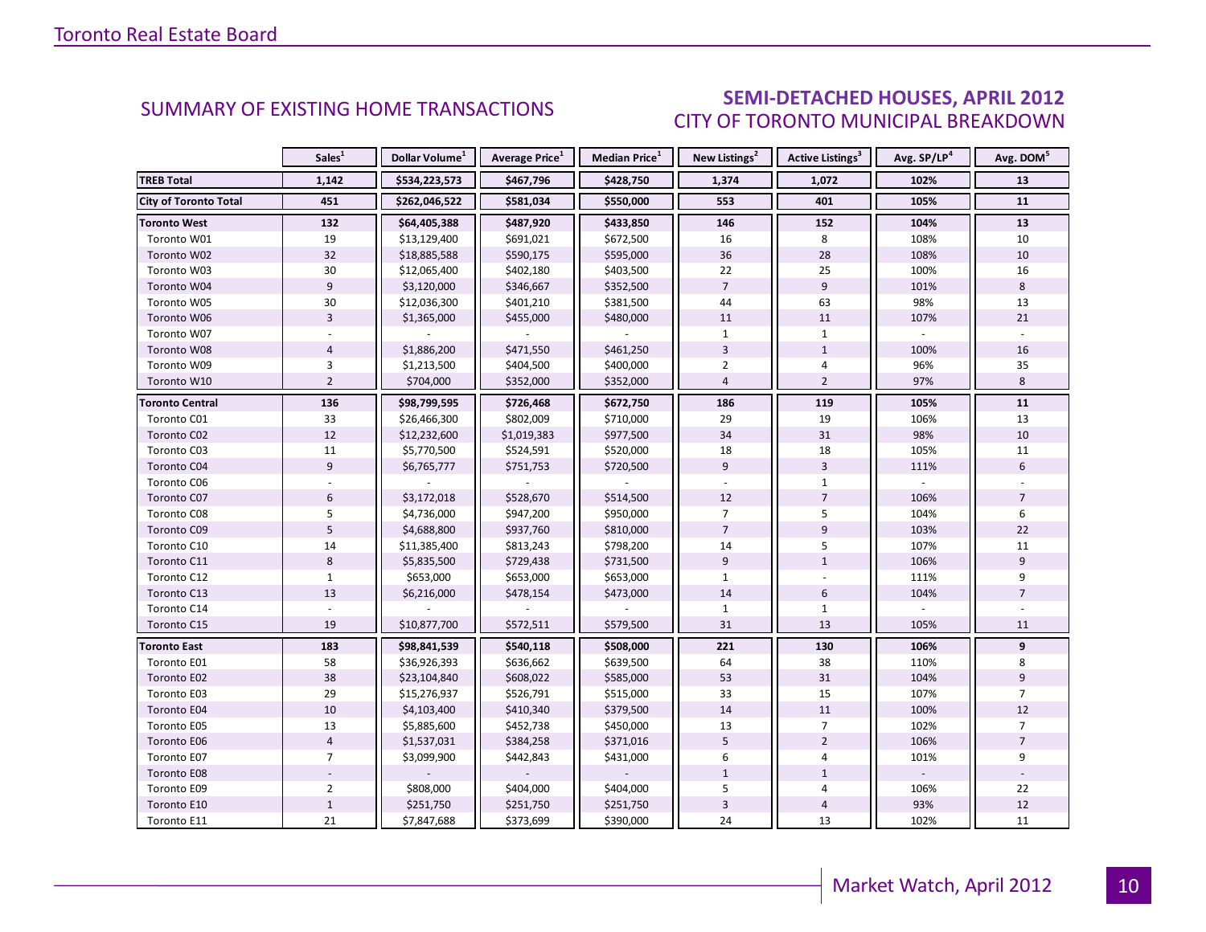## SUMMARY OF EXISTING HOME TRANSACTIONS

## SEMI-DETACHED HOUSES, APRIL 2012
### CITY OF TORONTO MUNICIPAL BREAKDOWN

| | Sales[1] | Dollar Volume[1] | Average Price[1] | Median Price[1] | New Listings[2] | Active Listings[3] | Avg. SP/LP[4] | Avg. DOM[5] |
|---|---|---|---|---|---|---|---|---|
| **TREB Total** | **1,142** | **$534,223,573** | **$467,796** | **$428,750** | **1,374** | **1,072** | **102%** | **13** |
| **City of Toronto Total** | **451** | **$262,046,522** | **$581,034** | **$550,000** | **553** | **401** | **105%** | **11** |
| **Toronto West** | **132** | **$64,405,388** | **$487,920** | **$433,850** | **146** | **152** | **104%** | **13** |
| Toronto W01 | 19 | $13,129,400 | $691,021 | $672,500 | 16 | 8 | 108% | 10 |
| Toronto W02 | 32 | $18,885,588 | $590,175 | $595,000 | 36 | 28 | 108% | 10 |
| Toronto W03 | 30 | $12,065,400 | $402,180 | $403,500 | 22 | 25 | 100% | 16 |
| Toronto W04 | 9 | $3,120,000 | $346,667 | $352,500 | 7 | 9 | 101% | 8 |
| Toronto W05 | 30 | $12,036,300 | $401,210 | $381,500 | 44 | 63 | 98% | 13 |
| Toronto W06 | 3 | $1,365,000 | $455,000 | $480,000 | 11 | 11 | 107% | 21 |
| Toronto W07 | - | - | - | - | 1 | 1 | - | - |
| Toronto W08 | 4 | $1,886,200 | $471,550 | $461,250 | 3 | 1 | 100% | 16 |
| Toronto W09 | 3 | $1,213,500 | $404,500 | $400,000 | 2 | 4 | 96% | 35 |
| Toronto W10 | 2 | $704,000 | $352,000 | $352,000 | 4 | 2 | 97% | 8 |
| **Toronto Central** | **136** | **$98,799,595** | **$726,468** | **$672,750** | **186** | **119** | **105%** | **11** |
| Toronto C01 | 33 | $26,466,300 | $802,009 | $710,000 | 29 | 19 | 106% | 13 |
| Toronto C02 | 12 | $12,232,600 | $1,019,383 | $977,500 | 34 | 31 | 98% | 10 |
| Toronto C03 | 11 | $5,770,500 | $524,591 | $520,000 | 18 | 18 | 105% | 11 |
| Toronto C04 | 9 | $6,765,777 | $751,753 | $720,500 | 9 | 3 | 111% | 6 |
| Toronto C06 | - | - | - | - | - | 1 | - | - |
| Toronto C07 | 6 | $3,172,018 | $528,670 | $514,500 | 12 | 7 | 106% | 7 |
| Toronto C08 | 5 | $4,736,000 | $947,200 | $950,000 | 7 | 5 | 104% | 6 |
| Toronto C09 | 5 | $4,688,800 | $937,760 | $810,000 | 7 | 9 | 103% | 22 |
| Toronto C10 | 14 | $11,385,400 | $813,243 | $798,200 | 14 | 5 | 107% | 11 |
| Toronto C11 | 8 | $5,835,500 | $729,438 | $731,500 | 9 | 1 | 106% | 9 |
| Toronto C12 | 1 | $653,000 | $653,000 | $653,000 | 1 | - | 111% | 9 |
| Toronto C13 | 13 | $6,216,000 | $478,154 | $473,000 | 14 | 6 | 104% | 7 |
| Toronto C14 | - | - | - | - | 1 | 1 | - | - |
| Toronto C15 | 19 | $10,877,700 | $572,511 | $579,500 | 31 | 13 | 105% | 11 |
| **Toronto East** | **183** | **$98,841,539** | **$540,118** | **$508,000** | **221** | **130** | **106%** | **9** |
| Toronto E01 | 58 | $36,926,393 | $636,662 | $639,500 | 64 | 38 | 110% | 8 |
| Toronto E02 | 38 | $23,104,840 | $608,022 | $585,000 | 53 | 31 | 104% | 9 |
| Toronto E03 | 29 | $15,276,937 | $526,791 | $515,000 | 33 | 15 | 107% | 7 |
| Toronto E04 | 10 | $4,103,400 | $410,340 | $379,500 | 14 | 11 | 100% | 12 |
| Toronto E05 | 13 | $5,885,600 | $452,738 | $450,000 | 13 | 7 | 102% | 7 |
| Toronto E06 | 4 | $1,537,031 | $384,258 | $371,016 | 5 | 2 | 106% | 7 |
| Toronto E07 | 7 | $3,099,900 | $442,843 | $431,000 | 6 | 4 | 101% | 9 |
| Toronto E08 | - | - | - | - | 1 | 1 | - | - |
| Toronto E09 | 2 | $808,000 | $404,000 | $404,000 | 5 | 4 | 106% | 22 |
| Toronto E10 | 1 | $251,750 | $251,750 | $251,750 | 3 | 4 | 93% | 12 |
| Toronto E11 | 21 | $7,847,688 | $373,699 | $390,000 | 24 | 13 | 102% | 11 |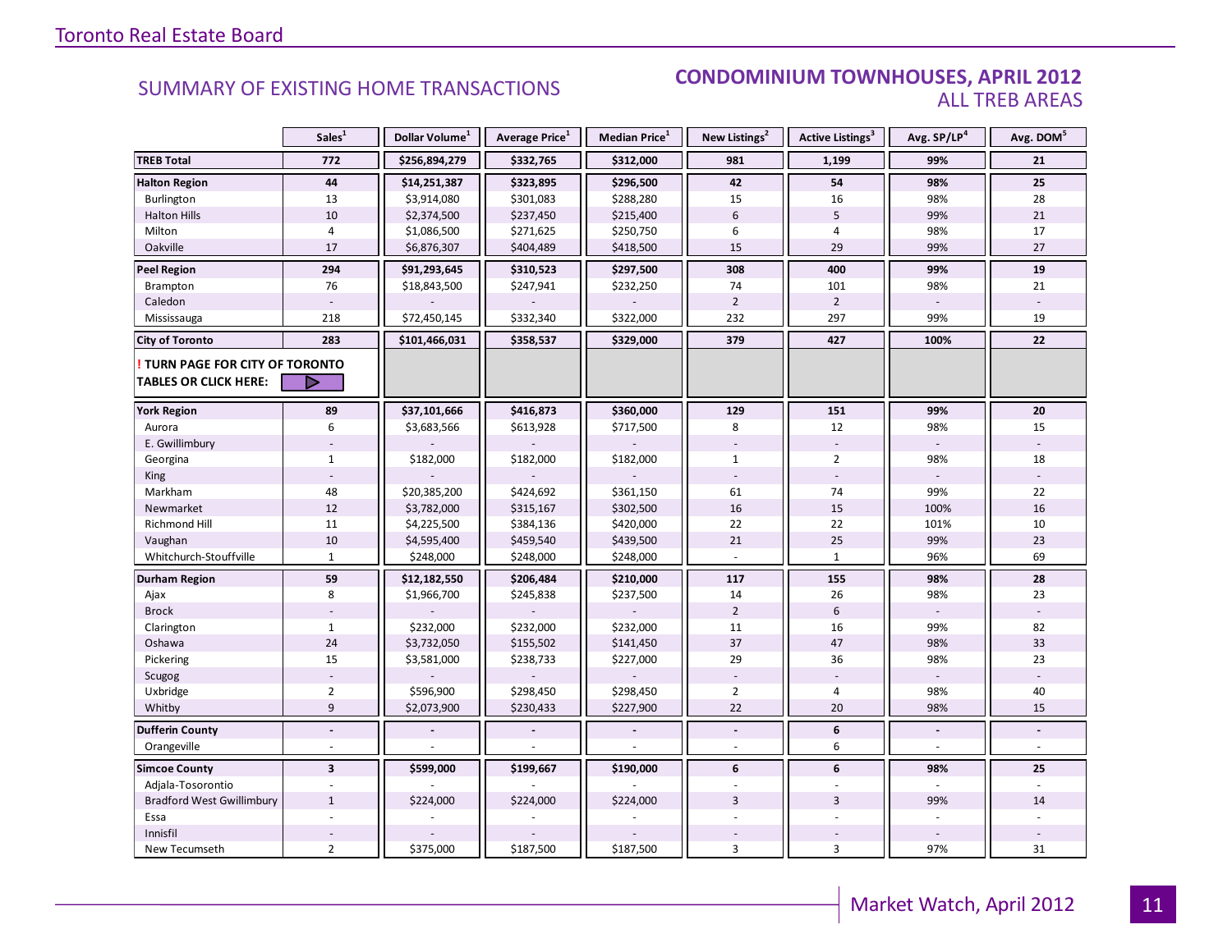Toronto Real Estate Board

## SUMMARY OF EXISTING HOME TRANSACTIONS

## CONDOMINIUM TOWNHOUSES, APRIL 2012
### ALL TREB AREAS

| | Sales[1] | Dollar Volume[1] | Average Price[1] | Median Price[1] | New Listings[2] | Active Listings[3] | Avg. SP/LP[4] | Avg. DOM[5] |
|---|---|---|---|---|---|---|---|---|
| **TREB Total** | **772** | **$256,894,279** | **$332,765** | **$312,000** | **981** | **1,199** | **99%** | **21** |
| **Halton Region** | **44** | **$14,251,387** | **$323,895** | **$296,500** | **42** | **54** | **98%** | **25** |
| Burlington | 13 | $3,914,080 | $301,083 | $288,280 | 15 | 16 | 98% | 28 |
| Halton Hills | 10 | $2,374,500 | $237,450 | $215,400 | 6 | 5 | 99% | 21 |
| Milton | 4 | $1,086,500 | $271,625 | $250,750 | 6 | 4 | 98% | 17 |
| Oakville | 17 | $6,876,307 | $404,489 | $418,500 | 15 | 29 | 99% | 27 |
| **Peel Region** | **294** | **$91,293,645** | **$310,523** | **$297,500** | **308** | **400** | **99%** | **19** |
| Brampton | 76 | $18,843,500 | $247,941 | $232,250 | 74 | 101 | 98% | 21 |
| Caledon | - | - | - | - | 2 | 2 | - | - |
| Mississauga | 218 | $72,450,145 | $332,340 | $322,000 | 232 | 297 | 99% | 19 |
| **City of Toronto** | **283** | **$101,466,031** | **$358,537** | **$329,000** | **379** | **427** | **100%** | **22** |
| **! TURN PAGE FOR CITY OF TORONTO TABLES OR CLICK HERE:** | | | | | | | | |
| **York Region** | **89** | **$37,101,666** | **$416,873** | **$360,000** | **129** | **151** | **99%** | **20** |
| Aurora | 6 | $3,683,566 | $613,928 | $717,500 | 8 | 12 | 98% | 15 |
| E. Gwillimbury | - | - | - | - | - | - | - | - |
| Georgina | 1 | $182,000 | $182,000 | $182,000 | 1 | 2 | 98% | 18 |
| King | - | - | - | - | - | - | - | - |
| Markham | 48 | $20,385,200 | $424,692 | $361,150 | 61 | 74 | 99% | 22 |
| Newmarket | 12 | $3,782,000 | $315,167 | $302,500 | 16 | 15 | 100% | 16 |
| Richmond Hill | 11 | $4,225,500 | $384,136 | $420,000 | 22 | 22 | 101% | 10 |
| Vaughan | 10 | $4,595,400 | $459,540 | $439,500 | 21 | 25 | 99% | 23 |
| Whitchurch-Stouffville | 1 | $248,000 | $248,000 | $248,000 | - | 1 | 96% | 69 |
| **Durham Region** | **59** | **$12,182,550** | **$206,484** | **$210,000** | **117** | **155** | **98%** | **28** |
| Ajax | 8 | $1,966,700 | $245,838 | $237,500 | 14 | 26 | 98% | 23 |
| Brock | - | - | - | - | 2 | 6 | - | - |
| Clarington | 1 | $232,000 | $232,000 | $232,000 | 11 | 16 | 99% | 82 |
| Oshawa | 24 | $3,732,050 | $155,502 | $141,450 | 37 | 47 | 98% | 33 |
| Pickering | 15 | $3,581,000 | $238,733 | $227,000 | 29 | 36 | 98% | 23 |
| Scugog | - | - | - | - | - | - | - | - |
| Uxbridge | 2 | $596,900 | $298,450 | $298,450 | 2 | 4 | 98% | 40 |
| Whitby | 9 | $2,073,900 | $230,433 | $227,900 | 22 | 20 | 98% | 15 |
| **Dufferin County** | **-** | **-** | **-** | **-** | **-** | **6** | **-** | **-** |
| Orangeville | - | - | - | - | - | 6 | - | - |
| **Simcoe County** | **3** | **$599,000** | **$199,667** | **$190,000** | **6** | **6** | **98%** | **25** |
| Adjala-Tosorontio | - | - | - | - | - | - | - | - |
| Bradford West Gwillimbury | 1 | $224,000 | $224,000 | $224,000 | 3 | 3 | 99% | 14 |
| Essa | - | - | - | - | - | - | - | - |
| Innisfil | - | - | - | - | - | - | - | - |
| New Tecumseth | 2 | $375,000 | $187,500 | $187,500 | 3 | 3 | 97% | 31 |

Market Watch, April 2012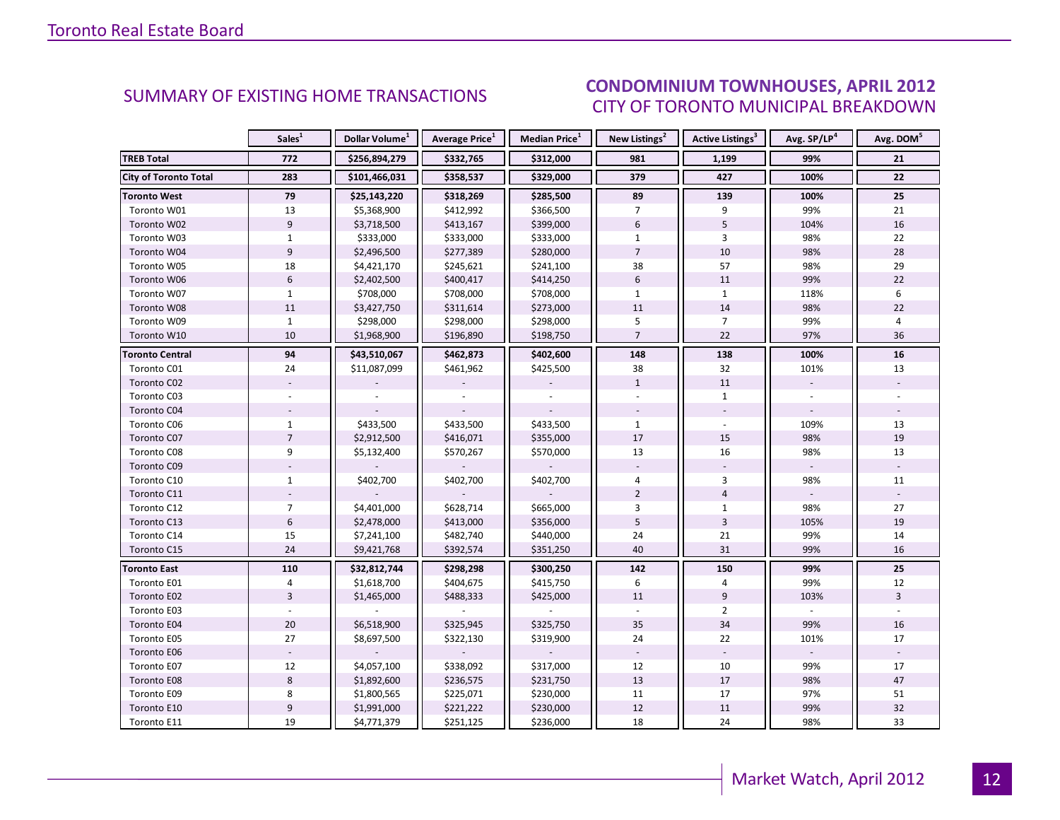## SUMMARY OF EXISTING HOME TRANSACTIONS

## CONDOMINIUM TOWNHOUSES, APRIL 2012
### CITY OF TORONTO MUNICIPAL BREAKDOWN

| | Sales[1] | Dollar Volume[1] | Average Price[1] | Median Price[1] | New Listings[2] | Active Listings[3] | Avg. SP/LP[4] | Avg. DOM[5] |
|---|---|---|---|---|---|---|---|---|
| **TREB Total** | **772** | **$256,894,279** | **$332,765** | **$312,000** | **981** | **1,199** | **99%** | **21** |
| **City of Toronto Total** | **283** | **$101,466,031** | **$358,537** | **$329,000** | **379** | **427** | **100%** | **22** |
| **Toronto West** | **79** | **$25,143,220** | **$318,269** | **$285,500** | **89** | **139** | **100%** | **25** |
| Toronto W01 | 13 | $5,368,900 | $412,992 | $366,500 | 7 | 9 | 99% | 21 |
| Toronto W02 | 9 | $3,718,500 | $413,167 | $399,000 | 6 | 5 | 104% | 16 |
| Toronto W03 | 1 | $333,000 | $333,000 | $333,000 | 1 | 3 | 98% | 22 |
| Toronto W04 | 9 | $2,496,500 | $277,389 | $280,000 | 7 | 10 | 98% | 28 |
| Toronto W05 | 18 | $4,421,170 | $245,621 | $241,100 | 38 | 57 | 98% | 29 |
| Toronto W06 | 6 | $2,402,500 | $400,417 | $414,250 | 6 | 11 | 99% | 22 |
| Toronto W07 | 1 | $708,000 | $708,000 | $708,000 | 1 | 1 | 118% | 6 |
| Toronto W08 | 11 | $3,427,750 | $311,614 | $273,000 | 11 | 14 | 98% | 22 |
| Toronto W09 | 1 | $298,000 | $298,000 | $298,000 | 5 | 7 | 99% | 4 |
| Toronto W10 | 10 | $1,968,900 | $196,890 | $198,750 | 7 | 22 | 97% | 36 |
| **Toronto Central** | **94** | **$43,510,067** | **$462,873** | **$402,600** | **148** | **138** | **100%** | **16** |
| Toronto C01 | 24 | $11,087,099 | $461,962 | $425,500 | 38 | 32 | 101% | 13 |
| Toronto C02 | - | - | - | - | 1 | 11 | - | - |
| Toronto C03 | - | - | - | - | - | 1 | - | - |
| Toronto C04 | - | - | - | - | - | - | - | - |
| Toronto C06 | 1 | $433,500 | $433,500 | $433,500 | 1 | - | 109% | 13 |
| Toronto C07 | 7 | $2,912,500 | $416,071 | $355,000 | 17 | 15 | 98% | 19 |
| Toronto C08 | 9 | $5,132,400 | $570,267 | $570,000 | 13 | 16 | 98% | 13 |
| Toronto C09 | - | - | - | - | - | - | - | - |
| Toronto C10 | 1 | $402,700 | $402,700 | $402,700 | 4 | 3 | 98% | 11 |
| Toronto C11 | - | - | - | - | 2 | 4 | - | - |
| Toronto C12 | 7 | $4,401,000 | $628,714 | $665,000 | 3 | 1 | 98% | 27 |
| Toronto C13 | 6 | $2,478,000 | $413,000 | $356,000 | 5 | 3 | 105% | 19 |
| Toronto C14 | 15 | $7,241,100 | $482,740 | $440,000 | 24 | 21 | 99% | 14 |
| Toronto C15 | 24 | $9,421,768 | $392,574 | $351,250 | 40 | 31 | 99% | 16 |
| **Toronto East** | **110** | **$32,812,744** | **$298,298** | **$300,250** | **142** | **150** | **99%** | **25** |
| Toronto E01 | 4 | $1,618,700 | $404,675 | $415,750 | 6 | 4 | 99% | 12 |
| Toronto E02 | 3 | $1,465,000 | $488,333 | $425,000 | 11 | 9 | 103% | 3 |
| Toronto E03 | - | - | - | - | - | 2 | - | - |
| Toronto E04 | 20 | $6,518,900 | $325,945 | $325,750 | 35 | 34 | 99% | 16 |
| Toronto E05 | 27 | $8,697,500 | $322,130 | $319,900 | 24 | 22 | 101% | 17 |
| Toronto E06 | - | - | - | - | - | - | - | - |
| Toronto E07 | 12 | $4,057,100 | $338,092 | $317,000 | 12 | 10 | 99% | 17 |
| Toronto E08 | 8 | $1,892,600 | $236,575 | $231,750 | 13 | 17 | 98% | 47 |
| Toronto E09 | 8 | $1,800,565 | $225,071 | $230,000 | 11 | 17 | 97% | 51 |
| Toronto E10 | 9 | $1,991,000 | $221,222 | $230,000 | 12 | 11 | 99% | 32 |
| Toronto E11 | 19 | $4,771,379 | $251,125 | $236,000 | 18 | 24 | 98% | 33 |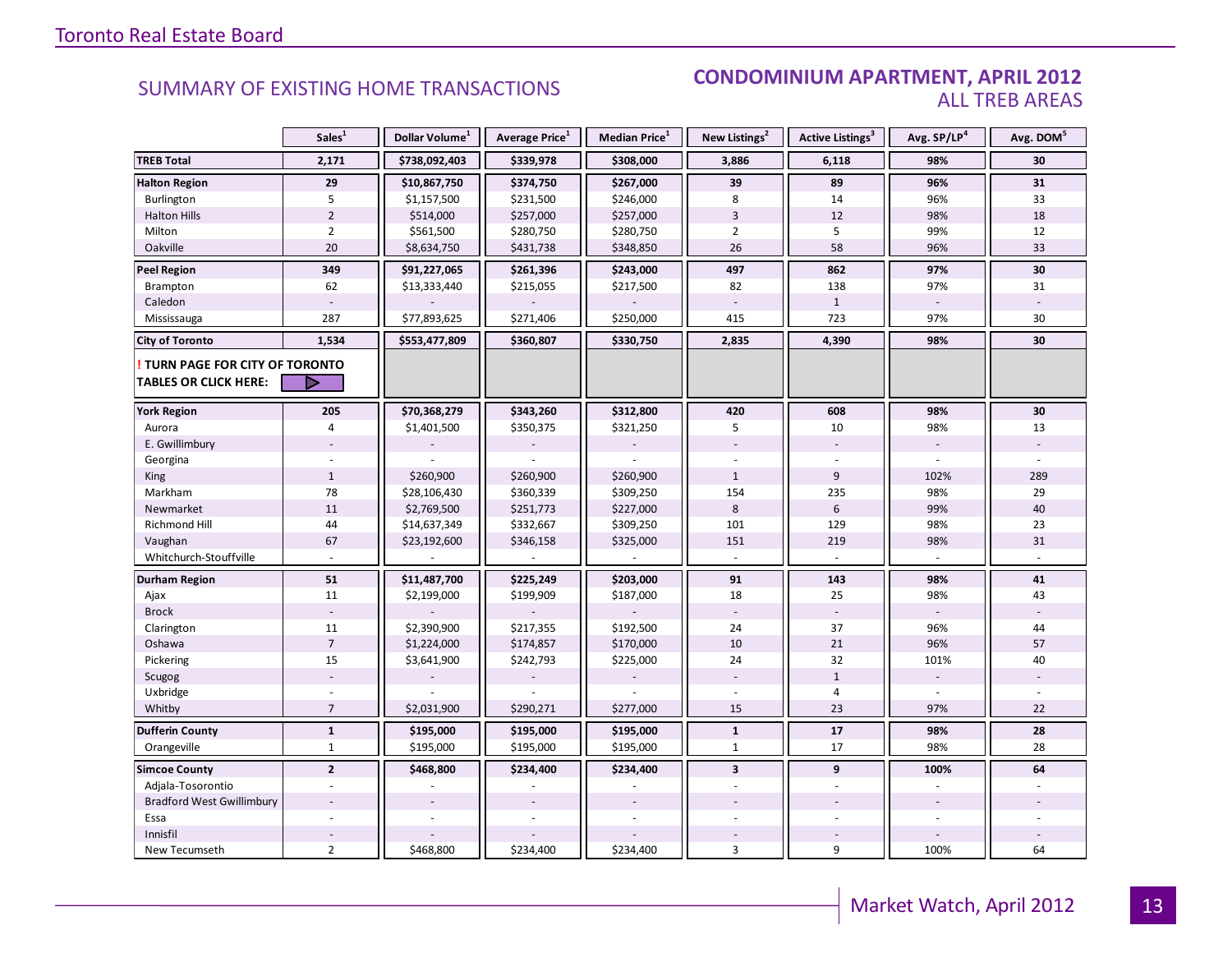## SUMMARY OF EXISTING HOME TRANSACTIONS

## CONDOMINIUM APARTMENT, APRIL 2012
### ALL TREB AREAS

| | Sales[1] | Dollar Volume[1] | Average Price[1] | Median Price[1] | New Listings[2] | Active Listings[3] | Avg. SP/LP[4] | Avg. DOM[5] |
|---|---|---|---|---|---|---|---|---|
| **TREB Total** | **2,171** | **$738,092,403** | **$339,978** | **$308,000** | **3,886** | **6,118** | **98%** | **30** |
| **Halton Region** | **29** | **$10,867,750** | **$374,750** | **$267,000** | **39** | **89** | **96%** | **31** |
| Burlington | 5 | $1,157,500 | $231,500 | $246,000 | 8 | 14 | 96% | 33 |
| Halton Hills | 2 | $514,000 | $257,000 | $257,000 | 3 | 12 | 98% | 18 |
| Milton | 2 | $561,500 | $280,750 | $280,750 | 2 | 5 | 99% | 12 |
| Oakville | 20 | $8,634,750 | $431,738 | $348,850 | 26 | 58 | 96% | 33 |
| **Peel Region** | **349** | **$91,227,065** | **$261,396** | **$243,000** | **497** | **862** | **97%** | **30** |
| Brampton | 62 | $13,333,440 | $215,055 | $217,500 | 82 | 138 | 97% | 31 |
| Caledon | - | - | - | - | - | 1 | - | - |
| Mississauga | 287 | $77,893,625 | $271,406 | $250,000 | 415 | 723 | 97% | 30 |
| **City of Toronto** | **1,534** | **$553,477,809** | **$360,807** | **$330,750** | **2,835** | **4,390** | **98%** | **30** |
| **! TURN PAGE FOR CITY OF TORONTO TABLES OR CLICK HERE:** | | | | | | | | |
| **York Region** | **205** | **$70,368,279** | **$343,260** | **$312,800** | **420** | **608** | **98%** | **30** |
| Aurora | 4 | $1,401,500 | $350,375 | $321,250 | 5 | 10 | 98% | 13 |
| E. Gwillimbury | - | - | - | - | - | - | - | - |
| Georgina | - | - | - | - | - | - | - | - |
| King | 1 | $260,900 | $260,900 | $260,900 | 1 | 9 | 102% | 289 |
| Markham | 78 | $28,106,430 | $360,339 | $309,250 | 154 | 235 | 98% | 29 |
| Newmarket | 11 | $2,769,500 | $251,773 | $227,000 | 8 | 6 | 99% | 40 |
| Richmond Hill | 44 | $14,637,349 | $332,667 | $309,250 | 101 | 129 | 98% | 23 |
| Vaughan | 67 | $23,192,600 | $346,158 | $325,000 | 151 | 219 | 98% | 31 |
| Whitchurch-Stouffville | - | - | - | - | - | - | - | - |
| **Durham Region** | **51** | **$11,487,700** | **$225,249** | **$203,000** | **91** | **143** | **98%** | **41** |
| Ajax | 11 | $2,199,000 | $199,909 | $187,000 | 18 | 25 | 98% | 43 |
| Brock | - | - | - | - | - | - | - | - |
| Clarington | 11 | $2,390,900 | $217,355 | $192,500 | 24 | 37 | 96% | 44 |
| Oshawa | 7 | $1,224,000 | $174,857 | $170,000 | 10 | 21 | 96% | 57 |
| Pickering | 15 | $3,641,900 | $242,793 | $225,000 | 24 | 32 | 101% | 40 |
| Scugog | - | - | - | - | - | 1 | - | - |
| Uxbridge | - | - | - | - | - | 4 | - | - |
| Whitby | 7 | $2,031,900 | $290,271 | $277,000 | 15 | 23 | 97% | 22 |
| **Dufferin County** | **1** | **$195,000** | **$195,000** | **$195,000** | **1** | **17** | **98%** | **28** |
| Orangeville | 1 | $195,000 | $195,000 | $195,000 | 1 | 17 | 98% | 28 |
| **Simcoe County** | **2** | **$468,800** | **$234,400** | **$234,400** | **3** | **9** | **100%** | **64** |
| Adjala-Tosorontio | - | - | - | - | - | - | - | - |
| Bradford West Gwillimbury | - | - | - | - | - | - | - | - |
| Essa | - | - | - | - | - | - | - | - |
| Innisfil | - | - | - | - | - | - | - | - |
| New Tecumseth | 2 | $468,800 | $234,400 | $234,400 | 3 | 9 | 100% | 64 |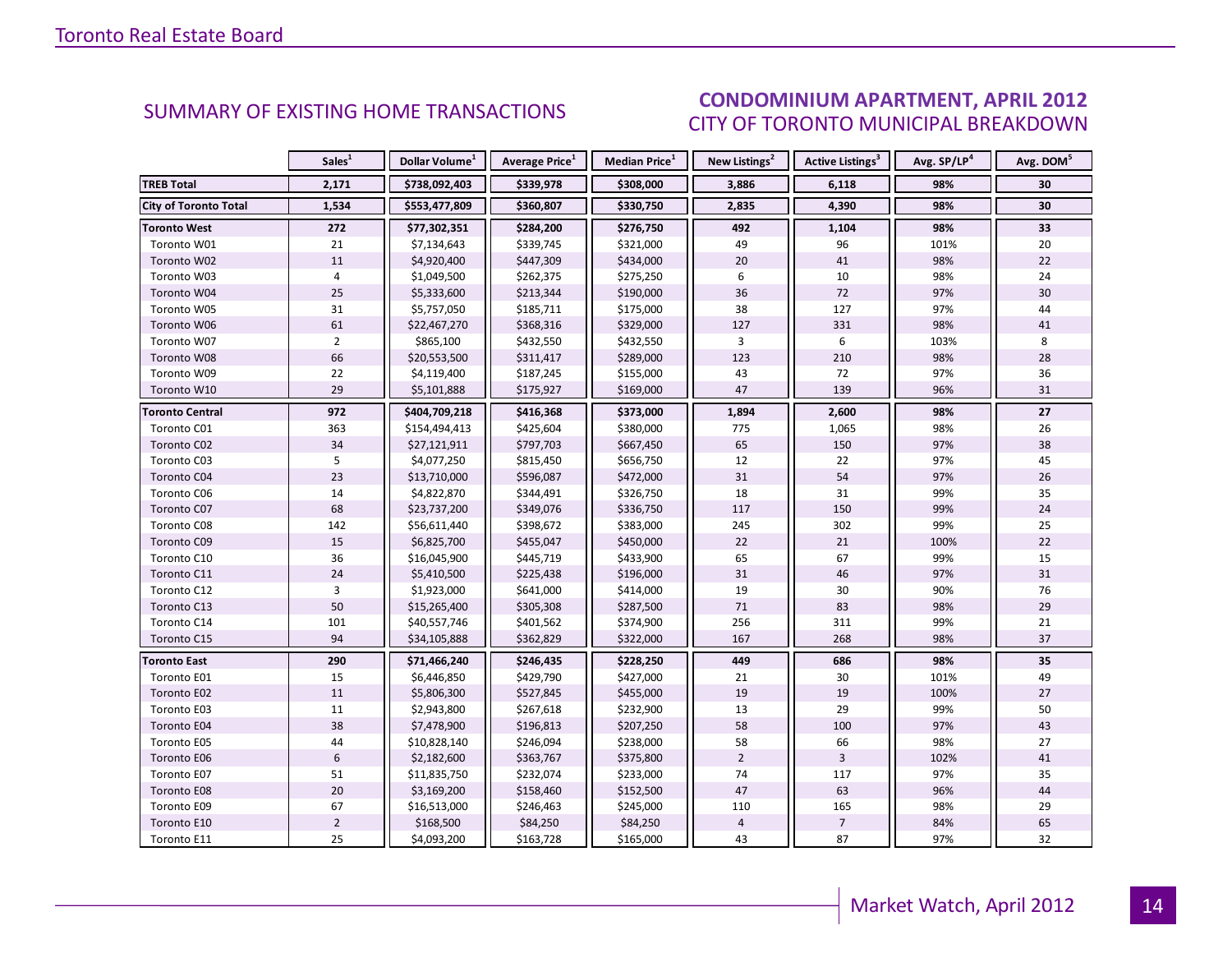## SUMMARY OF EXISTING HOME TRANSACTIONS

## CONDOMINIUM APARTMENT, APRIL 2012
### CITY OF TORONTO MUNICIPAL BREAKDOWN

| | Sales[1] | Dollar Volume[1] | Average Price[1] | Median Price[1] | New Listings[2] | Active Listings[3] | Avg. SP/LP[4] | Avg. DOM[5] |
|---|---|---|---|---|---|---|---|---|
| **TREB Total** | **2,171** | **$738,092,403** | **$339,978** | **$308,000** | **3,886** | **6,118** | **98%** | **30** |
| **City of Toronto Total** | **1,534** | **$553,477,809** | **$360,807** | **$330,750** | **2,835** | **4,390** | **98%** | **30** |
| **Toronto West** | **272** | **$77,302,351** | **$284,200** | **$276,750** | **492** | **1,104** | **98%** | **33** |
| Toronto W01 | 21 | $7,134,643 | $339,745 | $321,000 | 49 | 96 | 101% | 20 |
| Toronto W02 | 11 | $4,920,400 | $447,309 | $434,000 | 20 | 41 | 98% | 22 |
| Toronto W03 | 4 | $1,049,500 | $262,375 | $275,250 | 6 | 10 | 98% | 24 |
| Toronto W04 | 25 | $5,333,600 | $213,344 | $190,000 | 36 | 72 | 97% | 30 |
| Toronto W05 | 31 | $5,757,050 | $185,711 | $175,000 | 38 | 127 | 97% | 44 |
| Toronto W06 | 61 | $22,467,270 | $368,316 | $329,000 | 127 | 331 | 98% | 41 |
| Toronto W07 | 2 | $865,100 | $432,550 | $432,550 | 3 | 6 | 103% | 8 |
| Toronto W08 | 66 | $20,553,500 | $311,417 | $289,000 | 123 | 210 | 98% | 28 |
| Toronto W09 | 22 | $4,119,400 | $187,245 | $155,000 | 43 | 72 | 97% | 36 |
| Toronto W10 | 29 | $5,101,888 | $175,927 | $169,000 | 47 | 139 | 96% | 31 |
| **Toronto Central** | **972** | **$404,709,218** | **$416,368** | **$373,000** | **1,894** | **2,600** | **98%** | **27** |
| Toronto C01 | 363 | $154,494,413 | $425,604 | $380,000 | 775 | 1,065 | 98% | 26 |
| Toronto C02 | 34 | $27,121,911 | $797,703 | $667,450 | 65 | 150 | 97% | 38 |
| Toronto C03 | 5 | $4,077,250 | $815,450 | $656,750 | 12 | 22 | 97% | 45 |
| Toronto C04 | 23 | $13,710,000 | $596,087 | $472,000 | 31 | 54 | 97% | 26 |
| Toronto C06 | 14 | $4,822,870 | $344,491 | $326,750 | 18 | 31 | 99% | 35 |
| Toronto C07 | 68 | $23,737,200 | $349,076 | $336,750 | 117 | 150 | 99% | 24 |
| Toronto C08 | 142 | $56,611,440 | $398,672 | $383,000 | 245 | 302 | 99% | 25 |
| Toronto C09 | 15 | $6,825,700 | $455,047 | $450,000 | 22 | 21 | 100% | 22 |
| Toronto C10 | 36 | $16,045,900 | $445,719 | $433,900 | 65 | 67 | 99% | 15 |
| Toronto C11 | 24 | $5,410,500 | $225,438 | $196,000 | 31 | 46 | 97% | 31 |
| Toronto C12 | 3 | $1,923,000 | $641,000 | $414,000 | 19 | 30 | 90% | 76 |
| Toronto C13 | 50 | $15,265,400 | $305,308 | $287,500 | 71 | 83 | 98% | 29 |
| Toronto C14 | 101 | $40,557,746 | $401,562 | $374,900 | 256 | 311 | 99% | 21 |
| Toronto C15 | 94 | $34,105,888 | $362,829 | $322,000 | 167 | 268 | 98% | 37 |
| **Toronto East** | **290** | **$71,466,240** | **$246,435** | **$228,250** | **449** | **686** | **98%** | **35** |
| Toronto E01 | 15 | $6,446,850 | $429,790 | $427,000 | 21 | 30 | 101% | 49 |
| Toronto E02 | 11 | $5,806,300 | $527,845 | $455,000 | 19 | 19 | 100% | 27 |
| Toronto E03 | 11 | $2,943,800 | $267,618 | $232,900 | 13 | 29 | 99% | 50 |
| Toronto E04 | 38 | $7,478,900 | $196,813 | $207,250 | 58 | 100 | 97% | 43 |
| Toronto E05 | 44 | $10,828,140 | $246,094 | $238,000 | 58 | 66 | 98% | 27 |
| Toronto E06 | 6 | $2,182,600 | $363,767 | $375,800 | 2 | 3 | 102% | 41 |
| Toronto E07 | 51 | $11,835,750 | $232,074 | $233,000 | 74 | 117 | 97% | 35 |
| Toronto E08 | 20 | $3,169,200 | $158,460 | $152,500 | 47 | 63 | 96% | 44 |
| Toronto E09 | 67 | $16,513,000 | $246,463 | $245,000 | 110 | 165 | 98% | 29 |
| Toronto E10 | 2 | $168,500 | $84,250 | $84,250 | 4 | 7 | 84% | 65 |
| Toronto E11 | 25 | $4,093,200 | $163,728 | $165,000 | 43 | 87 | 97% | 32 |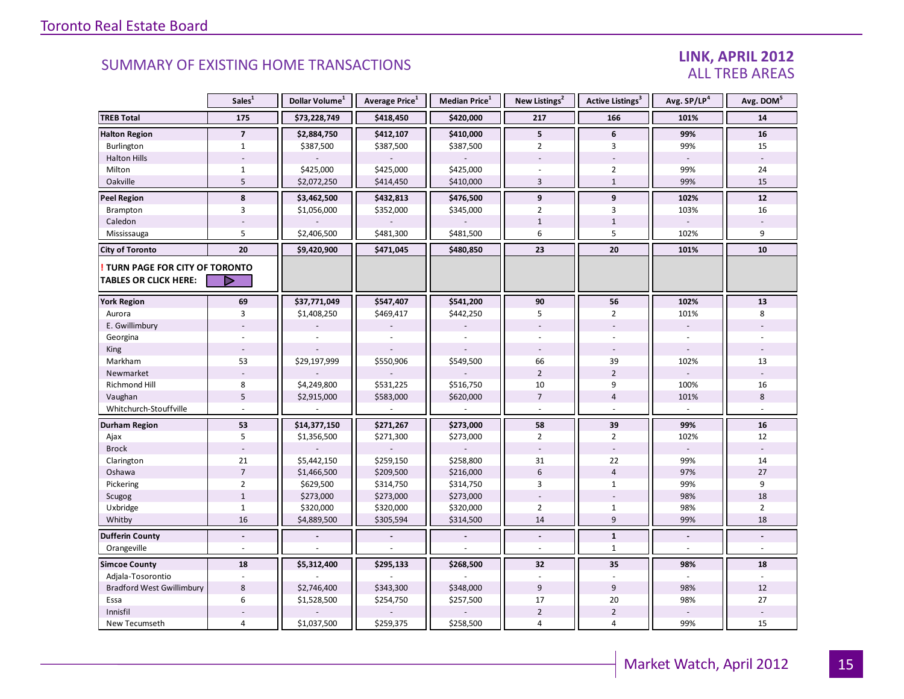## SUMMARY OF EXISTING HOME TRANSACTIONS

**LINK, APRIL 2012**
ALL TREB AREAS

| | Sales[1] | Dollar Volume[1] | Average Price[1] | Median Price[1] | New Listings[2] | Active Listings[3] | Avg. SP/LP[4] | Avg. DOM[5] |
|---|---|---|---|---|---|---|---|---|
| **TREB Total** | **175** | **$73,228,749** | **$418,450** | **$420,000** | **217** | **166** | **101%** | **14** |
| **Halton Region** | **7** | **$2,884,750** | **$412,107** | **$410,000** | **5** | **6** | **99%** | **16** |
| Burlington | 1 | $387,500 | $387,500 | $387,500 | 2 | 3 | 99% | 15 |
| Halton Hills | - | - | - | - | - | - | - | - |
| Milton | 1 | $425,000 | $425,000 | $425,000 | - | 2 | 99% | 24 |
| Oakville | 5 | $2,072,250 | $414,450 | $410,000 | 3 | 1 | 99% | 15 |
| **Peel Region** | **8** | **$3,462,500** | **$432,813** | **$476,500** | **9** | **9** | **102%** | **12** |
| Brampton | 3 | $1,056,000 | $352,000 | $345,000 | 2 | 3 | 103% | 16 |
| Caledon | - | - | - | - | 1 | 1 | - | - |
| Mississauga | 5 | $2,406,500 | $481,300 | $481,500 | 6 | 5 | 102% | 9 |
| **City of Toronto** | **20** | **$9,420,900** | **$471,045** | **$480,850** | **23** | **20** | **101%** | **10** |
| **! TURN PAGE FOR CITY OF TORONTO TABLES OR CLICK HERE:** | | | | | | | | |
| **York Region** | **69** | **$37,771,049** | **$547,407** | **$541,200** | **90** | **56** | **102%** | **13** |
| Aurora | 3 | $1,408,250 | $469,417 | $442,250 | 5 | 2 | 101% | 8 |
| E. Gwillimbury | - | - | - | - | - | - | - | - |
| Georgina | - | - | - | - | - | - | - | - |
| King | - | - | - | - | - | - | - | - |
| Markham | 53 | $29,197,999 | $550,906 | $549,500 | 66 | 39 | 102% | 13 |
| Newmarket | - | - | - | - | 2 | 2 | - | - |
| Richmond Hill | 8 | $4,249,800 | $531,225 | $516,750 | 10 | 9 | 100% | 16 |
| Vaughan | 5 | $2,915,000 | $583,000 | $620,000 | 7 | 4 | 101% | 8 |
| Whitchurch-Stouffville | - | - | - | - | - | - | - | - |
| **Durham Region** | **53** | **$14,377,150** | **$271,267** | **$273,000** | **58** | **39** | **99%** | **16** |
| Ajax | 5 | $1,356,500 | $271,300 | $273,000 | 2 | 2 | 102% | 12 |
| Brock | - | - | - | - | - | - | - | - |
| Clarington | 21 | $5,442,150 | $259,150 | $258,800 | 31 | 22 | 99% | 14 |
| Oshawa | 7 | $1,466,500 | $209,500 | $216,000 | 6 | 4 | 97% | 27 |
| Pickering | 2 | $629,500 | $314,750 | $314,750 | 3 | 1 | 99% | 9 |
| Scugog | 1 | $273,000 | $273,000 | $273,000 | - | - | 98% | 18 |
| Uxbridge | 1 | $320,000 | $320,000 | $320,000 | 2 | 1 | 98% | 2 |
| Whitby | 16 | $4,889,500 | $305,594 | $314,500 | 14 | 9 | 99% | 18 |
| **Dufferin County** | **-** | **-** | **-** | **-** | **-** | **1** | **-** | **-** |
| Orangeville | - | - | - | - | - | 1 | - | - |
| **Simcoe County** | **18** | **$5,312,400** | **$295,133** | **$268,500** | **32** | **35** | **98%** | **18** |
| Adjala-Tosorontio | - | - | - | - | - | - | - | - |
| Bradford West Gwillimbury | 8 | $2,746,400 | $343,300 | $348,000 | 9 | 9 | 98% | 12 |
| Essa | 6 | $1,528,500 | $254,750 | $257,500 | 17 | 20 | 98% | 27 |
| Innisfil | - | - | - | - | 2 | 2 | - | - |
| New Tecumseth | 4 | $1,037,500 | $259,375 | $258,500 | 4 | 4 | 99% | 15 |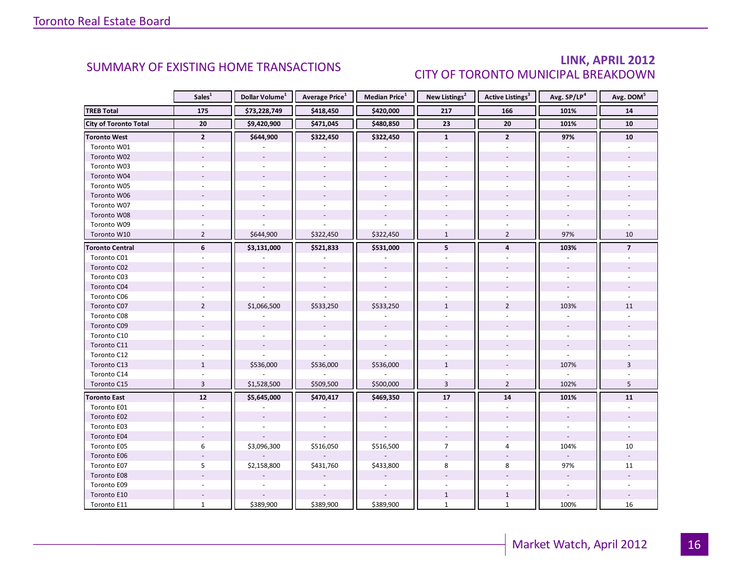## SUMMARY OF EXISTING HOME TRANSACTIONS

## LINK, APRIL 2012
### CITY OF TORONTO MUNICIPAL BREAKDOWN

| | Sales[1] | Dollar Volume[1] | Average Price[1] | Median Price[1] | New Listings[2] | Active Listings[3] | Avg. SP/LP[4] | Avg. DOM[5] |
|---|---|---|---|---|---|---|---|---|
| **TREB Total** | **175** | **$73,228,749** | **$418,450** | **$420,000** | **217** | **166** | **101%** | **14** |
| **City of Toronto Total** | **20** | **$9,420,900** | **$471,045** | **$480,850** | **23** | **20** | **101%** | **10** |
| **Toronto West** | **2** | **$644,900** | **$322,450** | **$322,450** | **1** | **2** | **97%** | **10** |
| Toronto W01 | - | - | - | - | - | - | - | - |
| Toronto W02 | - | - | - | - | - | - | - | - |
| Toronto W03 | - | - | - | - | - | - | - | - |
| Toronto W04 | - | - | - | - | - | - | - | - |
| Toronto W05 | - | - | - | - | - | - | - | - |
| Toronto W06 | - | - | - | - | - | - | - | - |
| Toronto W07 | - | - | - | - | - | - | - | - |
| Toronto W08 | - | - | - | - | - | - | - | - |
| Toronto W09 | - | - | - | - | - | - | - | - |
| Toronto W10 | 2 | $644,900 | $322,450 | $322,450 | 1 | 2 | 97% | 10 |
| **Toronto Central** | **6** | **$3,131,000** | **$521,833** | **$531,000** | **5** | **4** | **103%** | **7** |
| Toronto C01 | - | - | - | - | - | - | - | - |
| Toronto C02 | - | - | - | - | - | - | - | - |
| Toronto C03 | - | - | - | - | - | - | - | - |
| Toronto C04 | - | - | - | - | - | - | - | - |
| Toronto C06 | - | - | - | - | - | - | - | - |
| Toronto C07 | 2 | $1,066,500 | $533,250 | $533,250 | 1 | 2 | 103% | 11 |
| Toronto C08 | - | - | - | - | - | - | - | - |
| Toronto C09 | - | - | - | - | - | - | - | - |
| Toronto C10 | - | - | - | - | - | - | - | - |
| Toronto C11 | - | - | - | - | - | - | - | - |
| Toronto C12 | - | - | - | - | - | - | - | - |
| Toronto C13 | 1 | $536,000 | $536,000 | $536,000 | 1 | - | 107% | 3 |
| Toronto C14 | - | - | - | - | - | - | - | - |
| Toronto C15 | 3 | $1,528,500 | $509,500 | $500,000 | 3 | 2 | 102% | 5 |
| **Toronto East** | **12** | **$5,645,000** | **$470,417** | **$469,350** | **17** | **14** | **101%** | **11** |
| Toronto E01 | - | - | - | - | - | - | - | - |
| Toronto E02 | - | - | - | - | - | - | - | - |
| Toronto E03 | - | - | - | - | - | - | - | - |
| Toronto E04 | - | - | - | - | - | - | - | - |
| Toronto E05 | 6 | $3,096,300 | $516,050 | $516,500 | 7 | 4 | 104% | 10 |
| Toronto E06 | - | - | - | - | - | - | - | - |
| Toronto E07 | 5 | $2,158,800 | $431,760 | $433,800 | 8 | 8 | 97% | 11 |
| Toronto E08 | - | - | - | - | - | - | - | - |
| Toronto E09 | - | - | - | - | - | - | - | - |
| Toronto E10 | - | - | - | - | 1 | 1 | - | - |
| Toronto E11 | 1 | $389,900 | $389,900 | $389,900 | 1 | 1 | 100% | 16 |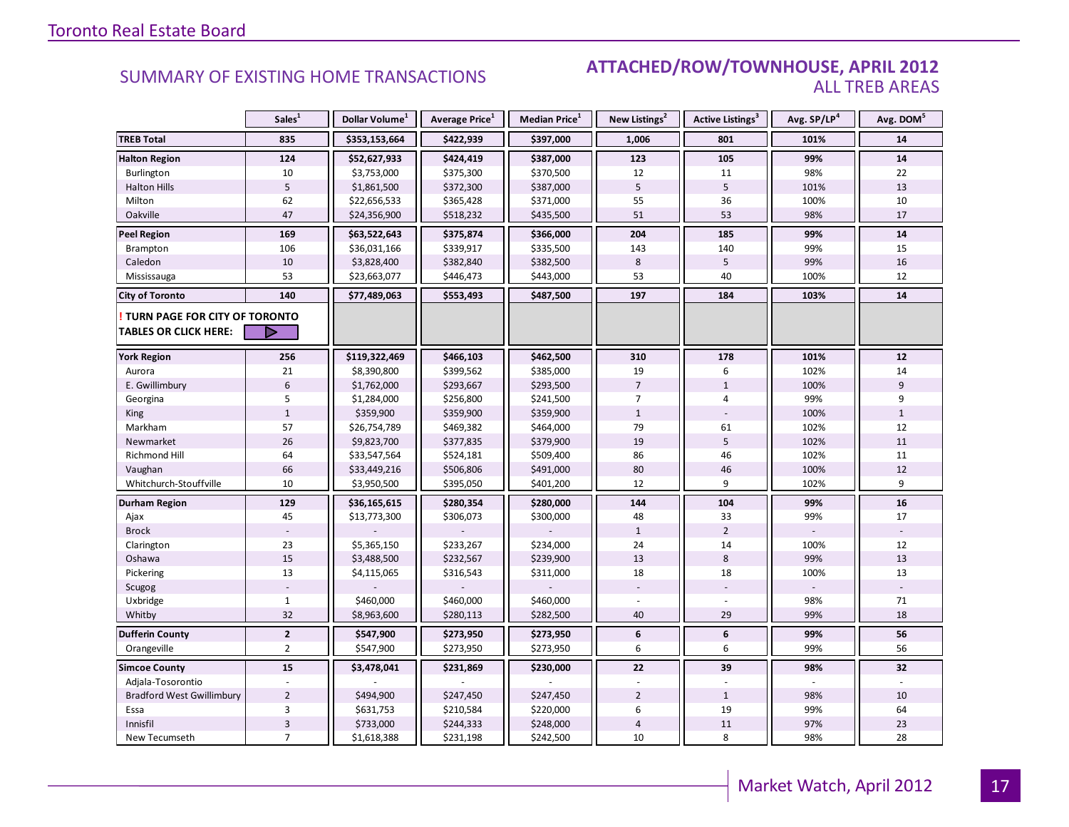## SUMMARY OF EXISTING HOME TRANSACTIONS

## ATTACHED/ROW/TOWNHOUSE, APRIL 2012
### ALL TREB AREAS

| | Sales[1] | Dollar Volume[1] | Average Price[1] | Median Price[1] | New Listings[2] | Active Listings[3] | Avg. SP/LP[4] | Avg. DOM[5] |
|---|---|---|---|---|---|---|---|---|
| **TREB Total** | **835** | **$353,153,664** | **$422,939** | **$397,000** | **1,006** | **801** | **101%** | **14** |
| **Halton Region** | **124** | **$52,627,933** | **$424,419** | **$387,000** | **123** | **105** | **99%** | **14** |
| Burlington | 10 | $3,753,000 | $375,300 | $370,500 | 12 | 11 | 98% | 22 |
| Halton Hills | 5 | $1,861,500 | $372,300 | $387,000 | 5 | 5 | 101% | 13 |
| Milton | 62 | $22,656,533 | $365,428 | $371,000 | 55 | 36 | 100% | 10 |
| Oakville | 47 | $24,356,900 | $518,232 | $435,500 | 51 | 53 | 98% | 17 |
| **Peel Region** | **169** | **$63,522,643** | **$375,874** | **$366,000** | **204** | **185** | **99%** | **14** |
| Brampton | 106 | $36,031,166 | $339,917 | $335,500 | 143 | 140 | 99% | 15 |
| Caledon | 10 | $3,828,400 | $382,840 | $382,500 | 8 | 5 | 99% | 16 |
| Mississauga | 53 | $23,663,077 | $446,473 | $443,000 | 53 | 40 | 100% | 12 |
| **City of Toronto** | **140** | **$77,489,063** | **$553,493** | **$487,500** | **197** | **184** | **103%** | **14** |
| **! TURN PAGE FOR CITY OF TORONTO TABLES OR CLICK HERE:** | | | | | | | | |
| **York Region** | **256** | **$119,322,469** | **$466,103** | **$462,500** | **310** | **178** | **101%** | **12** |
| Aurora | 21 | $8,390,800 | $399,562 | $385,000 | 19 | 6 | 102% | 14 |
| E. Gwillimbury | 6 | $1,762,000 | $293,667 | $293,500 | 7 | 1 | 100% | 9 |
| Georgina | 5 | $1,284,000 | $256,800 | $241,500 | 7 | 4 | 99% | 9 |
| King | 1 | $359,900 | $359,900 | $359,900 | 1 | - | 100% | 1 |
| Markham | 57 | $26,754,789 | $469,382 | $464,000 | 79 | 61 | 102% | 12 |
| Newmarket | 26 | $9,823,700 | $377,835 | $379,900 | 19 | 5 | 102% | 11 |
| Richmond Hill | 64 | $33,547,564 | $524,181 | $509,400 | 86 | 46 | 102% | 11 |
| Vaughan | 66 | $33,449,216 | $506,806 | $491,000 | 80 | 46 | 100% | 12 |
| Whitchurch-Stouffville | 10 | $3,950,500 | $395,050 | $401,200 | 12 | 9 | 102% | 9 |
| **Durham Region** | **129** | **$36,165,615** | **$280,354** | **$280,000** | **144** | **104** | **99%** | **16** |
| Ajax | 45 | $13,773,300 | $306,073 | $300,000 | 48 | 33 | 99% | 17 |
| Brock | - | - | - | - | 1 | 2 | - | - |
| Clarington | 23 | $5,365,150 | $233,267 | $234,000 | 24 | 14 | 100% | 12 |
| Oshawa | 15 | $3,488,500 | $232,567 | $239,900 | 13 | 8 | 99% | 13 |
| Pickering | 13 | $4,115,065 | $316,543 | $311,000 | 18 | 18 | 100% | 13 |
| Scugog | - | - | - | - | - | - | - | - |
| Uxbridge | 1 | $460,000 | $460,000 | $460,000 | - | - | 98% | 71 |
| Whitby | 32 | $8,963,600 | $280,113 | $282,500 | 40 | 29 | 99% | 18 |
| **Dufferin County** | **2** | **$547,900** | **$273,950** | **$273,950** | **6** | **6** | **99%** | **56** |
| Orangeville | 2 | $547,900 | $273,950 | $273,950 | 6 | 6 | 99% | 56 |
| **Simcoe County** | **15** | **$3,478,041** | **$231,869** | **$230,000** | **22** | **39** | **98%** | **32** |
| Adjala-Tosorontio | - | - | - | - | - | - | - | - |
| Bradford West Gwillimbury | 2 | $494,900 | $247,450 | $247,450 | 2 | 1 | 98% | 10 |
| Essa | 3 | $631,753 | $210,584 | $220,000 | 6 | 19 | 99% | 64 |
| Innisfil | 3 | $733,000 | $244,333 | $248,000 | 4 | 11 | 97% | 23 |
| New Tecumseth | 7 | $1,618,388 | $231,198 | $242,500 | 10 | 8 | 98% | 28 |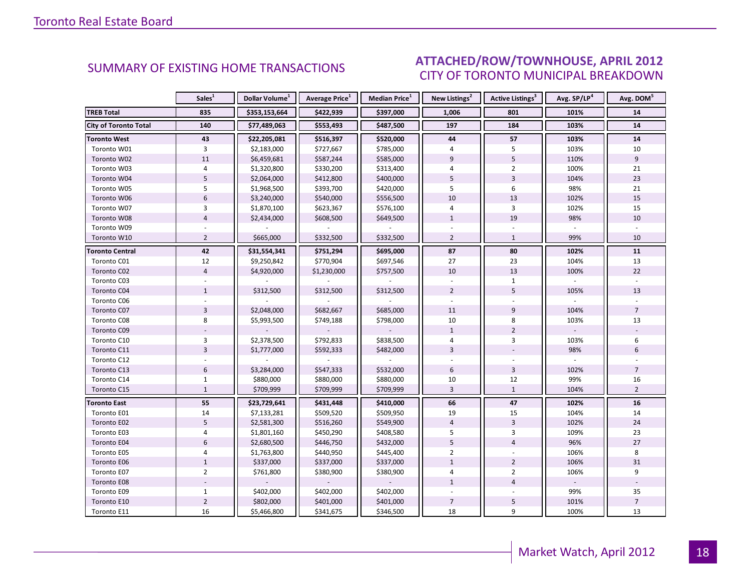## SUMMARY OF EXISTING HOME TRANSACTIONS

## ATTACHED/ROW/TOWNHOUSE, APRIL 2012
### CITY OF TORONTO MUNICIPAL BREAKDOWN

| | Sales[1] | Dollar Volume[1] | Average Price[1] | Median Price[1] | New Listings[2] | Active Listings[3] | Avg. SP/LP[4] | Avg. DOM[5] |
|---|---|---|---|---|---|---|---|---|
| **TREB Total** | **835** | **$353,153,664** | **$422,939** | **$397,000** | **1,006** | **801** | **101%** | **14** |
| **City of Toronto Total** | **140** | **$77,489,063** | **$553,493** | **$487,500** | **197** | **184** | **103%** | **14** |
| **Toronto West** | **43** | **$22,205,081** | **$516,397** | **$520,000** | **44** | **57** | **103%** | **14** |
| Toronto W01 | 3 | $2,183,000 | $727,667 | $785,000 | 4 | 5 | 103% | 10 |
| Toronto W02 | 11 | $6,459,681 | $587,244 | $585,000 | 9 | 5 | 110% | 9 |
| Toronto W03 | 4 | $1,320,800 | $330,200 | $313,400 | 4 | 2 | 100% | 21 |
| Toronto W04 | 5 | $2,064,000 | $412,800 | $400,000 | 5 | 3 | 104% | 23 |
| Toronto W05 | 5 | $1,968,500 | $393,700 | $420,000 | 5 | 6 | 98% | 21 |
| Toronto W06 | 6 | $3,240,000 | $540,000 | $556,500 | 10 | 13 | 102% | 15 |
| Toronto W07 | 3 | $1,870,100 | $623,367 | $576,100 | 4 | 3 | 102% | 15 |
| Toronto W08 | 4 | $2,434,000 | $608,500 | $649,500 | 1 | 19 | 98% | 10 |
| Toronto W09 | - | - | - | - | - | - | - | - |
| Toronto W10 | 2 | $665,000 | $332,500 | $332,500 | 2 | 1 | 99% | 10 |
| **Toronto Central** | **42** | **$31,554,341** | **$751,294** | **$695,000** | **87** | **80** | **102%** | **11** |
| Toronto C01 | 12 | $9,250,842 | $770,904 | $697,546 | 27 | 23 | 104% | 13 |
| Toronto C02 | 4 | $4,920,000 | $1,230,000 | $757,500 | 10 | 13 | 100% | 22 |
| Toronto C03 | - | - | - | - | - | 1 | - | - |
| Toronto C04 | 1 | $312,500 | $312,500 | $312,500 | 2 | 5 | 105% | 13 |
| Toronto C06 | - | - | - | - | - | - | - | - |
| Toronto C07 | 3 | $2,048,000 | $682,667 | $685,000 | 11 | 9 | 104% | 7 |
| Toronto C08 | 8 | $5,993,500 | $749,188 | $798,000 | 10 | 8 | 103% | 13 |
| Toronto C09 | - | - | - | - | 1 | 2 | - | - |
| Toronto C10 | 3 | $2,378,500 | $792,833 | $838,500 | 4 | 3 | 103% | 6 |
| Toronto C11 | 3 | $1,777,000 | $592,333 | $482,000 | 3 | - | 98% | 6 |
| Toronto C12 | - | - | - | - | - | - | - | - |
| Toronto C13 | 6 | $3,284,000 | $547,333 | $532,000 | 6 | 3 | 102% | 7 |
| Toronto C14 | 1 | $880,000 | $880,000 | $880,000 | 10 | 12 | 99% | 16 |
| Toronto C15 | 1 | $709,999 | $709,999 | $709,999 | 3 | 1 | 104% | 2 |
| **Toronto East** | **55** | **$23,729,641** | **$431,448** | **$410,000** | **66** | **47** | **102%** | **16** |
| Toronto E01 | 14 | $7,133,281 | $509,520 | $509,950 | 19 | 15 | 104% | 14 |
| Toronto E02 | 5 | $2,581,300 | $516,260 | $549,900 | 4 | 3 | 102% | 24 |
| Toronto E03 | 4 | $1,801,160 | $450,290 | $408,580 | 5 | 3 | 109% | 23 |
| Toronto E04 | 6 | $2,680,500 | $446,750 | $432,000 | 5 | 4 | 96% | 27 |
| Toronto E05 | 4 | $1,763,800 | $440,950 | $445,400 | 2 | - | 106% | 8 |
| Toronto E06 | 1 | $337,000 | $337,000 | $337,000 | 1 | 2 | 106% | 31 |
| Toronto E07 | 2 | $761,800 | $380,900 | $380,900 | 4 | 2 | 106% | 9 |
| Toronto E08 | - | - | - | - | 1 | 4 | - | - |
| Toronto E09 | 1 | $402,000 | $402,000 | $402,000 | - | - | 99% | 35 |
| Toronto E10 | 2 | $802,000 | $401,000 | $401,000 | 7 | 5 | 101% | 7 |
| Toronto E11 | 16 | $5,466,800 | $341,675 | $346,500 | 18 | 9 | 100% | 13 |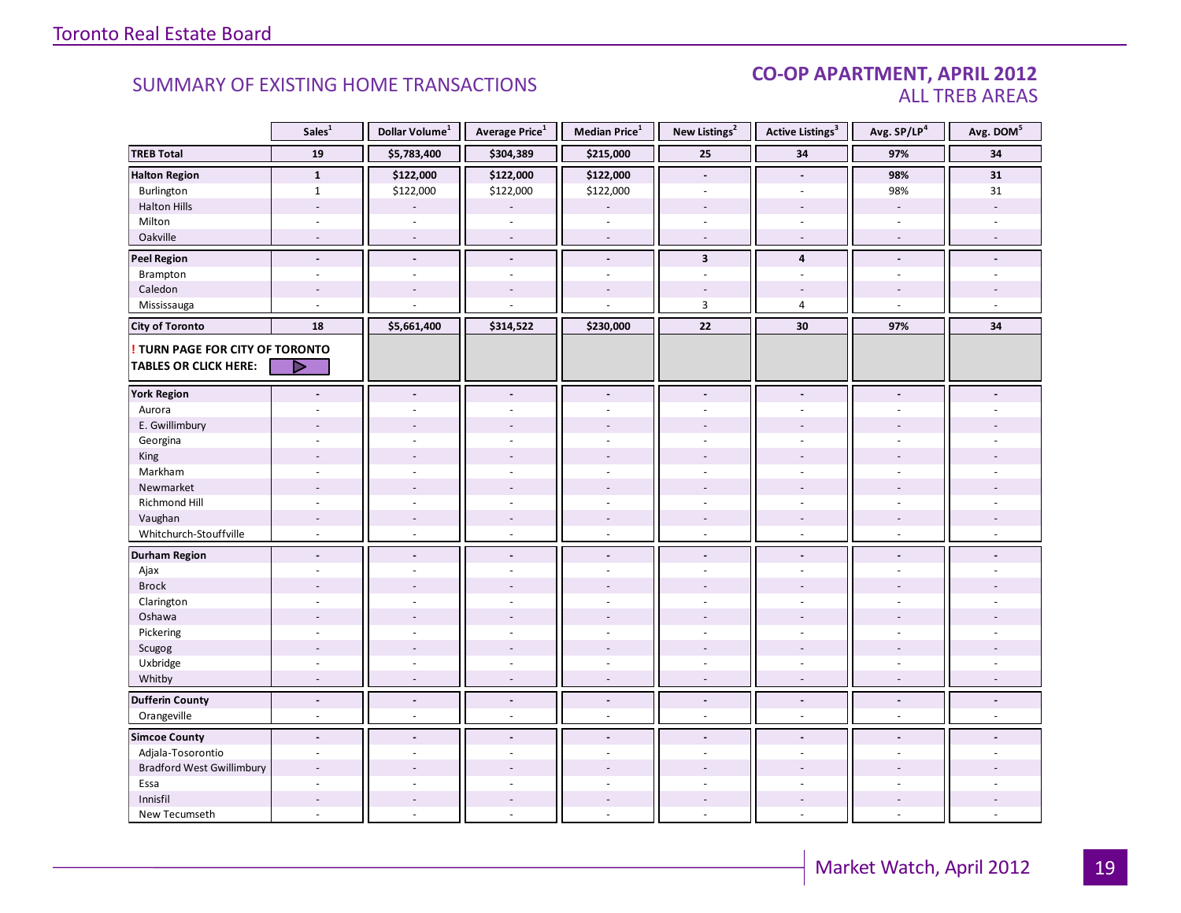Toronto Real Estate Board

## SUMMARY OF EXISTING HOME TRANSACTIONS

## CO-OP APARTMENT, APRIL 2012
### ALL TREB AREAS

| | Sales[1] | Dollar Volume[1] | Average Price[1] | Median Price[1] | New Listings[2] | Active Listings[3] | Avg. SP/LP[4] | Avg. DOM[5] |
|---|---|---|---|---|---|---|---|---|
| **TREB Total** | **19** | **$5,783,400** | **$304,389** | **$215,000** | **25** | **34** | **97%** | **34** |
| **Halton Region** | **1** | **$122,000** | **$122,000** | **$122,000** | **-** | **-** | **98%** | **31** |
| Burlington | 1 | $122,000 | $122,000 | $122,000 | - | - | 98% | 31 |
| Halton Hills | - | - | - | - | - | - | - | - |
| Milton | - | - | - | - | - | - | - | - |
| Oakville | - | - | - | - | - | - | - | - |
| **Peel Region** | **-** | **-** | **-** | **-** | **3** | **4** | **-** | **-** |
| Brampton | - | - | - | - | - | - | - | - |
| Caledon | - | - | - | - | - | - | - | - |
| Mississauga | - | - | - | - | 3 | 4 | - | - |
| **City of Toronto** | **18** | **$5,661,400** | **$314,522** | **$230,000** | **22** | **30** | **97%** | **34** |
| **! TURN PAGE FOR CITY OF TORONTO TABLES OR CLICK HERE:** | | | | | | | | |
| **York Region** | **-** | **-** | **-** | **-** | **-** | **-** | **-** | **-** |
| Aurora | - | - | - | - | - | - | - | - |
| E. Gwillimbury | - | - | - | - | - | - | - | - |
| Georgina | - | - | - | - | - | - | - | - |
| King | - | - | - | - | - | - | - | - |
| Markham | - | - | - | - | - | - | - | - |
| Newmarket | - | - | - | - | - | - | - | - |
| Richmond Hill | - | - | - | - | - | - | - | - |
| Vaughan | - | - | - | - | - | - | - | - |
| Whitchurch-Stouffville | - | - | - | - | - | - | - | - |
| **Durham Region** | **-** | **-** | **-** | **-** | **-** | **-** | **-** | **-** |
| Ajax | - | - | - | - | - | - | - | - |
| Brock | - | - | - | - | - | - | - | - |
| Clarington | - | - | - | - | - | - | - | - |
| Oshawa | - | - | - | - | - | - | - | - |
| Pickering | - | - | - | - | - | - | - | - |
| Scugog | - | - | - | - | - | - | - | - |
| Uxbridge | - | - | - | - | - | - | - | - |
| Whitby | - | - | - | - | - | - | - | - |
| **Dufferin County** | **-** | **-** | **-** | **-** | **-** | **-** | **-** | **-** |
| Orangeville | - | - | - | - | - | - | - | - |
| **Simcoe County** | **-** | **-** | **-** | **-** | **-** | **-** | **-** | **-** |
| Adjala-Tosorontio | - | - | - | - | - | - | - | - |
| Bradford West Gwillimbury | - | - | - | - | - | - | - | - |
| Essa | - | - | - | - | - | - | - | - |
| Innisfil | - | - | - | - | - | - | - | - |
| New Tecumseth | - | - | - | - | - | - | - | - |

Market Watch, April 2012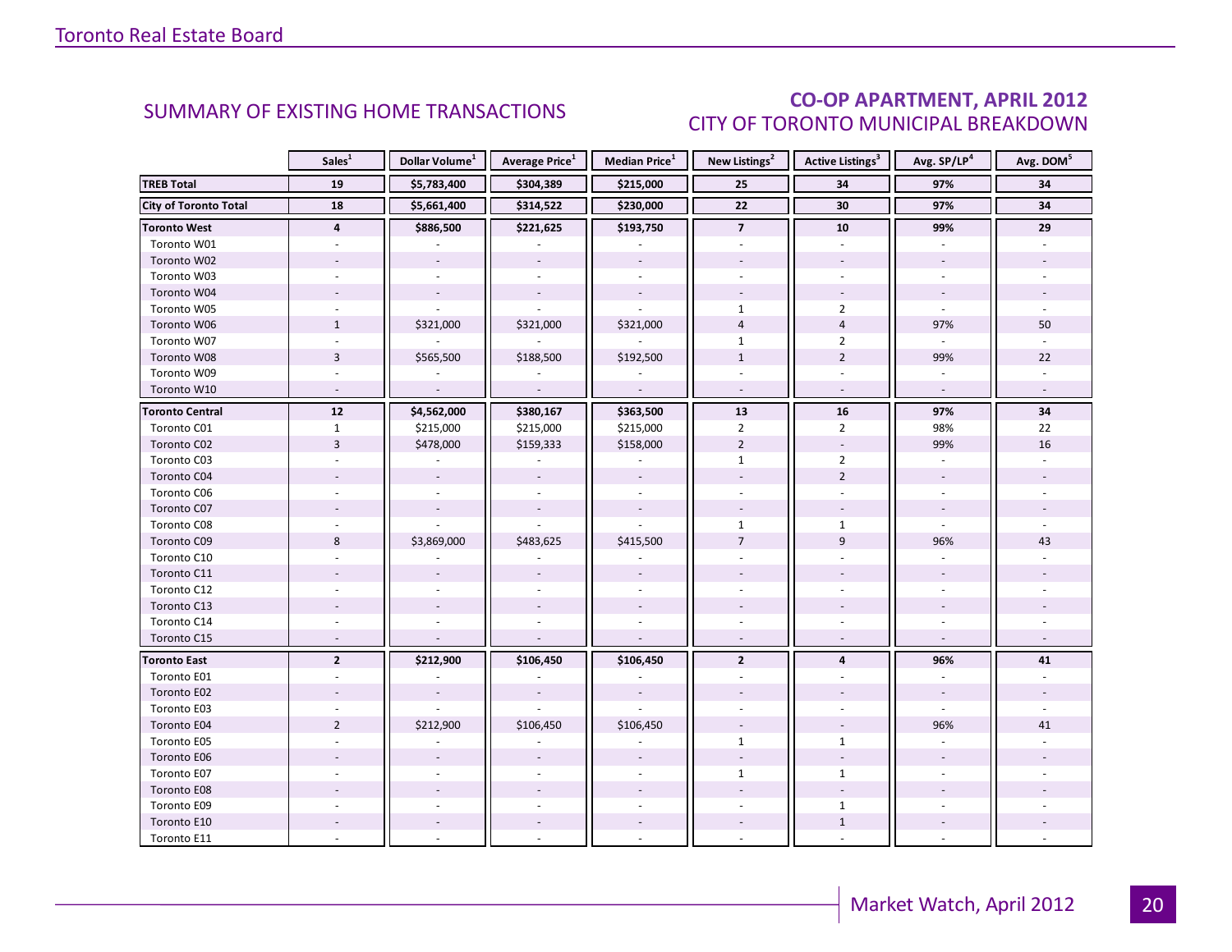## SUMMARY OF EXISTING HOME TRANSACTIONS

## CO-OP APARTMENT, APRIL 2012
### CITY OF TORONTO MUNICIPAL BREAKDOWN

| | Sales[1] | Dollar Volume[1] | Average Price[1] | Median Price[1] | New Listings[2] | Active Listings[3] | Avg. SP/LP[4] | Avg. DOM[5] |
|---|---|---|---|---|---|---|---|---|
| **TREB Total** | **19** | **$5,783,400** | **$304,389** | **$215,000** | **25** | **34** | **97%** | **34** |
| **City of Toronto Total** | **18** | **$5,661,400** | **$314,522** | **$230,000** | **22** | **30** | **97%** | **34** |
| **Toronto West** | **4** | **$886,500** | **$221,625** | **$193,750** | **7** | **10** | **99%** | **29** |
| Toronto W01 | - | - | - | - | - | - | - | - |
| Toronto W02 | - | - | - | - | - | - | - | - |
| Toronto W03 | - | - | - | - | - | - | - | - |
| Toronto W04 | - | - | - | - | - | - | - | - |
| Toronto W05 | - | - | - | - | 1 | 2 | - | - |
| Toronto W06 | 1 | $321,000 | $321,000 | $321,000 | 4 | 4 | 97% | 50 |
| Toronto W07 | - | - | - | - | 1 | 2 | - | - |
| Toronto W08 | 3 | $565,500 | $188,500 | $192,500 | 1 | 2 | 99% | 22 |
| Toronto W09 | - | - | - | - | - | - | - | - |
| Toronto W10 | - | - | - | - | - | - | - | - |
| **Toronto Central** | **12** | **$4,562,000** | **$380,167** | **$363,500** | **13** | **16** | **97%** | **34** |
| Toronto C01 | 1 | $215,000 | $215,000 | $215,000 | 2 | 2 | 98% | 22 |
| Toronto C02 | 3 | $478,000 | $159,333 | $158,000 | 2 | - | 99% | 16 |
| Toronto C03 | - | - | - | - | 1 | 2 | - | - |
| Toronto C04 | - | - | - | - | - | 2 | - | - |
| Toronto C06 | - | - | - | - | - | - | - | - |
| Toronto C07 | - | - | - | - | - | - | - | - |
| Toronto C08 | - | - | - | - | 1 | 1 | - | - |
| Toronto C09 | 8 | $3,869,000 | $483,625 | $415,500 | 7 | 9 | 96% | 43 |
| Toronto C10 | - | - | - | - | - | - | - | - |
| Toronto C11 | - | - | - | - | - | - | - | - |
| Toronto C12 | - | - | - | - | - | - | - | - |
| Toronto C13 | - | - | - | - | - | - | - | - |
| Toronto C14 | - | - | - | - | - | - | - | - |
| Toronto C15 | - | - | - | - | - | - | - | - |
| **Toronto East** | **2** | **$212,900** | **$106,450** | **$106,450** | **2** | **4** | **96%** | **41** |
| Toronto E01 | - | - | - | - | - | - | - | - |
| Toronto E02 | - | - | - | - | - | - | - | - |
| Toronto E03 | - | - | - | - | - | - | - | - |
| Toronto E04 | 2 | $212,900 | $106,450 | $106,450 | - | - | 96% | 41 |
| Toronto E05 | - | - | - | - | 1 | 1 | - | - |
| Toronto E06 | - | - | - | - | - | - | - | - |
| Toronto E07 | - | - | - | - | 1 | 1 | - | - |
| Toronto E08 | - | - | - | - | - | - | - | - |
| Toronto E09 | - | - | - | - | - | 1 | - | - |
| Toronto E10 | - | - | - | - | - | 1 | - | - |
| Toronto E11 | - | - | - | - | - | - | - | - |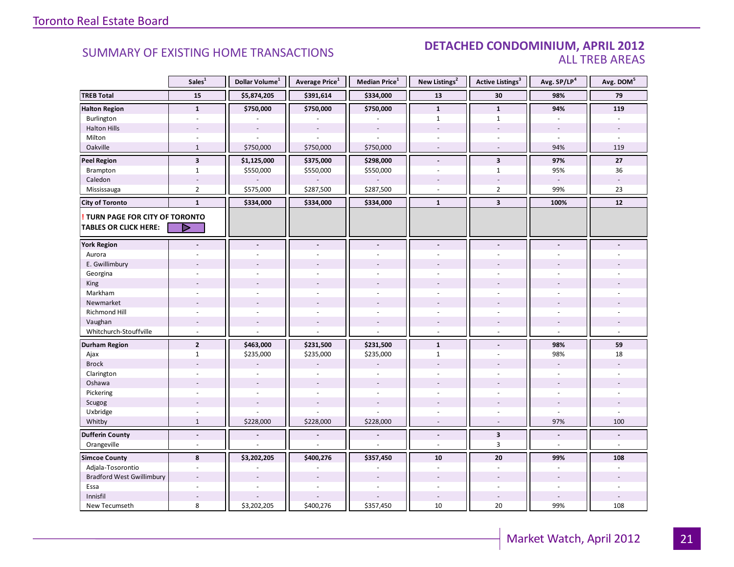## SUMMARY OF EXISTING HOME TRANSACTIONS

### DETACHED CONDOMINIUM, APRIL 2012
### ALL TREB AREAS

| | Sales[1] | Dollar Volume[1] | Average Price[1] | Median Price[1] | New Listings[2] | Active Listings[3] | Avg. SP/LP[4] | Avg. DOM[5] |
|---|---|---|---|---|---|---|---|---|
| **TREB Total** | **15** | **$5,874,205** | **$391,614** | **$334,000** | **13** | **30** | **98%** | **79** |
| **Halton Region** | **1** | **$750,000** | **$750,000** | **$750,000** | **1** | **1** | **94%** | **119** |
| Burlington | - | - | - | - | 1 | 1 | - | - |
| Halton Hills | - | - | - | - | - | - | - | - |
| Milton | - | - | - | - | - | - | - | - |
| Oakville | 1 | $750,000 | $750,000 | $750,000 | - | - | 94% | 119 |
| **Peel Region** | **3** | **$1,125,000** | **$375,000** | **$298,000** | **-** | **3** | **97%** | **27** |
| Brampton | 1 | $550,000 | $550,000 | $550,000 | - | 1 | 95% | 36 |
| Caledon | - | - | - | - | - | - | - | - |
| Mississauga | 2 | $575,000 | $287,500 | $287,500 | - | 2 | 99% | 23 |
| **City of Toronto** | **1** | **$334,000** | **$334,000** | **$334,000** | **1** | **3** | **100%** | **12** |
| **! TURN PAGE FOR CITY OF TORONTO TABLES OR CLICK HERE:** | | | | | | | | |
| **York Region** | **-** | **-** | **-** | **-** | **-** | **-** | **-** | **-** |
| Aurora | - | - | - | - | - | - | - | - |
| E. Gwillimbury | - | - | - | - | - | - | - | - |
| Georgina | - | - | - | - | - | - | - | - |
| King | - | - | - | - | - | - | - | - |
| Markham | - | - | - | - | - | - | - | - |
| Newmarket | - | - | - | - | - | - | - | - |
| Richmond Hill | - | - | - | - | - | - | - | - |
| Vaughan | - | - | - | - | - | - | - | - |
| Whitchurch-Stouffville | - | - | - | - | - | - | - | - |
| **Durham Region** | **2** | **$463,000** | **$231,500** | **$231,500** | **1** | **-** | **98%** | **59** |
| Ajax | 1 | $235,000 | $235,000 | $235,000 | 1 | - | 98% | 18 |
| Brock | - | - | - | - | - | - | - | - |
| Clarington | - | - | - | - | - | - | - | - |
| Oshawa | - | - | - | - | - | - | - | - |
| Pickering | - | - | - | - | - | - | - | - |
| Scugog | - | - | - | - | - | - | - | - |
| Uxbridge | - | - | - | - | - | - | - | - |
| Whitby | 1 | $228,000 | $228,000 | $228,000 | - | - | 97% | 100 |
| **Dufferin County** | **-** | **-** | **-** | **-** | **-** | **3** | **-** | **-** |
| Orangeville | - | - | - | - | - | 3 | - | - |
| **Simcoe County** | **8** | **$3,202,205** | **$400,276** | **$357,450** | **10** | **20** | **99%** | **108** |
| Adjala-Tosorontio | - | - | - | - | - | - | - | - |
| Bradford West Gwillimbury | - | - | - | - | - | - | - | - |
| Essa | - | - | - | - | - | - | - | - |
| Innisfil | - | - | - | - | - | - | - | - |
| New Tecumseth | 8 | $3,202,205 | $400,276 | $357,450 | 10 | 20 | 99% | 108 |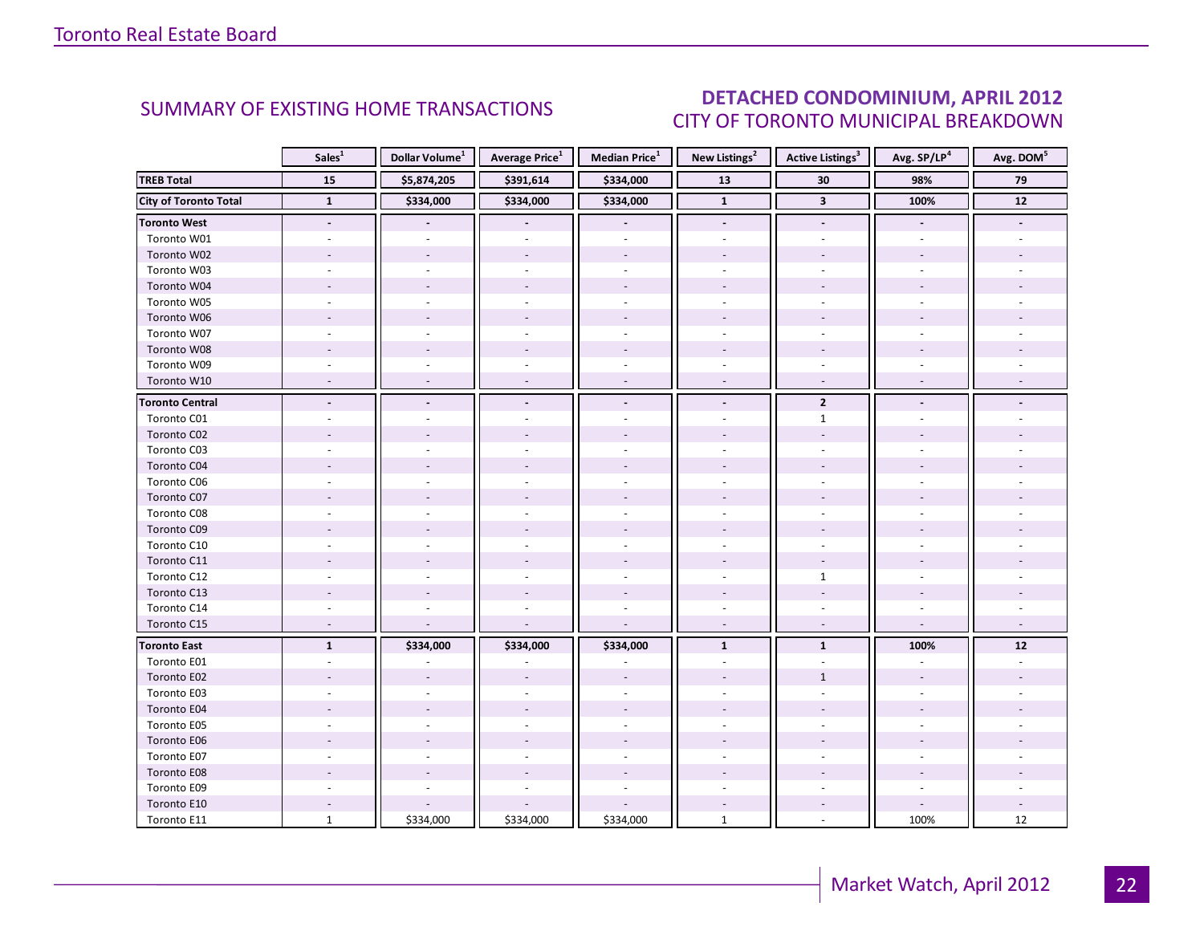## SUMMARY OF EXISTING HOME TRANSACTIONS

## DETACHED CONDOMINIUM, APRIL 2012
## CITY OF TORONTO MUNICIPAL BREAKDOWN

| | Sales[1] | Dollar Volume[1] | Average Price[1] | Median Price[1] | New Listings[2] | Active Listings[3] | Avg. SP/LP[4] | Avg. DOM[5] |
|---|---|---|---|---|---|---|---|---|
| **TREB Total** | **15** | **$5,874,205** | **$391,614** | **$334,000** | **13** | **30** | **98%** | **79** |
| **City of Toronto Total** | **1** | **$334,000** | **$334,000** | **$334,000** | **1** | **3** | **100%** | **12** |
| **Toronto West** | **-** | **-** | **-** | **-** | **-** | **-** | **-** | **-** |
| Toronto W01 | - | - | - | - | - | - | - | - |
| Toronto W02 | - | - | - | - | - | - | - | - |
| Toronto W03 | - | - | - | - | - | - | - | - |
| Toronto W04 | - | - | - | - | - | - | - | - |
| Toronto W05 | - | - | - | - | - | - | - | - |
| Toronto W06 | - | - | - | - | - | - | - | - |
| Toronto W07 | - | - | - | - | - | - | - | - |
| Toronto W08 | - | - | - | - | - | - | - | - |
| Toronto W09 | - | - | - | - | - | - | - | - |
| Toronto W10 | - | - | - | - | - | - | - | - |
| **Toronto Central** | **-** | **-** | **-** | **-** | **-** | **2** | **-** | **-** |
| Toronto C01 | - | - | - | - | - | 1 | - | - |
| Toronto C02 | - | - | - | - | - | - | - | - |
| Toronto C03 | - | - | - | - | - | - | - | - |
| Toronto C04 | - | - | - | - | - | - | - | - |
| Toronto C06 | - | - | - | - | - | - | - | - |
| Toronto C07 | - | - | - | - | - | - | - | - |
| Toronto C08 | - | - | - | - | - | - | - | - |
| Toronto C09 | - | - | - | - | - | - | - | - |
| Toronto C10 | - | - | - | - | - | - | - | - |
| Toronto C11 | - | - | - | - | - | - | - | - |
| Toronto C12 | - | - | - | - | - | 1 | - | - |
| Toronto C13 | - | - | - | - | - | - | - | - |
| Toronto C14 | - | - | - | - | - | - | - | - |
| Toronto C15 | - | - | - | - | - | - | - | - |
| **Toronto East** | **1** | **$334,000** | **$334,000** | **$334,000** | **1** | **1** | **100%** | **12** |
| Toronto E01 | - | - | - | - | - | - | - | - |
| Toronto E02 | - | - | - | - | - | 1 | - | - |
| Toronto E03 | - | - | - | - | - | - | - | - |
| Toronto E04 | - | - | - | - | - | - | - | - |
| Toronto E05 | - | - | - | - | - | - | - | - |
| Toronto E06 | - | - | - | - | - | - | - | - |
| Toronto E07 | - | - | - | - | - | - | - | - |
| Toronto E08 | - | - | - | - | - | - | - | - |
| Toronto E09 | - | - | - | - | - | - | - | - |
| Toronto E10 | - | - | - | - | - | - | - | - |
| Toronto E11 | 1 | $334,000 | $334,000 | $334,000 | 1 | - | 100% | 12 |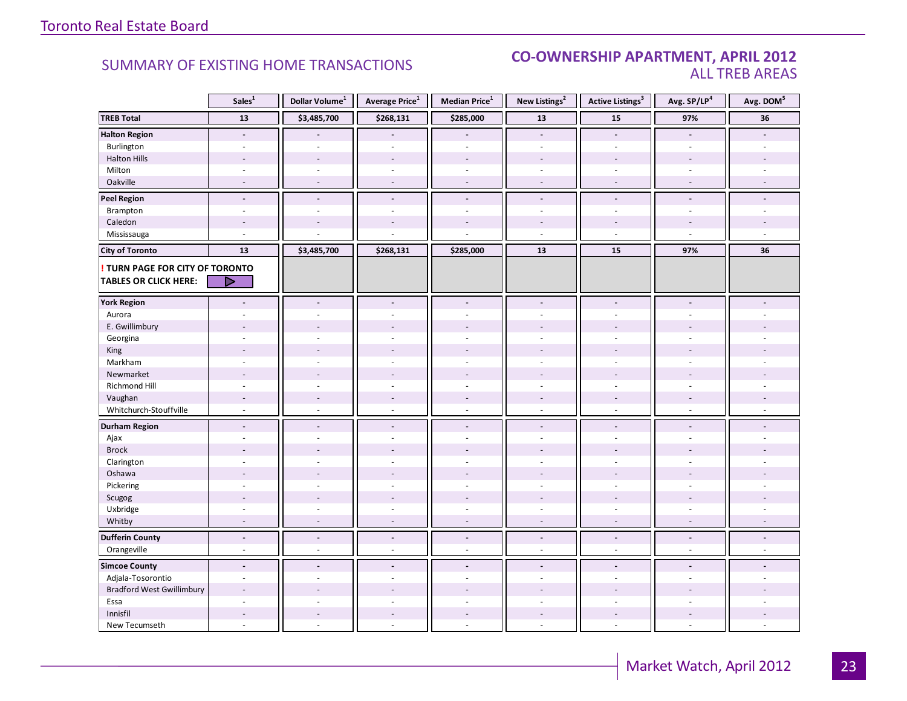## SUMMARY OF EXISTING HOME TRANSACTIONS

## CO-OWNERSHIP APARTMENT, APRIL 2012
### ALL TREB AREAS

| | Sales[1] | Dollar Volume[1] | Average Price[1] | Median Price[1] | New Listings[2] | Active Listings[3] | Avg. SP/LP[4] | Avg. DOM[5] |
|---|---|---|---|---|---|---|---|---|
| **TREB Total** | **13** | **$3,485,700** | **$268,131** | **$285,000** | **13** | **15** | **97%** | **36** |
| **Halton Region** | - | - | - | - | - | - | - | - |
| Burlington | - | - | - | - | - | - | - | - |
| Halton Hills | - | - | - | - | - | - | - | - |
| Milton | - | - | - | - | - | - | - | - |
| Oakville | - | - | - | - | - | - | - | - |
| **Peel Region** | - | - | - | - | - | - | - | - |
| Brampton | - | - | - | - | - | - | - | - |
| Caledon | - | - | - | - | - | - | - | - |
| Mississauga | - | - | - | - | - | - | - | - |
| **City of Toronto** | **13** | **$3,485,700** | **$268,131** | **$285,000** | **13** | **15** | **97%** | **36** |
| **! TURN PAGE FOR CITY OF TORONTO TABLES OR CLICK HERE:** | | | | | | | | |
| **York Region** | - | - | - | - | - | - | - | - |
| Aurora | - | - | - | - | - | - | - | - |
| E. Gwillimbury | - | - | - | - | - | - | - | - |
| Georgina | - | - | - | - | - | - | - | - |
| King | - | - | - | - | - | - | - | - |
| Markham | - | - | - | - | - | - | - | - |
| Newmarket | - | - | - | - | - | - | - | - |
| Richmond Hill | - | - | - | - | - | - | - | - |
| Vaughan | - | - | - | - | - | - | - | - |
| Whitchurch-Stouffville | - | - | - | - | - | - | - | - |
| **Durham Region** | - | - | - | - | - | - | - | - |
| Ajax | - | - | - | - | - | - | - | - |
| Brock | - | - | - | - | - | - | - | - |
| Clarington | - | - | - | - | - | - | - | - |
| Oshawa | - | - | - | - | - | - | - | - |
| Pickering | - | - | - | - | - | - | - | - |
| Scugog | - | - | - | - | - | - | - | - |
| Uxbridge | - | - | - | - | - | - | - | - |
| Whitby | - | - | - | - | - | - | - | - |
| **Dufferin County** | - | - | - | - | - | - | - | - |
| Orangeville | - | - | - | - | - | - | - | - |
| **Simcoe County** | - | - | - | - | - | - | - | - |
| Adjala-Tosorontio | - | - | - | - | - | - | - | - |
| Bradford West Gwillimbury | - | - | - | - | - | - | - | - |
| Essa | - | - | - | - | - | - | - | - |
| Innisfil | - | - | - | - | - | - | - | - |
| New Tecumseth | - | - | - | - | - | - | - | - |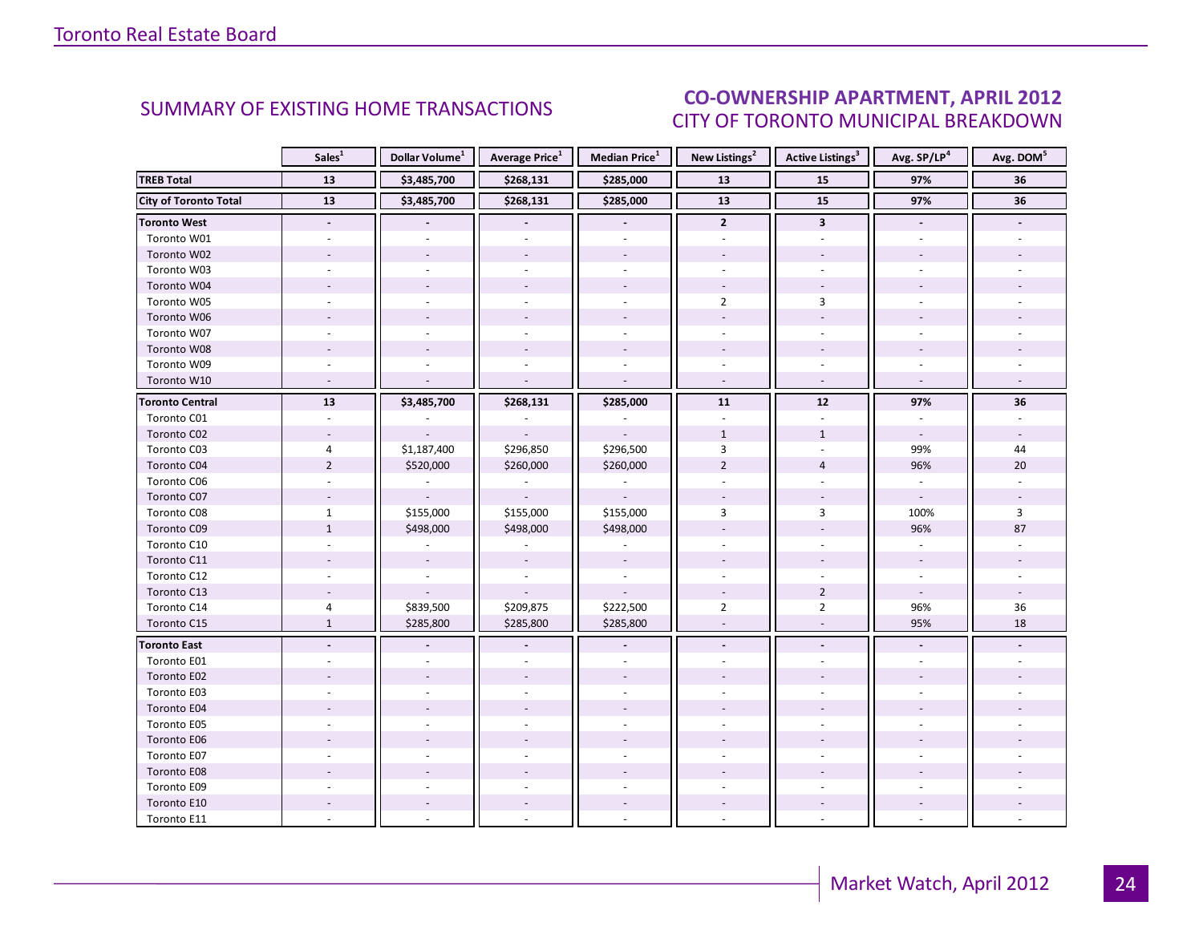## SUMMARY OF EXISTING HOME TRANSACTIONS

## CO-OWNERSHIP APARTMENT, APRIL 2012
### CITY OF TORONTO MUNICIPAL BREAKDOWN

| | Sales[1] | Dollar Volume[1] | Average Price[1] | Median Price[1] | New Listings[2] | Active Listings[3] | Avg. SP/LP[4] | Avg. DOM[5] |
|---|---|---|---|---|---|---|---|---|
| **TREB Total** | **13** | **$3,485,700** | **$268,131** | **$285,000** | **13** | **15** | **97%** | **36** |
| **City of Toronto Total** | **13** | **$3,485,700** | **$268,131** | **$285,000** | **13** | **15** | **97%** | **36** |
| **Toronto West** | **-** | **-** | **-** | **-** | **2** | **3** | **-** | **-** |
| Toronto W01 | - | - | - | - | - | - | - | - |
| Toronto W02 | - | - | - | - | - | - | - | - |
| Toronto W03 | - | - | - | - | - | - | - | - |
| Toronto W04 | - | - | - | - | - | - | - | - |
| Toronto W05 | - | - | - | - | 2 | 3 | - | - |
| Toronto W06 | - | - | - | - | - | - | - | - |
| Toronto W07 | - | - | - | - | - | - | - | - |
| Toronto W08 | - | - | - | - | - | - | - | - |
| Toronto W09 | - | - | - | - | - | - | - | - |
| Toronto W10 | - | - | - | - | - | - | - | - |
| **Toronto Central** | **13** | **$3,485,700** | **$268,131** | **$285,000** | **11** | **12** | **97%** | **36** |
| Toronto C01 | - | - | - | - | - | - | - | - |
| Toronto C02 | - | - | - | - | 1 | 1 | - | - |
| Toronto C03 | 4 | $1,187,400 | $296,850 | $296,500 | 3 | - | 99% | 44 |
| Toronto C04 | 2 | $520,000 | $260,000 | $260,000 | 2 | 4 | 96% | 20 |
| Toronto C06 | - | - | - | - | - | - | - | - |
| Toronto C07 | - | - | - | - | - | - | - | - |
| Toronto C08 | 1 | $155,000 | $155,000 | $155,000 | 3 | 3 | 100% | 3 |
| Toronto C09 | 1 | $498,000 | $498,000 | $498,000 | - | - | 96% | 87 |
| Toronto C10 | - | - | - | - | - | - | - | - |
| Toronto C11 | - | - | - | - | - | - | - | - |
| Toronto C12 | - | - | - | - | - | - | - | - |
| Toronto C13 | - | - | - | - | - | 2 | - | - |
| Toronto C14 | 4 | $839,500 | $209,875 | $222,500 | 2 | 2 | 96% | 36 |
| Toronto C15 | 1 | $285,800 | $285,800 | $285,800 | - | - | 95% | 18 |
| **Toronto East** | **-** | **-** | **-** | **-** | **-** | **-** | **-** | **-** |
| Toronto E01 | - | - | - | - | - | - | - | - |
| Toronto E02 | - | - | - | - | - | - | - | - |
| Toronto E03 | - | - | - | - | - | - | - | - |
| Toronto E04 | - | - | - | - | - | - | - | - |
| Toronto E05 | - | - | - | - | - | - | - | - |
| Toronto E06 | - | - | - | - | - | - | - | - |
| Toronto E07 | - | - | - | - | - | - | - | - |
| Toronto E08 | - | - | - | - | - | - | - | - |
| Toronto E09 | - | - | - | - | - | - | - | - |
| Toronto E10 | - | - | - | - | - | - | - | - |
| Toronto E11 | - | - | - | - | - | - | - | - |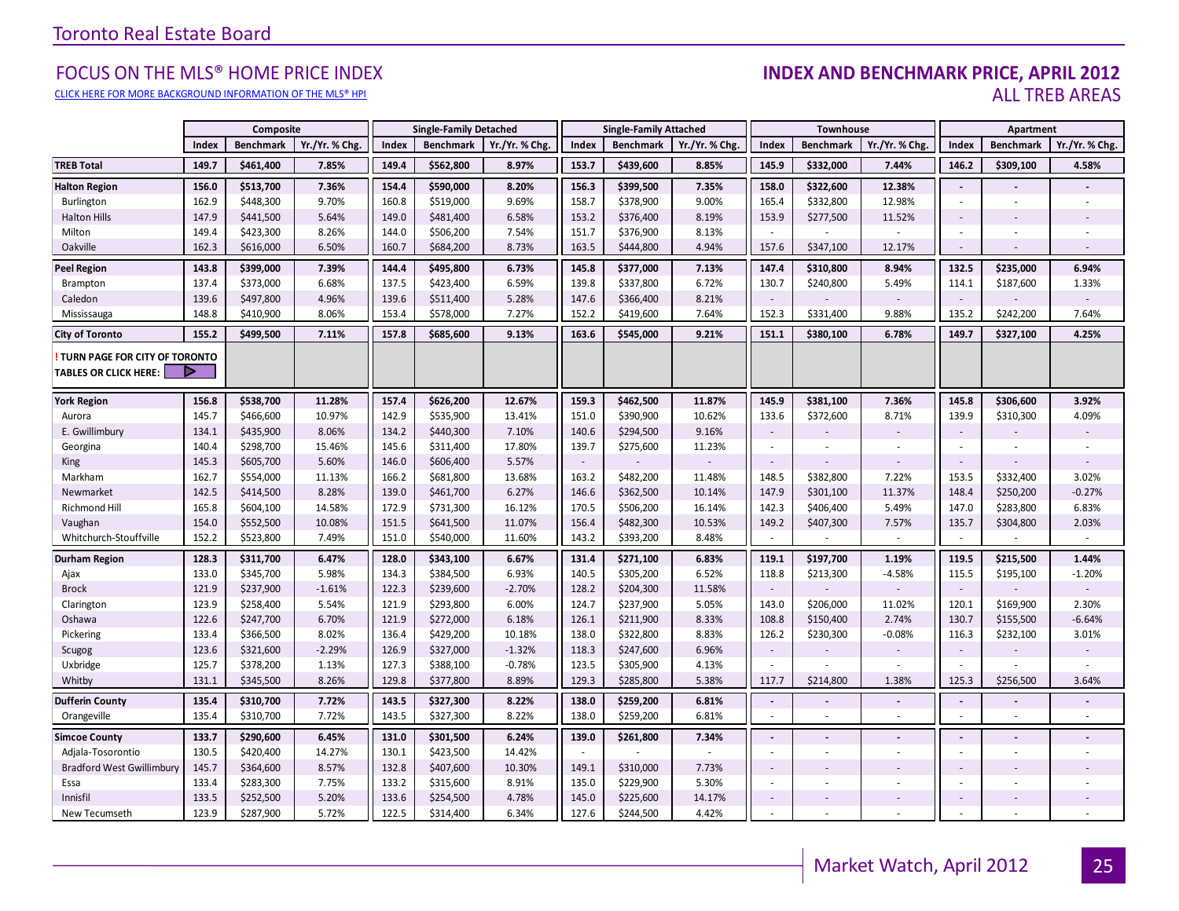Toronto Real Estate Board

## FOCUS ON THE MLS® HOME PRICE INDEX

CLICK HERE FOR MORE BACKGROUND INFORMATION OF THE MLS® HPI

## INDEX AND BENCHMARK PRICE, APRIL 2012
### ALL TREB AREAS

| | Composite | | | Single-Family Detached | | | Single-Family Attached | | | Townhouse | | | Apartment | | |
|---|---|---|---|---|---|---|---|---|---|---|---|---|---|---|---|
| | Index | Benchmark | Yr./Yr. % Chg. | Index | Benchmark | Yr./Yr. % Chg. | Index | Benchmark | Yr./Yr. % Chg. | Index | Benchmark | Yr./Yr. % Chg. | Index | Benchmark | Yr./Yr. % Chg. |
| **TREB Total** | **149.7** | **$461,400** | **7.85%** | **149.4** | **$562,800** | **8.97%** | **153.7** | **$439,600** | **8.85%** | **145.9** | **$332,000** | **7.44%** | **146.2** | **$309,100** | **4.58%** |
| **Halton Region** | **156.0** | **$513,700** | **7.36%** | **154.4** | **$590,000** | **8.20%** | **156.3** | **$399,500** | **7.35%** | **158.0** | **$322,600** | **12.38%** | - | - | - |
| Burlington | 162.9 | $448,300 | 9.70% | 160.8 | $519,000 | 9.69% | 158.7 | $378,900 | 9.00% | 165.4 | $332,800 | 12.98% | - | - | - |
| Halton Hills | 147.9 | $441,500 | 5.64% | 149.0 | $481,400 | 6.58% | 153.2 | $376,400 | 8.19% | 153.9 | $277,500 | 11.52% | - | - | - |
| Milton | 149.4 | $423,300 | 8.26% | 144.0 | $506,200 | 7.54% | 151.7 | $376,900 | 8.13% | - | - | - | - | - | - |
| Oakville | 162.3 | $616,000 | 6.50% | 160.7 | $684,200 | 8.73% | 163.5 | $444,800 | 4.94% | 157.6 | $347,100 | 12.17% | - | - | - |
| **Peel Region** | **143.8** | **$399,000** | **7.39%** | **144.4** | **$495,800** | **6.73%** | **145.8** | **$377,000** | **7.13%** | **147.4** | **$310,800** | **8.94%** | **132.5** | **$235,000** | **6.94%** |
| Brampton | 137.4 | $373,000 | 6.68% | 137.5 | $423,400 | 6.59% | 139.8 | $337,800 | 6.72% | 130.7 | $240,800 | 5.49% | 114.1 | $187,600 | 1.33% |
| Caledon | 139.6 | $497,800 | 4.96% | 139.6 | $511,400 | 5.28% | 147.6 | $366,400 | 8.21% | - | - | - | - | - | - |
| Mississauga | 148.8 | $410,900 | 8.06% | 153.4 | $578,000 | 7.27% | 152.2 | $419,600 | 7.64% | 152.3 | $331,400 | 9.88% | 135.2 | $242,200 | 7.64% |
| **City of Toronto** | **155.2** | **$499,500** | **7.11%** | **157.8** | **$685,600** | **9.13%** | **163.6** | **$545,000** | **9.21%** | **151.1** | **$380,100** | **6.78%** | **149.7** | **$327,100** | **4.25%** |
| **! TURN PAGE FOR CITY OF TORONTO TABLES OR CLICK HERE:** | | | | | | | | | | | | | | | |
| **York Region** | **156.8** | **$538,700** | **11.28%** | **157.4** | **$626,200** | **12.67%** | **159.3** | **$462,500** | **11.87%** | **145.9** | **$381,100** | **7.36%** | **145.8** | **$306,600** | **3.92%** |
| Aurora | 145.7 | $466,600 | 10.97% | 142.9 | $535,900 | 13.41% | 151.0 | $390,900 | 10.62% | 133.6 | $372,600 | 8.71% | 139.9 | $310,300 | 4.09% |
| E. Gwillimbury | 134.1 | $435,900 | 8.06% | 134.2 | $440,300 | 7.10% | 140.6 | $294,500 | 9.16% | - | - | - | - | - | - |
| Georgina | 140.4 | $298,700 | 15.46% | 145.6 | $311,400 | 17.80% | 139.7 | $275,600 | 11.23% | - | - | - | - | - | - |
| King | 145.3 | $605,700 | 5.60% | 146.0 | $606,400 | 5.57% | - | - | - | - | - | - | - | - | - |
| Markham | 162.7 | $554,000 | 11.13% | 166.2 | $681,800 | 13.68% | 163.2 | $482,200 | 11.48% | 148.5 | $382,800 | 7.22% | 153.5 | $332,400 | 3.02% |
| Newmarket | 142.5 | $414,500 | 8.28% | 139.0 | $461,700 | 6.27% | 146.6 | $362,500 | 10.14% | 147.9 | $301,100 | 11.37% | 148.4 | $250,200 | -0.27% |
| Richmond Hill | 165.8 | $604,100 | 14.58% | 172.9 | $731,300 | 16.12% | 170.5 | $506,200 | 16.14% | 142.3 | $406,400 | 5.49% | 147.0 | $283,800 | 6.83% |
| Vaughan | 154.0 | $552,500 | 10.08% | 151.5 | $641,500 | 11.07% | 156.4 | $482,300 | 10.53% | 149.2 | $407,300 | 7.57% | 135.7 | $304,800 | 2.03% |
| Whitchurch-Stouffville | 152.2 | $523,800 | 7.49% | 151.0 | $540,000 | 11.60% | 143.2 | $393,200 | 8.48% | - | - | - | - | - | - |
| **Durham Region** | **128.3** | **$311,700** | **6.47%** | **128.0** | **$343,100** | **6.67%** | **131.4** | **$271,100** | **6.83%** | **119.1** | **$197,700** | **1.19%** | **119.5** | **$215,500** | **1.44%** |
| Ajax | 133.0 | $345,700 | 5.98% | 134.3 | $384,500 | 6.93% | 140.5 | $305,200 | 6.52% | 118.8 | $213,300 | -4.58% | 115.5 | $195,100 | -1.20% |
| Brock | 121.9 | $237,900 | -1.61% | 122.3 | $239,600 | -2.70% | 128.2 | $204,300 | 11.58% | - | - | - | - | - | - |
| Clarington | 123.9 | $258,400 | 5.54% | 121.9 | $293,800 | 6.00% | 124.7 | $237,900 | 5.05% | 143.0 | $206,000 | 11.02% | 120.1 | $169,900 | 2.30% |
| Oshawa | 122.6 | $247,700 | 6.70% | 121.9 | $272,000 | 6.18% | 126.1 | $211,900 | 8.33% | 108.8 | $150,400 | 2.74% | 130.7 | $155,500 | -6.64% |
| Pickering | 133.4 | $366,500 | 8.02% | 136.4 | $429,200 | 10.18% | 138.0 | $322,800 | 8.83% | 126.2 | $230,300 | -0.08% | 116.3 | $232,100 | 3.01% |
| Scugog | 123.6 | $321,600 | -2.29% | 126.9 | $327,000 | -1.32% | 118.3 | $247,600 | 6.96% | - | - | - | - | - | - |
| Uxbridge | 125.7 | $378,200 | 1.13% | 127.3 | $388,100 | -0.78% | 123.5 | $305,900 | 4.13% | - | - | - | - | - | - |
| Whitby | 131.1 | $345,500 | 8.26% | 129.8 | $377,800 | 8.89% | 129.3 | $285,800 | 5.38% | 117.7 | $214,800 | 1.38% | 125.3 | $256,500 | 3.64% |
| **Dufferin County** | **135.4** | **$310,700** | **7.72%** | **143.5** | **$327,300** | **8.22%** | **138.0** | **$259,200** | **6.81%** | - | - | - | - | - | - |
| Orangeville | 135.4 | $310,700 | 7.72% | 143.5 | $327,300 | 8.22% | 138.0 | $259,200 | 6.81% | - | - | - | - | - | - |
| **Simcoe County** | **133.7** | **$290,600** | **6.45%** | **131.0** | **$301,500** | **6.24%** | **139.0** | **$261,800** | **7.34%** | - | - | - | - | - | - |
| Adjala-Tosorontio | 130.5 | $420,400 | 14.27% | 130.1 | $423,500 | 14.42% | - | - | - | - | - | - | - | - | - |
| Bradford West Gwillimbury | 145.7 | $364,600 | 8.57% | 132.8 | $407,600 | 10.30% | 149.1 | $310,000 | 7.73% | - | - | - | - | - | - |
| Essa | 133.4 | $283,300 | 7.75% | 133.2 | $315,600 | 8.91% | 135.0 | $229,900 | 5.30% | - | - | - | - | - | - |
| Innisfil | 133.5 | $252,500 | 5.20% | 133.6 | $254,500 | 4.78% | 145.0 | $225,600 | 14.17% | - | - | - | - | - | - |
| New Tecumseth | 123.9 | $287,900 | 5.72% | 122.5 | $314,400 | 6.34% | 127.6 | $244,500 | 4.42% | - | - | - | - | - | - |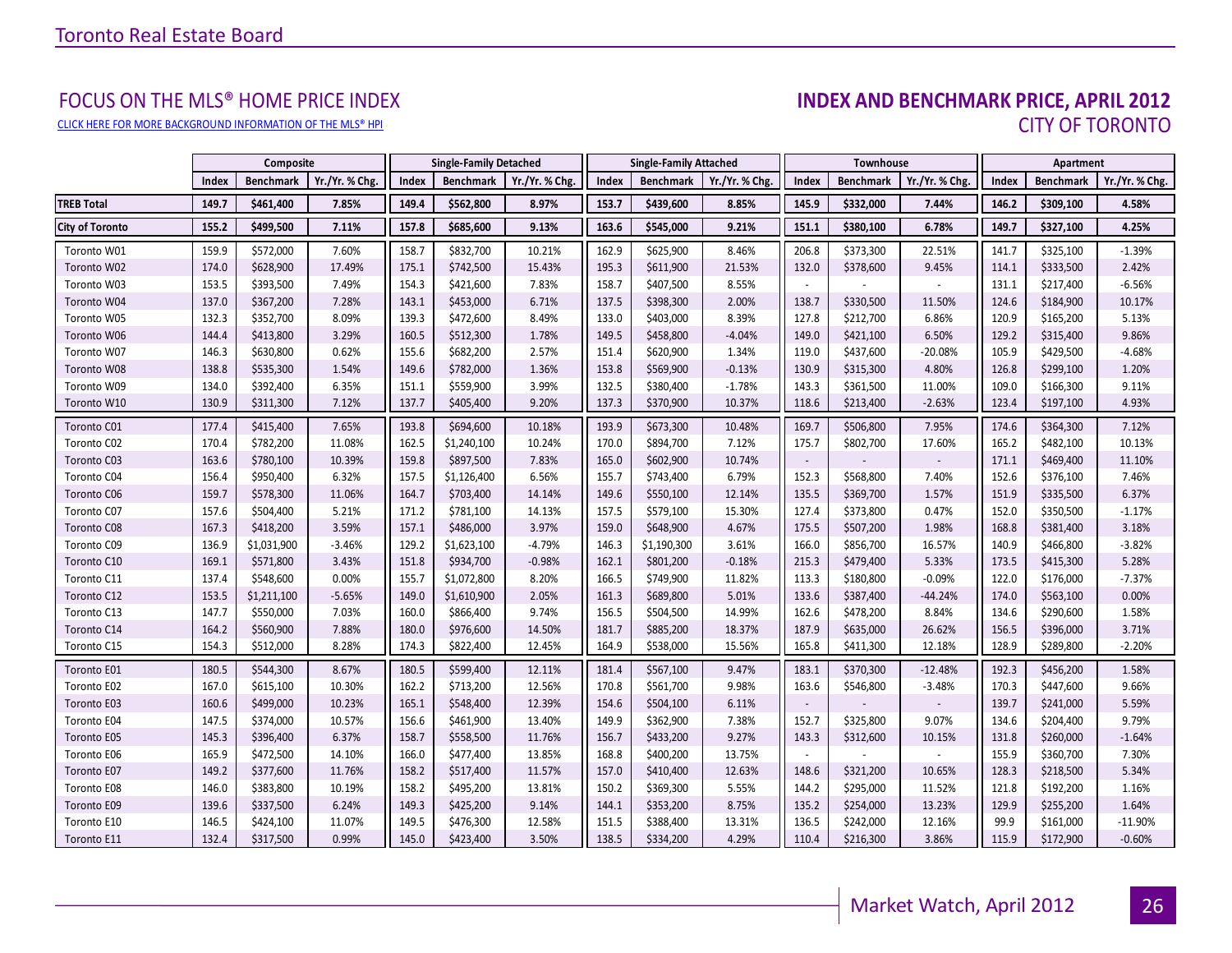# Toronto Real Estate Board

## FOCUS ON THE MLS® HOME PRICE INDEX

CLICK HERE FOR MORE BACKGROUND INFORMATION OF THE MLS® HPI

## INDEX AND BENCHMARK PRICE, APRIL 2012

### CITY OF TORONTO

| | Composite | | | Single-Family Detached | | | Single-Family Attached | | | Townhouse | | | Apartment | | |
|---|---|---|---|---|---|---|---|---|---|---|---|---|---|---|---|
| | Index | Benchmark | Yr./Yr. % Chg. | Index | Benchmark | Yr./Yr. % Chg. | Index | Benchmark | Yr./Yr. % Chg. | Index | Benchmark | Yr./Yr. % Chg. | Index | Benchmark | Yr./Yr. % Chg. |
| **TREB Total** | **149.7** | **$461,400** | **7.85%** | **149.4** | **$562,800** | **8.97%** | **153.7** | **$439,600** | **8.85%** | **145.9** | **$332,000** | **7.44%** | **146.2** | **$309,100** | **4.58%** |
| **City of Toronto** | **155.2** | **$499,500** | **7.11%** | **157.8** | **$685,600** | **9.13%** | **163.6** | **$545,000** | **9.21%** | **151.1** | **$380,100** | **6.78%** | **149.7** | **$327,100** | **4.25%** |
| Toronto W01 | 159.9 | $572,000 | 7.60% | 158.7 | $832,700 | 10.21% | 162.9 | $625,900 | 8.46% | 206.8 | $373,300 | 22.51% | 141.7 | $325,100 | -1.39% |
| Toronto W02 | 174.0 | $628,900 | 17.49% | 175.1 | $742,500 | 15.43% | 195.3 | $611,900 | 21.53% | 132.0 | $378,600 | 9.45% | 114.1 | $333,500 | 2.42% |
| Toronto W03 | 153.5 | $393,500 | 7.49% | 154.3 | $421,600 | 7.83% | 158.7 | $407,500 | 8.55% | - | - | - | 131.1 | $217,400 | -6.56% |
| Toronto W04 | 137.0 | $367,200 | 7.28% | 143.1 | $453,000 | 6.71% | 137.5 | $398,300 | 2.00% | 138.7 | $330,500 | 11.50% | 124.6 | $184,900 | 10.17% |
| Toronto W05 | 132.3 | $352,700 | 8.09% | 139.3 | $472,600 | 8.49% | 133.0 | $403,000 | 8.39% | 127.8 | $212,700 | 6.86% | 120.9 | $165,200 | 5.13% |
| Toronto W06 | 144.4 | $413,800 | 3.29% | 160.5 | $512,300 | 1.78% | 149.5 | $458,800 | -4.04% | 149.0 | $421,100 | 6.50% | 129.2 | $315,400 | 9.86% |
| Toronto W07 | 146.3 | $630,800 | 0.62% | 155.6 | $682,200 | 2.57% | 151.4 | $620,900 | 1.34% | 119.0 | $437,600 | -20.08% | 105.9 | $429,500 | -4.68% |
| Toronto W08 | 138.8 | $535,300 | 1.54% | 149.6 | $782,000 | 1.36% | 153.8 | $569,900 | -0.13% | 130.9 | $315,300 | 4.80% | 126.8 | $299,100 | 1.20% |
| Toronto W09 | 134.0 | $392,400 | 6.35% | 151.1 | $559,900 | 3.99% | 132.5 | $380,400 | -1.78% | 143.3 | $361,500 | 11.00% | 109.0 | $166,300 | 9.11% |
| Toronto W10 | 130.9 | $311,300 | 7.12% | 137.7 | $405,400 | 9.20% | 137.3 | $370,900 | 10.37% | 118.6 | $213,400 | -2.63% | 123.4 | $197,100 | 4.93% |
| Toronto C01 | 177.4 | $415,400 | 7.65% | 193.8 | $694,600 | 10.18% | 193.9 | $673,300 | 10.48% | 169.7 | $506,800 | 7.95% | 174.6 | $364,300 | 7.12% |
| Toronto C02 | 170.4 | $782,200 | 11.08% | 162.5 | $1,240,100 | 10.24% | 170.0 | $894,700 | 7.12% | 175.7 | $802,700 | 17.60% | 165.2 | $482,100 | 10.13% |
| Toronto C03 | 163.6 | $780,100 | 10.39% | 159.8 | $897,500 | 7.83% | 165.0 | $602,900 | 10.74% | - | - | - | 171.1 | $469,400 | 11.10% |
| Toronto C04 | 156.4 | $950,400 | 6.32% | 157.5 | $1,126,400 | 6.56% | 155.7 | $743,400 | 6.79% | 152.3 | $568,800 | 7.40% | 152.6 | $376,100 | 7.46% |
| Toronto C06 | 159.7 | $578,300 | 11.06% | 164.7 | $703,400 | 14.14% | 149.6 | $550,100 | 12.14% | 135.5 | $369,700 | 1.57% | 151.9 | $335,500 | 6.37% |
| Toronto C07 | 157.6 | $504,400 | 5.21% | 171.2 | $781,100 | 14.13% | 157.5 | $579,100 | 15.30% | 127.4 | $373,800 | 0.47% | 152.0 | $350,500 | -1.17% |
| Toronto C08 | 167.3 | $418,200 | 3.59% | 157.1 | $486,000 | 3.97% | 159.0 | $648,900 | 4.67% | 175.5 | $507,200 | 1.98% | 168.8 | $381,400 | 3.18% |
| Toronto C09 | 136.9 | $1,031,900 | -3.46% | 129.2 | $1,623,100 | -4.79% | 146.3 | $1,190,300 | 3.61% | 166.0 | $856,700 | 16.57% | 140.9 | $466,800 | -3.82% |
| Toronto C10 | 169.1 | $571,800 | 3.43% | 151.8 | $934,700 | -0.98% | 162.1 | $801,200 | -0.18% | 215.3 | $479,400 | 5.33% | 173.5 | $415,300 | 5.28% |
| Toronto C11 | 137.4 | $548,600 | 0.00% | 155.7 | $1,072,800 | 8.20% | 166.5 | $749,900 | 11.82% | 113.3 | $180,800 | -0.09% | 122.0 | $176,000 | -7.37% |
| Toronto C12 | 153.5 | $1,211,100 | -5.65% | 149.0 | $1,610,900 | 2.05% | 161.3 | $689,800 | 5.01% | 133.6 | $387,400 | -44.24% | 174.0 | $563,100 | 0.00% |
| Toronto C13 | 147.7 | $550,000 | 7.03% | 160.0 | $866,400 | 9.74% | 156.5 | $504,500 | 14.99% | 162.6 | $478,200 | 8.84% | 134.6 | $290,600 | 1.58% |
| Toronto C14 | 164.2 | $560,900 | 7.88% | 180.0 | $976,600 | 14.50% | 181.7 | $885,200 | 18.37% | 187.9 | $635,000 | 26.62% | 156.5 | $396,000 | 3.71% |
| Toronto C15 | 154.3 | $512,000 | 8.28% | 174.3 | $822,400 | 12.45% | 164.9 | $538,000 | 15.56% | 165.8 | $411,300 | 12.18% | 128.9 | $289,800 | -2.20% |
| Toronto E01 | 180.5 | $544,300 | 8.67% | 180.5 | $599,400 | 12.11% | 181.4 | $567,100 | 9.47% | 183.1 | $370,300 | -12.48% | 192.3 | $456,200 | 1.58% |
| Toronto E02 | 167.0 | $615,100 | 10.30% | 162.2 | $713,200 | 12.56% | 170.8 | $561,700 | 9.98% | 163.6 | $546,800 | -3.48% | 170.3 | $447,600 | 9.66% |
| Toronto E03 | 160.6 | $499,000 | 10.23% | 165.1 | $548,400 | 12.39% | 154.6 | $504,100 | 6.11% | - | - | - | 139.7 | $241,000 | 5.59% |
| Toronto E04 | 147.5 | $374,000 | 10.57% | 156.6 | $461,900 | 13.40% | 149.9 | $362,900 | 7.38% | 152.7 | $325,800 | 9.07% | 134.6 | $204,400 | 9.79% |
| Toronto E05 | 145.3 | $396,400 | 6.37% | 158.7 | $558,500 | 11.76% | 156.7 | $433,200 | 9.27% | 143.3 | $312,600 | 10.15% | 131.8 | $260,000 | -1.64% |
| Toronto E06 | 165.9 | $472,500 | 14.10% | 166.0 | $477,400 | 13.85% | 168.8 | $400,200 | 13.75% | - | - | - | 155.9 | $360,700 | 7.30% |
| Toronto E07 | 149.2 | $377,600 | 11.76% | 158.2 | $517,400 | 11.57% | 157.0 | $410,400 | 12.63% | 148.6 | $321,200 | 10.65% | 128.3 | $218,500 | 5.34% |
| Toronto E08 | 146.0 | $383,800 | 10.19% | 158.2 | $495,200 | 13.81% | 150.2 | $369,300 | 5.55% | 144.2 | $295,000 | 11.52% | 121.8 | $192,200 | 1.16% |
| Toronto E09 | 139.6 | $337,500 | 6.24% | 149.3 | $425,200 | 9.14% | 144.1 | $353,200 | 8.75% | 135.2 | $254,000 | 13.23% | 129.9 | $255,200 | 1.64% |
| Toronto E10 | 146.5 | $424,100 | 11.07% | 149.5 | $476,300 | 12.58% | 151.5 | $388,400 | 13.31% | 136.5 | $242,000 | 12.16% | 99.9 | $161,000 | -11.90% |
| Toronto E11 | 132.4 | $317,500 | 0.99% | 145.0 | $423,400 | 3.50% | 138.5 | $334,200 | 4.29% | 110.4 | $216,300 | 3.86% | 115.9 | $172,900 | -0.60% |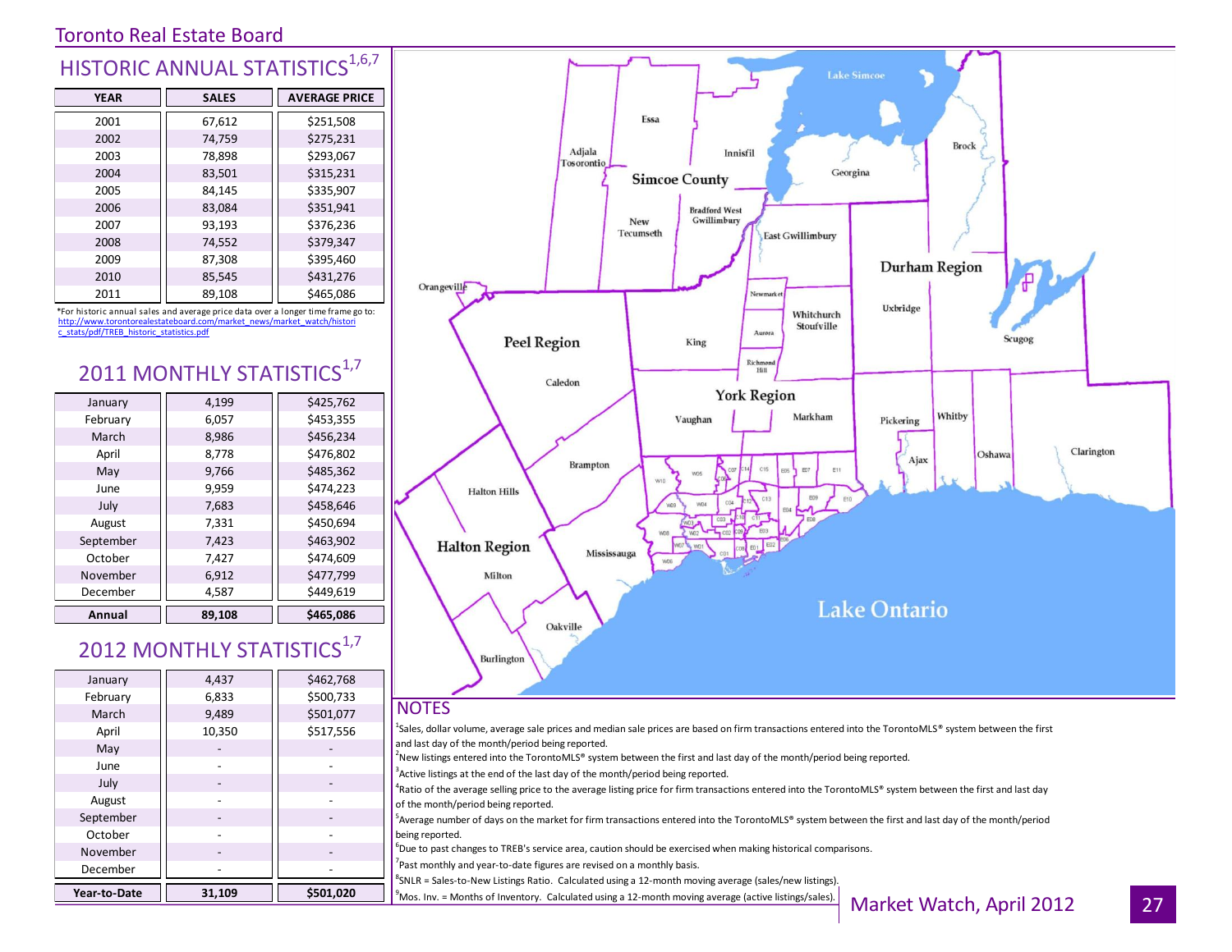Toronto Real Estate Board

## HISTORIC ANNUAL STATISTICS[1,6,7]

| YEAR | SALES | AVERAGE PRICE |
|---|---|---|
| 2001 | 67,612 | $251,508 |
| 2002 | 74,759 | $275,231 |
| 2003 | 78,898 | $293,067 |
| 2004 | 83,501 | $315,231 |
| 2005 | 84,145 | $335,907 |
| 2006 | 83,084 | $351,941 |
| 2007 | 93,193 | $376,236 |
| 2008 | 74,552 | $379,347 |
| 2009 | 87,308 | $395,460 |
| 2010 | 85,545 | $431,276 |
| 2011 | 89,108 | $465,086 |

*For historic annual sales and average price data over a longer time frame go to: http://www.torontorealestateboard.com/market_news/market_watch/historic_stats/pdf/TREB_historic_statistics.pdf

## 2011 MONTHLY STATISTICS[1,7]

| | | |
|---|---|---|
| January | 4,199 | $425,762 |
| February | 6,057 | $453,355 |
| March | 8,986 | $456,234 |
| April | 8,778 | $476,802 |
| May | 9,766 | $485,362 |
| June | 9,959 | $474,223 |
| July | 7,683 | $458,646 |
| August | 7,331 | $450,694 |
| September | 7,423 | $463,902 |
| October | 7,427 | $474,609 |
| November | 6,912 | $477,799 |
| December | 4,587 | $449,619 |
| **Annual** | **89,108** | **$465,086** |

## 2012 MONTHLY STATISTICS[1,7]

| | | |
|---|---|---|
| January | 4,437 | $462,768 |
| February | 6,833 | $500,733 |
| March | 9,489 | $501,077 |
| April | 10,350 | $517,556 |
| May | - | - |
| June | - | - |
| July | - | - |
| August | - | - |
| September | - | - |
| October | - | - |
| November | - | - |
| December | - | - |
| **Year-to-Date** | **31,109** | **$501,020** |

Lake Simcoe
Essa
Adjala Tosorontio
Innisfil
Simcoe County
Brock
Georgina
Bradford West Gwillimbury
New Tecumseth
East Gwillimbury
Durham Region
Orangeville
Newmarket
Whitchurch Stouffville
Uxbridge
Aurora
Peel Region
King
Scugog
Richmond Hill
Caledon
York Region
Vaughan
Markham
Pickering
Whitby
Ajax
Oshawa
Clarington
Brampton
Halton Hills
Halton Region
Mississauga
Milton
Lake Ontario
Oakville
Burlington

## NOTES

[1]Sales, dollar volume, average sale prices and median sale prices are based on firm transactions entered into the TorontoMLS® system between the first and last day of the month/period being reported.

[2]New listings entered into the TorontoMLS® system between the first and last day of the month/period being reported.

[3]Active listings at the end of the last day of the month/period being reported.

[4]Ratio of the average selling price to the average listing price for firm transactions entered into the TorontoMLS® system between the first and last day of the month/period being reported.

[5]Average number of days on the market for firm transactions entered into the TorontoMLS® system between the first and last day of the month/period being reported.

[6]Due to past changes to TREB's service area, caution should be exercised when making historical comparisons.

[7]Past monthly and year-to-date figures are revised on a monthly basis.

[8]SNLR = Sales-to-New Listings Ratio. Calculated using a 12-month moving average (sales/new listings).

[9]Mos. Inv. = Months of Inventory. Calculated using a 12-month moving average (active listings/sales).

Market Watch, April 2012